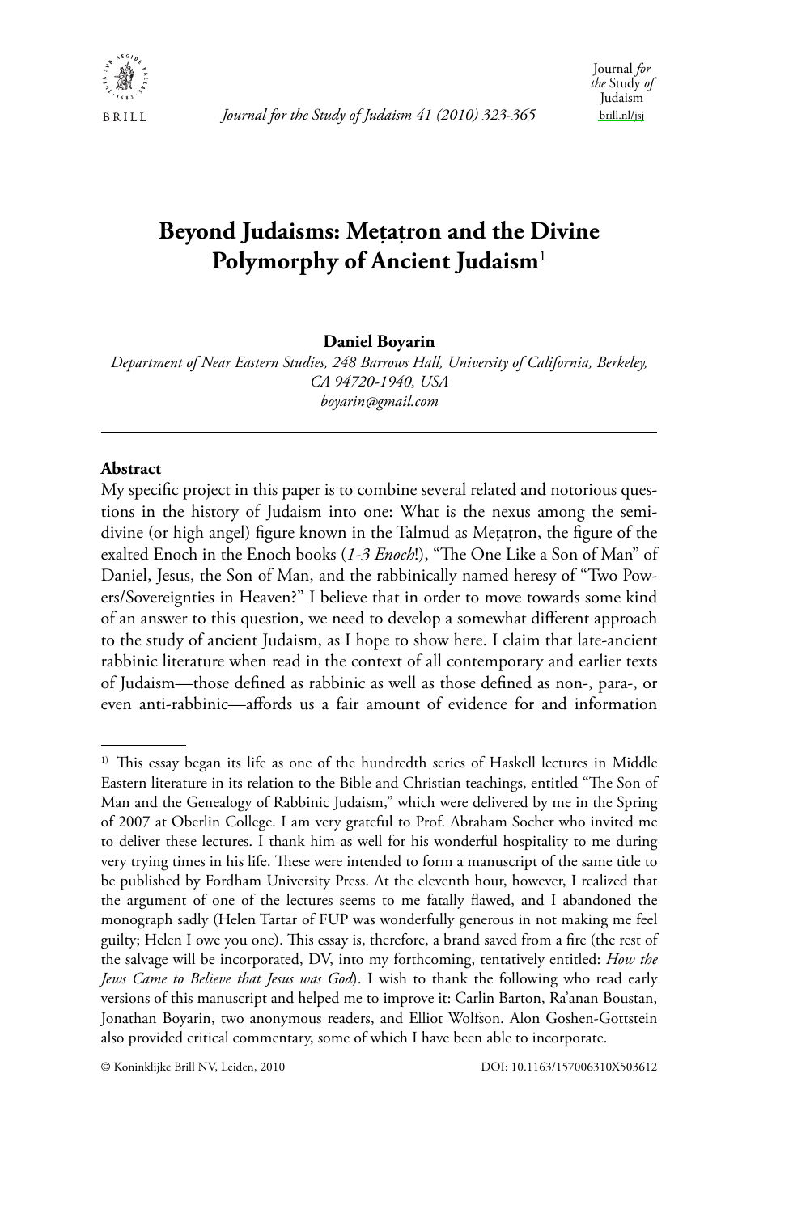# Beyond Judaisms: Meṭaṭron and the Divine Polymorphy of Ancient Judaism[1]

**Daniel Boyarin**

*Department of Near Eastern Studies, 248 Barrows Hall, University of California, Berkeley, CA 94720-1940, USA*
*boyarin@gmail.com*

---

**Abstract**

My specific project in this paper is to combine several related and notorious questions in the history of Judaism into one: What is the nexus among the semi-divine (or high angel) figure known in the Talmud as Meṭaṭron, the figure of the exalted Enoch in the Enoch books (*1-3 Enoch*!), "The One Like a Son of Man" of Daniel, Jesus, the Son of Man, and the rabbinically named heresy of "Two Powers/Sovereignties in Heaven?" I believe that in order to move towards some kind of an answer to this question, we need to develop a somewhat different approach to the study of ancient Judaism, as I hope to show here. I claim that late-ancient rabbinic literature when read in the context of all contemporary and earlier texts of Judaism—those defined as rabbinic as well as those defined as non-, para-, or even anti-rabbinic—affords us a fair amount of evidence for and information

---

[1] This essay began its life as one of the hundredth series of Haskell lectures in Middle Eastern literature in its relation to the Bible and Christian teachings, entitled "The Son of Man and the Genealogy of Rabbinic Judaism," which were delivered by me in the Spring of 2007 at Oberlin College. I am very grateful to Prof. Abraham Socher who invited me to deliver these lectures. I thank him as well for his wonderful hospitality to me during very trying times in his life. These were intended to form a manuscript of the same title to be published by Fordham University Press. At the eleventh hour, however, I realized that the argument of one of the lectures seems to me fatally flawed, and I abandoned the monograph sadly (Helen Tartar of FUP was wonderfully generous in not making me feel guilty; Helen I owe you one). This essay is, therefore, a brand saved from a fire (the rest of the salvage will be incorporated, DV, into my forthcoming, tentatively entitled: *How the Jews Came to Believe that Jesus was God*). I wish to thank the following who read early versions of this manuscript and helped me to improve it: Carlin Barton, Ra'anan Boustan, Jonathan Boyarin, two anonymous readers, and Elliot Wolfson. Alon Goshen-Gottstein also provided critical commentary, some of which I have been able to incorporate.

© Koninklijke Brill NV, Leiden, 2010 DOI: 10.1163/157006310X503612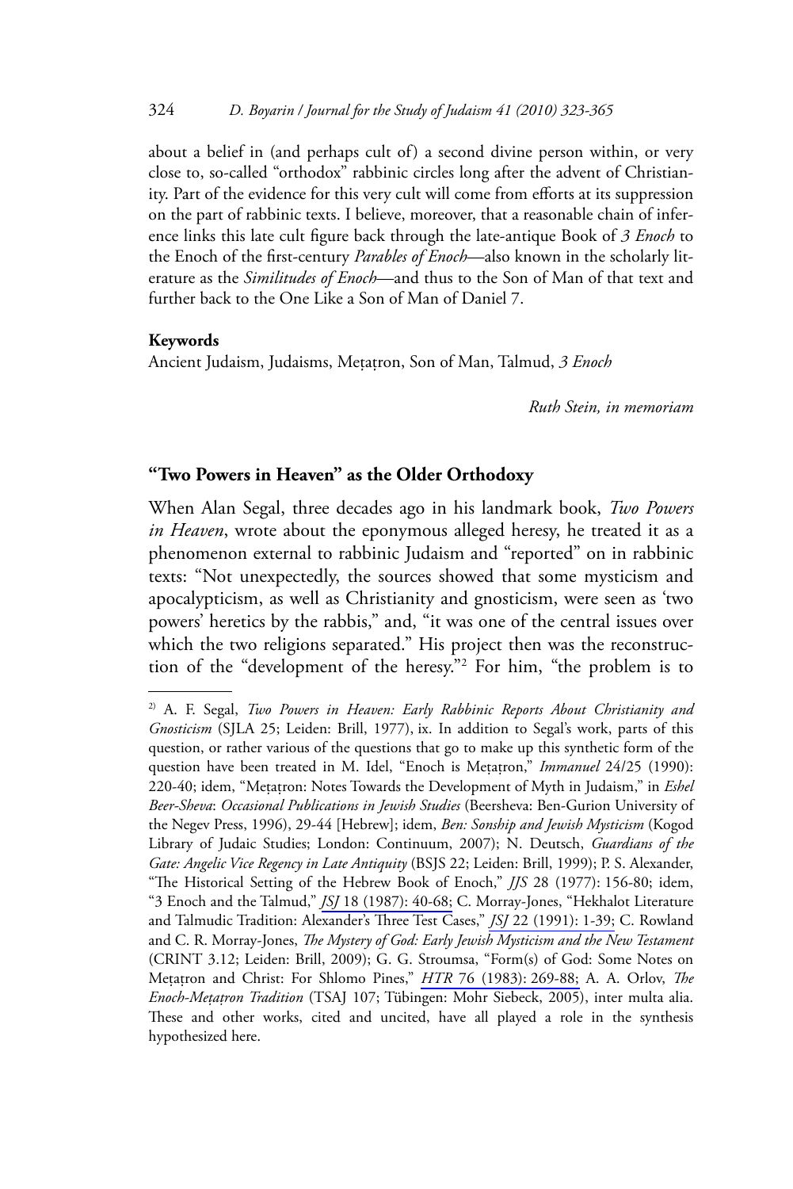about a belief in (and perhaps cult of) a second divine person within, or very close to, so-called "orthodox" rabbinic circles long after the advent of Christianity. Part of the evidence for this very cult will come from efforts at its suppression on the part of rabbinic texts. I believe, moreover, that a reasonable chain of inference links this late cult figure back through the late-antique Book of *3 Enoch* to the Enoch of the first-century *Parables of Enoch*—also known in the scholarly literature as the *Similitudes of Enoch*—and thus to the Son of Man of that text and further back to the One Like a Son of Man of Daniel 7.

**Keywords**

Ancient Judaism, Judaisms, Meṭaṭron, Son of Man, Talmud, *3 Enoch*

*Ruth Stein, in memoriam*

## "Two Powers in Heaven" as the Older Orthodoxy

When Alan Segal, three decades ago in his landmark book, *Two Powers in Heaven*, wrote about the eponymous alleged heresy, he treated it as a phenomenon external to rabbinic Judaism and "reported" on in rabbinic texts: "Not unexpectedly, the sources showed that some mysticism and apocalypticism, as well as Christianity and gnosticism, were seen as 'two powers' heretics by the rabbis," and, "it was one of the central issues over which the two religions separated." His project then was the reconstruction of the "development of the heresy."[2] For him, "the problem is to

---

[2] A. F. Segal, *Two Powers in Heaven: Early Rabbinic Reports About Christianity and Gnosticism* (SJLA 25; Leiden: Brill, 1977), ix. In addition to Segal's work, parts of this question, or rather various of the questions that go to make up this synthetic form of the question have been treated in M. Idel, "Enoch is Meṭaṭron," *Immanuel* 24/25 (1990): 220-40; idem, "Meṭaṭron: Notes Towards the Development of Myth in Judaism," in *Eshel Beer-Sheva*: *Occasional Publications in Jewish Studies* (Beersheva: Ben-Gurion University of the Negev Press, 1996), 29-44 [Hebrew]; idem, *Ben: Sonship and Jewish Mysticism* (Kogod Library of Judaic Studies; London: Continuum, 2007); N. Deutsch, *Guardians of the Gate: Angelic Vice Regency in Late Antiquity* (BSJS 22; Leiden: Brill, 1999); P. S. Alexander, "The Historical Setting of the Hebrew Book of Enoch," *JJS* 28 (1977): 156-80; idem, "3 Enoch and the Talmud," *JSJ* 18 (1987): 40-68; C. Morray-Jones, "Hekhalot Literature and Talmudic Tradition: Alexander's Three Test Cases," *JSJ* 22 (1991): 1-39; C. Rowland and C. R. Morray-Jones, *The Mystery of God: Early Jewish Mysticism and the New Testament* (CRINT 3.12; Leiden: Brill, 2009); G. G. Stroumsa, "Form(s) of God: Some Notes on Meṭaṭron and Christ: For Shlomo Pines," *HTR* 76 (1983): 269-88; A. A. Orlov, *The Enoch-Meṭaṭron Tradition* (TSAJ 107; Tübingen: Mohr Siebeck, 2005), inter multa alia. These and other works, cited and uncited, have all played a role in the synthesis hypothesized here.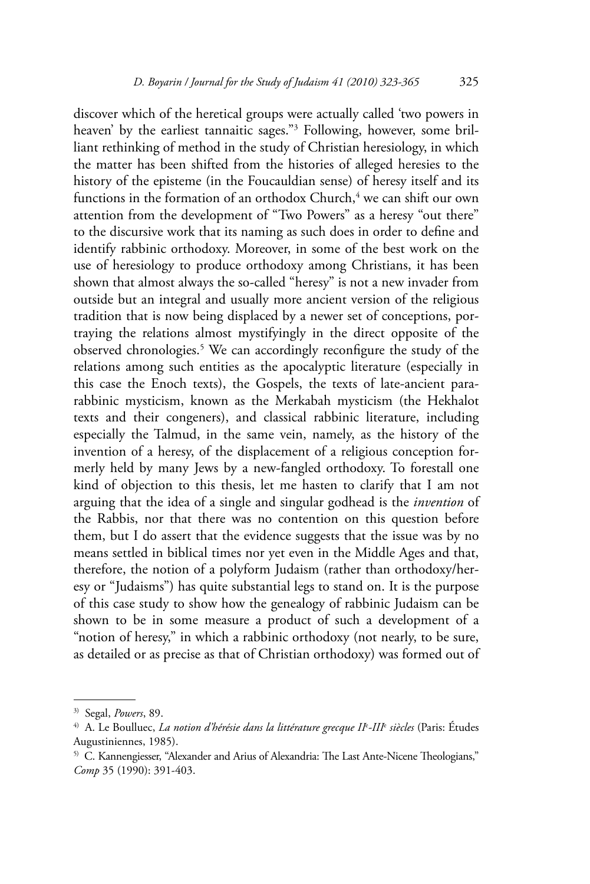discover which of the heretical groups were actually called 'two powers in heaven' by the earliest tannaitic sages."[3] Following, however, some brilliant rethinking of method in the study of Christian heresiology, in which the matter has been shifted from the histories of alleged heresies to the history of the episteme (in the Foucauldian sense) of heresy itself and its functions in the formation of an orthodox Church,[4] we can shift our own attention from the development of "Two Powers" as a heresy "out there" to the discursive work that its naming as such does in order to define and identify rabbinic orthodoxy. Moreover, in some of the best work on the use of heresiology to produce orthodoxy among Christians, it has been shown that almost always the so-called "heresy" is not a new invader from outside but an integral and usually more ancient version of the religious tradition that is now being displaced by a newer set of conceptions, portraying the relations almost mystifyingly in the direct opposite of the observed chronologies.[5] We can accordingly reconfigure the study of the relations among such entities as the apocalyptic literature (especially in this case the Enoch texts), the Gospels, the texts of late-ancient pararabbinic mysticism, known as the Merkabah mysticism (the Hekhalot texts and their congeners), and classical rabbinic literature, including especially the Talmud, in the same vein, namely, as the history of the invention of a heresy, of the displacement of a religious conception formerly held by many Jews by a new-fangled orthodoxy. To forestall one kind of objection to this thesis, let me hasten to clarify that I am not arguing that the idea of a single and singular godhead is the *invention* of the Rabbis, nor that there was no contention on this question before them, but I do assert that the evidence suggests that the issue was by no means settled in biblical times nor yet even in the Middle Ages and that, therefore, the notion of a polyform Judaism (rather than orthodoxy/heresy or "Judaisms") has quite substantial legs to stand on. It is the purpose of this case study to show how the genealogy of rabbinic Judaism can be shown to be in some measure a product of such a development of a "notion of heresy," in which a rabbinic orthodoxy (not nearly, to be sure, as detailed or as precise as that of Christian orthodoxy) was formed out of

---

[3] Segal, *Powers*, 89.

[4] A. Le Boulluec, *La notion d'hérésie dans la littérature grecque IIe-IIIe siècles* (Paris: Études Augustiniennes, 1985).

[5] C. Kannengiesser, "Alexander and Arius of Alexandria: The Last Ante-Nicene Theologians," *Comp* 35 (1990): 391-403.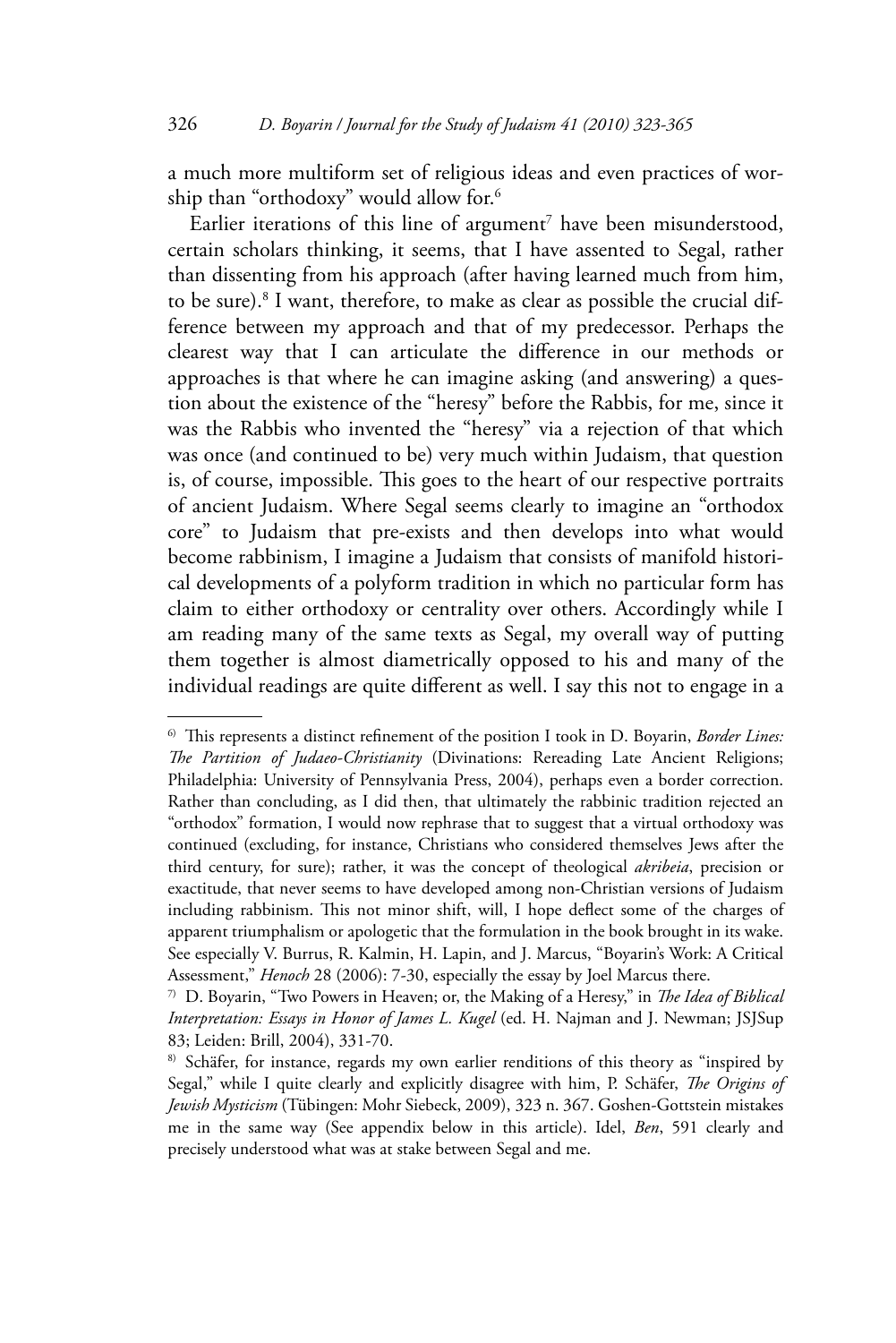a much more multiform set of religious ideas and even practices of worship than "orthodoxy" would allow for.[6]

Earlier iterations of this line of argument[7] have been misunderstood, certain scholars thinking, it seems, that I have assented to Segal, rather than dissenting from his approach (after having learned much from him, to be sure).[8] I want, therefore, to make as clear as possible the crucial difference between my approach and that of my predecessor. Perhaps the clearest way that I can articulate the difference in our methods or approaches is that where he can imagine asking (and answering) a question about the existence of the "heresy" before the Rabbis, for me, since it was the Rabbis who invented the "heresy" via a rejection of that which was once (and continued to be) very much within Judaism, that question is, of course, impossible. This goes to the heart of our respective portraits of ancient Judaism. Where Segal seems clearly to imagine an "orthodox core" to Judaism that pre-exists and then develops into what would become rabbinism, I imagine a Judaism that consists of manifold historical developments of a polyform tradition in which no particular form has claim to either orthodoxy or centrality over others. Accordingly while I am reading many of the same texts as Segal, my overall way of putting them together is almost diametrically opposed to his and many of the individual readings are quite different as well. I say this not to engage in a

---

[6] This represents a distinct refinement of the position I took in D. Boyarin, *Border Lines: The Partition of Judaeo-Christianity* (Divinations: Rereading Late Ancient Religions; Philadelphia: University of Pennsylvania Press, 2004), perhaps even a border correction. Rather than concluding, as I did then, that ultimately the rabbinic tradition rejected an "orthodox" formation, I would now rephrase that to suggest that a virtual orthodoxy was continued (excluding, for instance, Christians who considered themselves Jews after the third century, for sure); rather, it was the concept of theological *akribeia*, precision or exactitude, that never seems to have developed among non-Christian versions of Judaism including rabbinism. This not minor shift, will, I hope deflect some of the charges of apparent triumphalism or apologetic that the formulation in the book brought in its wake. See especially V. Burrus, R. Kalmin, H. Lapin, and J. Marcus, "Boyarin's Work: A Critical Assessment," *Henoch* 28 (2006): 7-30, especially the essay by Joel Marcus there.

[7] D. Boyarin, "Two Powers in Heaven; or, the Making of a Heresy," in *The Idea of Biblical Interpretation: Essays in Honor of James L. Kugel* (ed. H. Najman and J. Newman; JSJSup 83; Leiden: Brill, 2004), 331-70.

[8] Schäfer, for instance, regards my own earlier renditions of this theory as "inspired by Segal," while I quite clearly and explicitly disagree with him, P. Schäfer, *The Origins of Jewish Mysticism* (Tübingen: Mohr Siebeck, 2009), 323 n. 367. Goshen-Gottstein mistakes me in the same way (See appendix below in this article). Idel, *Ben*, 591 clearly and precisely understood what was at stake between Segal and me.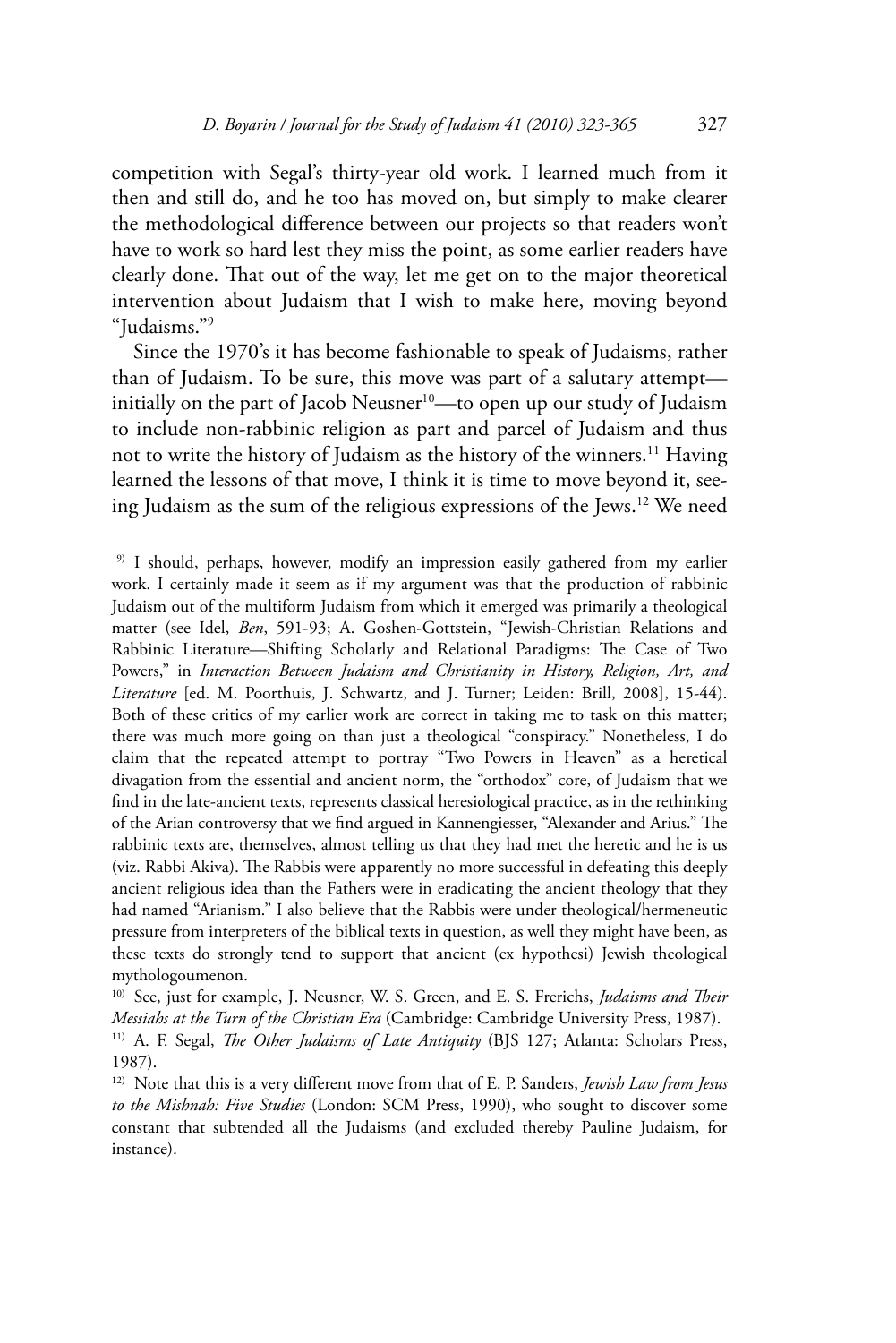competition with Segal's thirty-year old work. I learned much from it then and still do, and he too has moved on, but simply to make clearer the methodological difference between our projects so that readers won't have to work so hard lest they miss the point, as some earlier readers have clearly done. That out of the way, let me get on to the major theoretical intervention about Judaism that I wish to make here, moving beyond "Judaisms."[9]

Since the 1970's it has become fashionable to speak of Judaisms, rather than of Judaism. To be sure, this move was part of a salutary attempt—initially on the part of Jacob Neusner[10]—to open up our study of Judaism to include non-rabbinic religion as part and parcel of Judaism and thus not to write the history of Judaism as the history of the winners.[11] Having learned the lessons of that move, I think it is time to move beyond it, seeing Judaism as the sum of the religious expressions of the Jews.[12] We need

---

[9] I should, perhaps, however, modify an impression easily gathered from my earlier work. I certainly made it seem as if my argument was that the production of rabbinic Judaism out of the multiform Judaism from which it emerged was primarily a theological matter (see Idel, *Ben*, 591-93; A. Goshen-Gottstein, "Jewish-Christian Relations and Rabbinic Literature—Shifting Scholarly and Relational Paradigms: The Case of Two Powers," in *Interaction Between Judaism and Christianity in History, Religion, Art, and Literature* [ed. M. Poorthuis, J. Schwartz, and J. Turner; Leiden: Brill, 2008], 15-44). Both of these critics of my earlier work are correct in taking me to task on this matter; there was much more going on than just a theological "conspiracy." Nonetheless, I do claim that the repeated attempt to portray "Two Powers in Heaven" as a heretical divagation from the essential and ancient norm, the "orthodox" core, of Judaism that we find in the late-ancient texts, represents classical heresiological practice, as in the rethinking of the Arian controversy that we find argued in Kannengiesser, "Alexander and Arius." The rabbinic texts are, themselves, almost telling us that they had met the heretic and he is us (viz. Rabbi Akiva). The Rabbis were apparently no more successful in defeating this deeply ancient religious idea than the Fathers were in eradicating the ancient theology that they had named "Arianism." I also believe that the Rabbis were under theological/hermeneutic pressure from interpreters of the biblical texts in question, as well they might have been, as these texts do strongly tend to support that ancient (ex hypothesi) Jewish theological mythologoumenon.

[10] See, just for example, J. Neusner, W. S. Green, and E. S. Frerichs, *Judaisms and Their Messiahs at the Turn of the Christian Era* (Cambridge: Cambridge University Press, 1987).

[11] A. F. Segal, *The Other Judaisms of Late Antiquity* (BJS 127; Atlanta: Scholars Press, 1987).

[12] Note that this is a very different move from that of E. P. Sanders, *Jewish Law from Jesus to the Mishnah: Five Studies* (London: SCM Press, 1990), who sought to discover some constant that subtended all the Judaisms (and excluded thereby Pauline Judaism, for instance).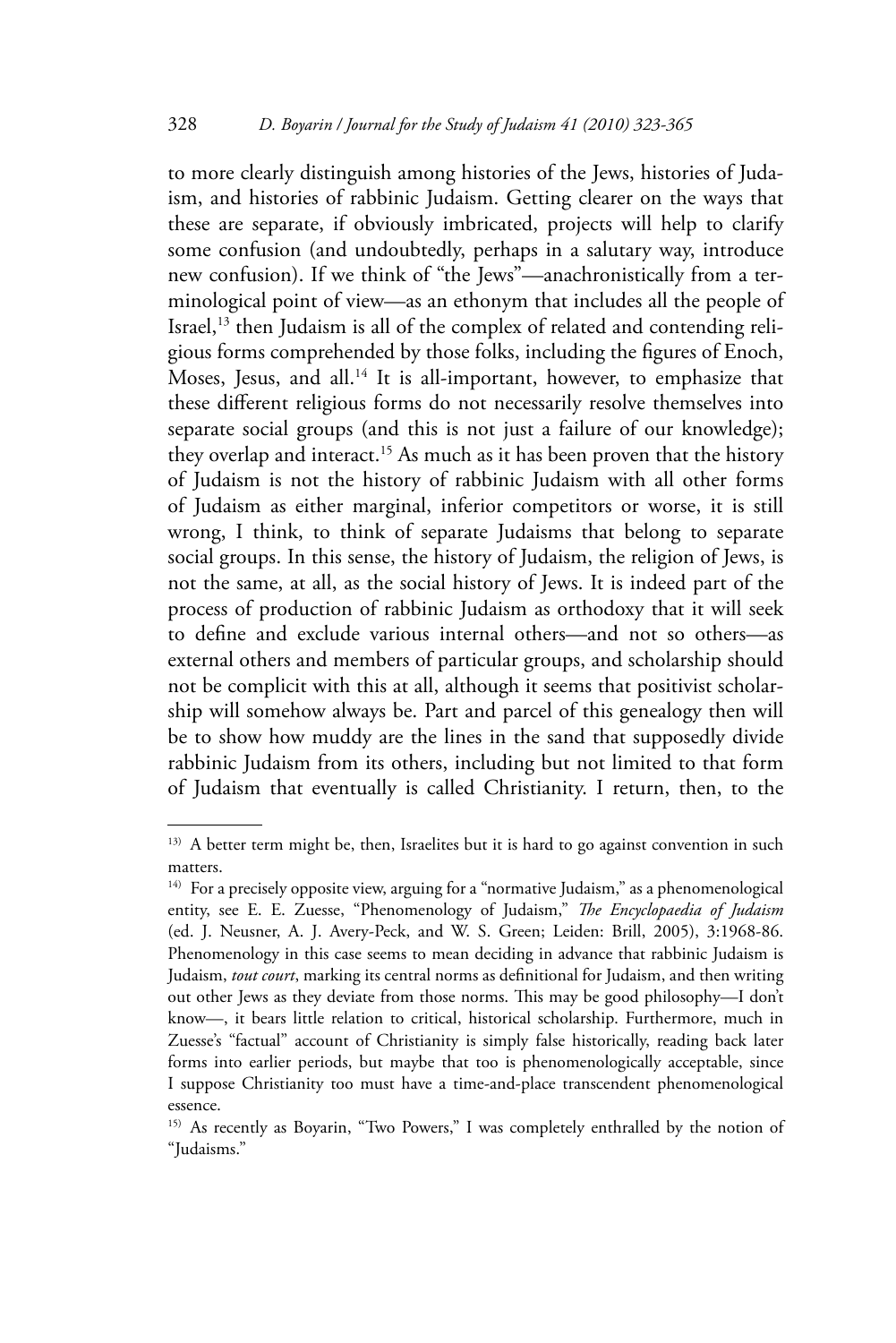to more clearly distinguish among histories of the Jews, histories of Judaism, and histories of rabbinic Judaism. Getting clearer on the ways that these are separate, if obviously imbricated, projects will help to clarify some confusion (and undoubtedly, perhaps in a salutary way, introduce new confusion). If we think of "the Jews"—anachronistically from a terminological point of view—as an ethonym that includes all the people of Israel,[13] then Judaism is all of the complex of related and contending religious forms comprehended by those folks, including the figures of Enoch, Moses, Jesus, and all.[14] It is all-important, however, to emphasize that these different religious forms do not necessarily resolve themselves into separate social groups (and this is not just a failure of our knowledge); they overlap and interact.[15] As much as it has been proven that the history of Judaism is not the history of rabbinic Judaism with all other forms of Judaism as either marginal, inferior competitors or worse, it is still wrong, I think, to think of separate Judaisms that belong to separate social groups. In this sense, the history of Judaism, the religion of Jews, is not the same, at all, as the social history of Jews. It is indeed part of the process of production of rabbinic Judaism as orthodoxy that it will seek to define and exclude various internal others—and not so others—as external others and members of particular groups, and scholarship should not be complicit with this at all, although it seems that positivist scholarship will somehow always be. Part and parcel of this genealogy then will be to show how muddy are the lines in the sand that supposedly divide rabbinic Judaism from its others, including but not limited to that form of Judaism that eventually is called Christianity. I return, then, to the

---

[13] A better term might be, then, Israelites but it is hard to go against convention in such matters.

[14] For a precisely opposite view, arguing for a "normative Judaism," as a phenomenological entity, see E. E. Zuesse, "Phenomenology of Judaism," *The Encyclopaedia of Judaism* (ed. J. Neusner, A. J. Avery-Peck, and W. S. Green; Leiden: Brill, 2005), 3:1968-86. Phenomenology in this case seems to mean deciding in advance that rabbinic Judaism is Judaism, *tout court*, marking its central norms as definitional for Judaism, and then writing out other Jews as they deviate from those norms. This may be good philosophy—I don't know—, it bears little relation to critical, historical scholarship. Furthermore, much in Zuesse's "factual" account of Christianity is simply false historically, reading back later forms into earlier periods, but maybe that too is phenomenologically acceptable, since I suppose Christianity too must have a time-and-place transcendent phenomenological essence.

[15] As recently as Boyarin, "Two Powers," I was completely enthralled by the notion of "Judaisms."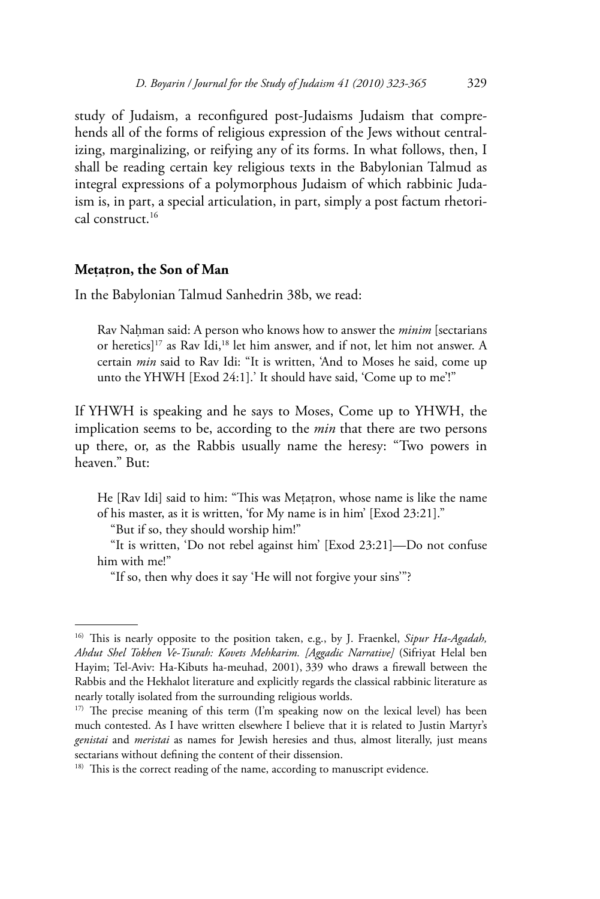study of Judaism, a reconfigured post-Judaisms Judaism that comprehends all of the forms of religious expression of the Jews without centralizing, marginalizing, or reifying any of its forms. In what follows, then, I shall be reading certain key religious texts in the Babylonian Talmud as integral expressions of a polymorphous Judaism of which rabbinic Judaism is, in part, a special articulation, in part, simply a post factum rhetorical construct.[16]

## Meṭaṭron, the Son of Man

In the Babylonian Talmud Sanhedrin 38b, we read:

> Rav Naḥman said: A person who knows how to answer the *minim* [sectarians or heretics][17] as Rav Idi,[18] let him answer, and if not, let him not answer. A certain *min* said to Rav Idi: "It is written, 'And to Moses he said, come up unto the YHWH [Exod 24:1].' It should have said, 'Come up to me'!"

If YHWH is speaking and he says to Moses, Come up to YHWH, the implication seems to be, according to the *min* that there are two persons up there, or, as the Rabbis usually name the heresy: "Two powers in heaven." But:

> He [Rav Idi] said to him: "This was Meṭaṭron, whose name is like the name of his master, as it is written, 'for My name is in him' [Exod 23:21]."
>
> "But if so, they should worship him!"
>
> "It is written, 'Do not rebel against him' [Exod 23:21]—Do not confuse him with me!"
>
> "If so, then why does it say 'He will not forgive your sins'"?

---

[16] This is nearly opposite to the position taken, e.g., by J. Fraenkel, *Sipur Ha-Agadah, Ahdut Shel Tokhen Ve-Tsurah: Kovets Mehkarim. [Aggadic Narrative]* (Sifriyat Helal ben Hayim; Tel-Aviv: Ha-Kibuts ha-meuhad, 2001), 339 who draws a firewall between the Rabbis and the Hekhalot literature and explicitly regards the classical rabbinic literature as nearly totally isolated from the surrounding religious worlds.

[17] The precise meaning of this term (I'm speaking now on the lexical level) has been much contested. As I have written elsewhere I believe that it is related to Justin Martyr's *genistai* and *meristai* as names for Jewish heresies and thus, almost literally, just means sectarians without defining the content of their dissension.

[18] This is the correct reading of the name, according to manuscript evidence.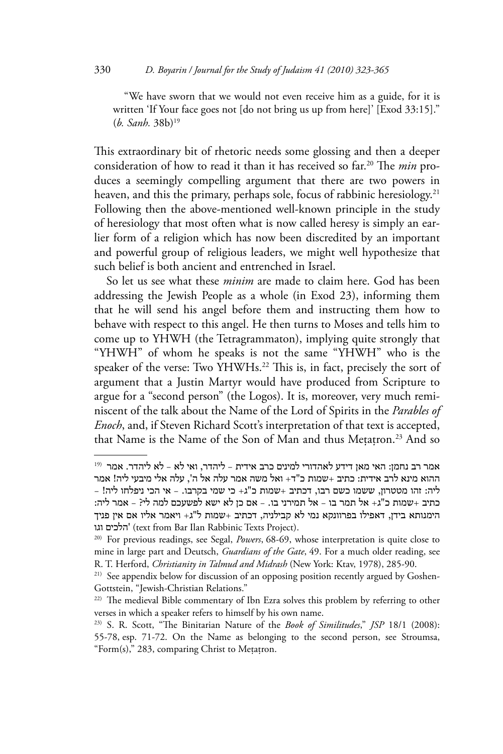"We have sworn that we would not even receive him as a guide, for it is written 'If Your face goes not [do not bring us up from here]' [Exod 33:15]." (*b. Sanh.* 38b)[19]

This extraordinary bit of rhetoric needs some glossing and then a deeper consideration of how to read it than it has received so far.[20] The *min* produces a seemingly compelling argument that there are two powers in heaven, and this the primary, perhaps sole, focus of rabbinic heresiology.[21] Following then the above-mentioned well-known principle in the study of heresiology that most often what is now called heresy is simply an earlier form of a religion which has now been discredited by an important and powerful group of religious leaders, we might well hypothesize that such belief is both ancient and entrenched in Israel.

So let us see what these *minim* are made to claim here. God has been addressing the Jewish People as a whole (in Exod 23), informing them that he will send his angel before them and instructing them how to behave with respect to this angel. He then turns to Moses and tells him to come up to YHWH (the Tetragrammaton), implying quite strongly that "YHWH" of whom he speaks is not the same "YHWH" who is the speaker of the verse: Two YHWHs.[22] This is, in fact, precisely the sort of argument that a Justin Martyr would have produced from Scripture to argue for a "second person" (the Logos). It is, moreover, very much reminiscent of the talk about the Name of the Lord of Spirits in the *Parables of Enoch*, and, if Steven Richard Scott's interpretation of that text is accepted, that Name is the Name of the Son of Man and thus Meṭaṭron.[23] And so

---

19) אמר רב נחמן: האי מאן דידע לאהדורי למינים כרב אידית – ליהדר, ואי לא – לא ליהדר. אמר ההוא מינא לרב אידית: כתיב +שמות כ"ד+ ואל משה אמר עלה אל ה', עלה אלי מיבעי ליה! אמר ליה: זהו מטטרון, ששמו כשם רבו, דכתיב +שמות כ"ג+ כי שמי בקרבו. – אי הכי ניפלחו ליה! – כתיב +שמות כ"ג+ אל תמר בו – אל תמירני בו. – אם כן לא ישא לפשעכם למה לי? – אמר ליה: הימנותא בידן, דאפילו בפרוונקא נמי לא קבילניה, דכתיב +שמות ל"ג+ ויאמר אליו אם אין פניך הלכים וגו' (text from Bar Ilan Rabbinic Texts Project).

20) For previous readings, see Segal, *Powers*, 68-69, whose interpretation is quite close to mine in large part and Deutsch, *Guardians of the Gate*, 49. For a much older reading, see R. T. Herford, *Christianity in Talmud and Midrash* (New York: Ktav, 1978), 285-90.

21) See appendix below for discussion of an opposing position recently argued by Goshen-Gottstein, "Jewish-Christian Relations."

22) The medieval Bible commentary of Ibn Ezra solves this problem by referring to other verses in which a speaker refers to himself by his own name.

23) S. R. Scott, "The Binitarian Nature of the *Book of Similitudes*," *JSP* 18/1 (2008): 55-78, esp. 71-72. On the Name as belonging to the second person, see Stroumsa, "Form(s)," 283, comparing Christ to Meṭaṭron.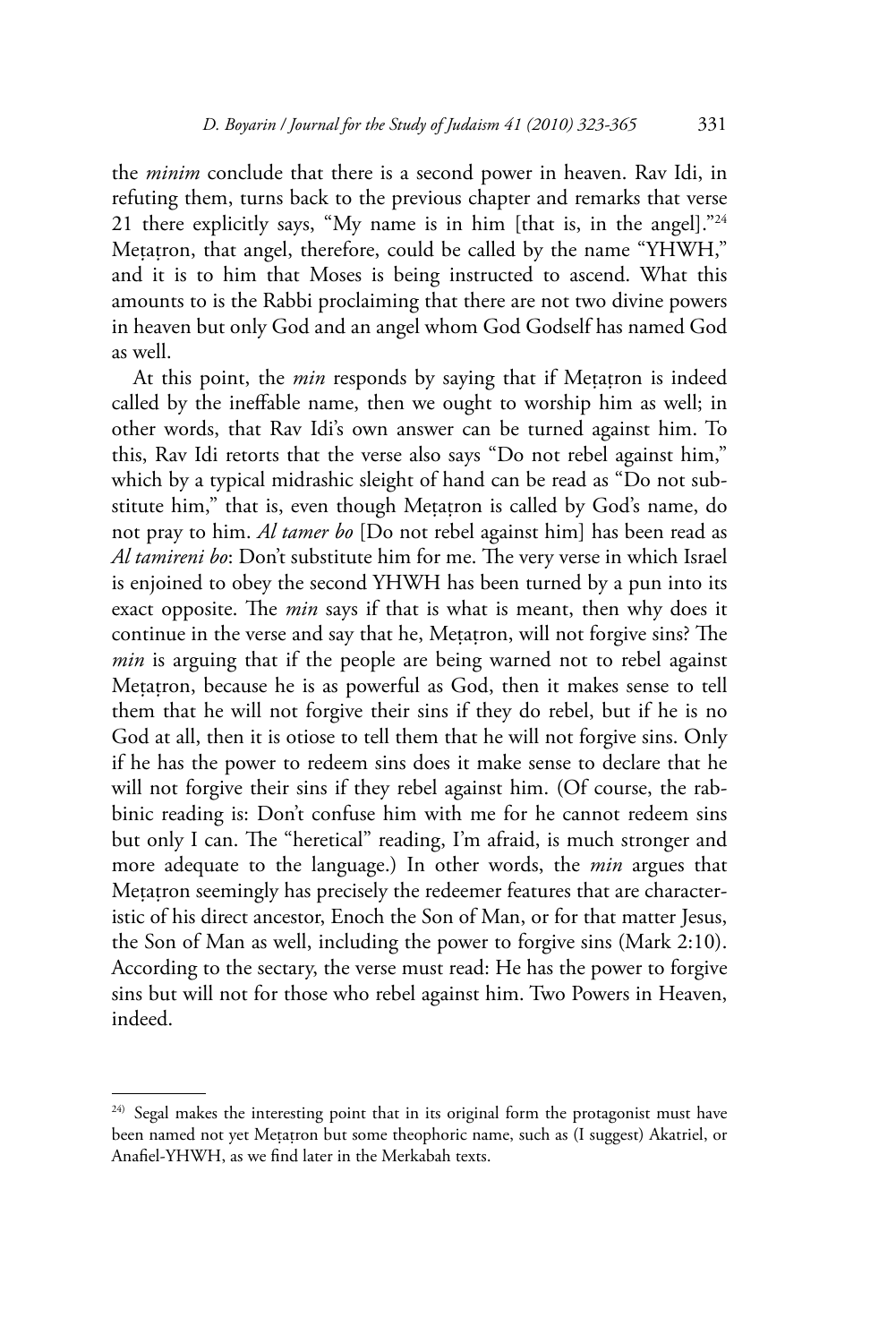the *minim* conclude that there is a second power in heaven. Rav Idi, in refuting them, turns back to the previous chapter and remarks that verse 21 there explicitly says, "My name is in him [that is, in the angel]."[24] Meṭaṭron, that angel, therefore, could be called by the name "YHWH," and it is to him that Moses is being instructed to ascend. What this amounts to is the Rabbi proclaiming that there are not two divine powers in heaven but only God and an angel whom God Godself has named God as well.

At this point, the *min* responds by saying that if Meṭaṭron is indeed called by the ineffable name, then we ought to worship him as well; in other words, that Rav Idi's own answer can be turned against him. To this, Rav Idi retorts that the verse also says "Do not rebel against him," which by a typical midrashic sleight of hand can be read as "Do not substitute him," that is, even though Meṭaṭron is called by God's name, do not pray to him. *Al tamer bo* [Do not rebel against him] has been read as *Al tamireni bo*: Don't substitute him for me. The very verse in which Israel is enjoined to obey the second YHWH has been turned by a pun into its exact opposite. The *min* says if that is what is meant, then why does it continue in the verse and say that he, Meṭaṭron, will not forgive sins? The *min* is arguing that if the people are being warned not to rebel against Meṭaṭron, because he is as powerful as God, then it makes sense to tell them that he will not forgive their sins if they do rebel, but if he is no God at all, then it is otiose to tell them that he will not forgive sins. Only if he has the power to redeem sins does it make sense to declare that he will not forgive their sins if they rebel against him. (Of course, the rabbinic reading is: Don't confuse him with me for he cannot redeem sins but only I can. The "heretical" reading, I'm afraid, is much stronger and more adequate to the language.) In other words, the *min* argues that Meṭaṭron seemingly has precisely the redeemer features that are characteristic of his direct ancestor, Enoch the Son of Man, or for that matter Jesus, the Son of Man as well, including the power to forgive sins (Mark 2:10). According to the sectary, the verse must read: He has the power to forgive sins but will not for those who rebel against him. Two Powers in Heaven, indeed.

---

[24] Segal makes the interesting point that in its original form the protagonist must have been named not yet Meṭaṭron but some theophoric name, such as (I suggest) Akatriel, or Anafiel-YHWH, as we find later in the Merkabah texts.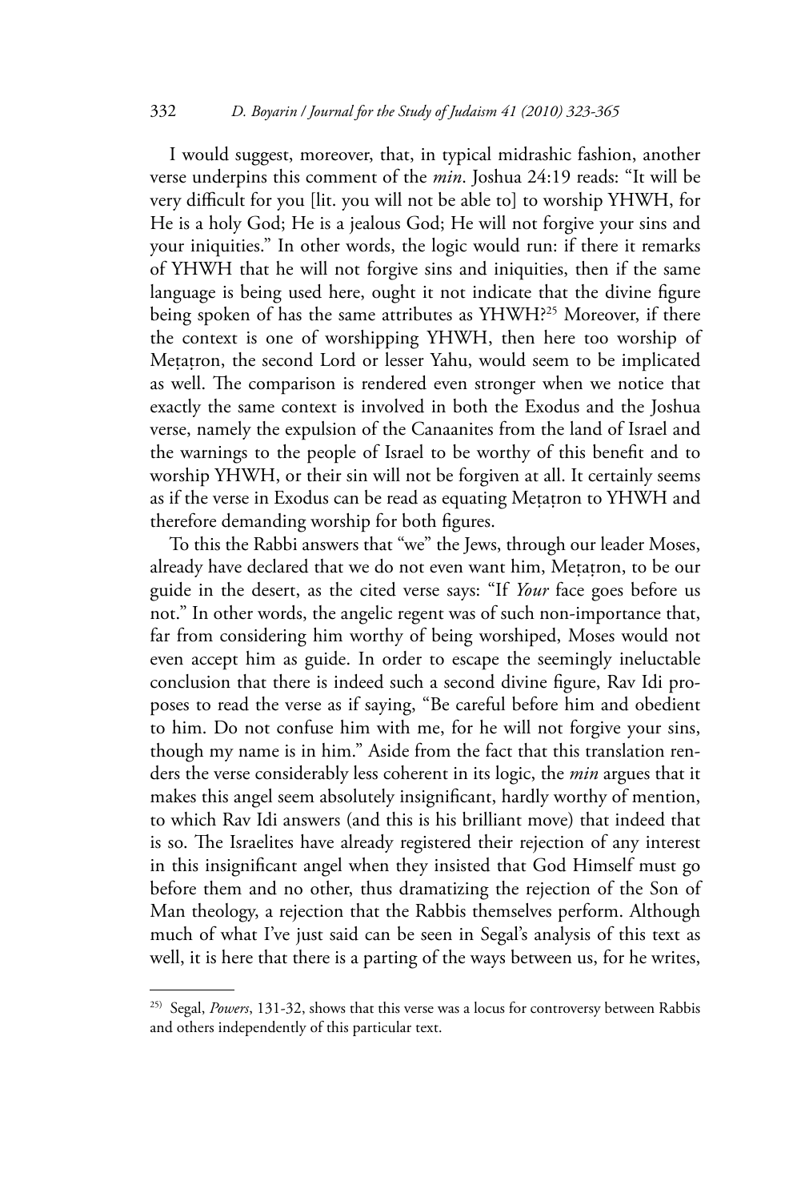I would suggest, moreover, that, in typical midrashic fashion, another verse underpins this comment of the *min*. Joshua 24:19 reads: "It will be very difficult for you [lit. you will not be able to] to worship YHWH, for He is a holy God; He is a jealous God; He will not forgive your sins and your iniquities." In other words, the logic would run: if there it remarks of YHWH that he will not forgive sins and iniquities, then if the same language is being used here, ought it not indicate that the divine figure being spoken of has the same attributes as YHWH?[25] Moreover, if there the context is one of worshipping YHWH, then here too worship of Meṭaṭron, the second Lord or lesser Yahu, would seem to be implicated as well. The comparison is rendered even stronger when we notice that exactly the same context is involved in both the Exodus and the Joshua verse, namely the expulsion of the Canaanites from the land of Israel and the warnings to the people of Israel to be worthy of this benefit and to worship YHWH, or their sin will not be forgiven at all. It certainly seems as if the verse in Exodus can be read as equating Meṭaṭron to YHWH and therefore demanding worship for both figures.

To this the Rabbi answers that "we" the Jews, through our leader Moses, already have declared that we do not even want him, Meṭaṭron, to be our guide in the desert, as the cited verse says: "If *Your* face goes before us not." In other words, the angelic regent was of such non-importance that, far from considering him worthy of being worshiped, Moses would not even accept him as guide. In order to escape the seemingly ineluctable conclusion that there is indeed such a second divine figure, Rav Idi proposes to read the verse as if saying, "Be careful before him and obedient to him. Do not confuse him with me, for he will not forgive your sins, though my name is in him." Aside from the fact that this translation renders the verse considerably less coherent in its logic, the *min* argues that it makes this angel seem absolutely insignificant, hardly worthy of mention, to which Rav Idi answers (and this is his brilliant move) that indeed that is so. The Israelites have already registered their rejection of any interest in this insignificant angel when they insisted that God Himself must go before them and no other, thus dramatizing the rejection of the Son of Man theology, a rejection that the Rabbis themselves perform. Although much of what I've just said can be seen in Segal's analysis of this text as well, it is here that there is a parting of the ways between us, for he writes,

---

[25] Segal, *Powers*, 131-32, shows that this verse was a locus for controversy between Rabbis and others independently of this particular text.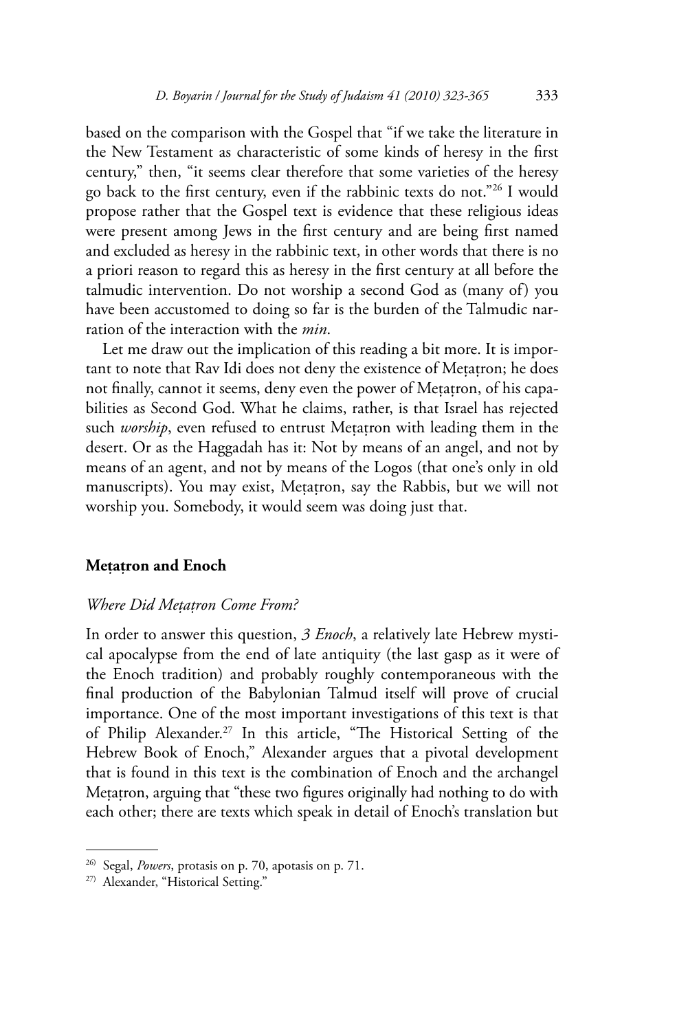based on the comparison with the Gospel that "if we take the literature in the New Testament as characteristic of some kinds of heresy in the first century," then, "it seems clear therefore that some varieties of the heresy go back to the first century, even if the rabbinic texts do not."[26] I would propose rather that the Gospel text is evidence that these religious ideas were present among Jews in the first century and are being first named and excluded as heresy in the rabbinic text, in other words that there is no a priori reason to regard this as heresy in the first century at all before the talmudic intervention. Do not worship a second God as (many of) you have been accustomed to doing so far is the burden of the Talmudic narration of the interaction with the *min*.

Let me draw out the implication of this reading a bit more. It is important to note that Rav Idi does not deny the existence of Meṭaṭron; he does not finally, cannot it seems, deny even the power of Meṭaṭron, of his capabilities as Second God. What he claims, rather, is that Israel has rejected such *worship*, even refused to entrust Meṭaṭron with leading them in the desert. Or as the Haggadah has it: Not by means of an angel, and not by means of an agent, and not by means of the Logos (that one's only in old manuscripts). You may exist, Meṭaṭron, say the Rabbis, but we will not worship you. Somebody, it would seem was doing just that.

## Meṭaṭron and Enoch

### *Where Did Meṭaṭron Come From?*

In order to answer this question, *3 Enoch*, a relatively late Hebrew mystical apocalypse from the end of late antiquity (the last gasp as it were of the Enoch tradition) and probably roughly contemporaneous with the final production of the Babylonian Talmud itself will prove of crucial importance. One of the most important investigations of this text is that of Philip Alexander.[27] In this article, "The Historical Setting of the Hebrew Book of Enoch," Alexander argues that a pivotal development that is found in this text is the combination of Enoch and the archangel Meṭaṭron, arguing that "these two figures originally had nothing to do with each other; there are texts which speak in detail of Enoch's translation but

---

[26] Segal, *Powers*, protasis on p. 70, apotasis on p. 71.

[27] Alexander, "Historical Setting."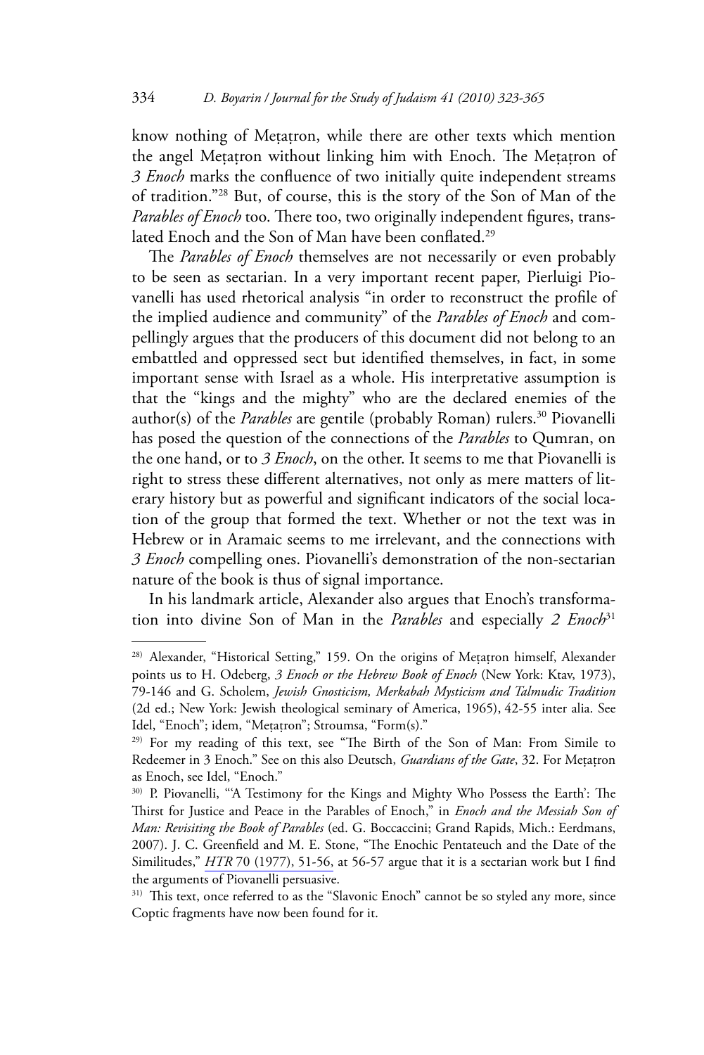know nothing of Meṭaṭron, while there are other texts which mention the angel Meṭaṭron without linking him with Enoch. The Meṭaṭron of *3 Enoch* marks the confluence of two initially quite independent streams of tradition."[28] But, of course, this is the story of the Son of Man of the *Parables of Enoch* too. There too, two originally independent figures, translated Enoch and the Son of Man have been conflated.[29]

The *Parables of Enoch* themselves are not necessarily or even probably to be seen as sectarian. In a very important recent paper, Pierluigi Piovanelli has used rhetorical analysis "in order to reconstruct the profile of the implied audience and community" of the *Parables of Enoch* and compellingly argues that the producers of this document did not belong to an embattled and oppressed sect but identified themselves, in fact, in some important sense with Israel as a whole. His interpretative assumption is that the "kings and the mighty" who are the declared enemies of the author(s) of the *Parables* are gentile (probably Roman) rulers.[30] Piovanelli has posed the question of the connections of the *Parables* to Qumran, on the one hand, or to *3 Enoch*, on the other. It seems to me that Piovanelli is right to stress these different alternatives, not only as mere matters of literary history but as powerful and significant indicators of the social location of the group that formed the text. Whether or not the text was in Hebrew or in Aramaic seems to me irrelevant, and the connections with *3 Enoch* compelling ones. Piovanelli's demonstration of the non-sectarian nature of the book is thus of signal importance.

In his landmark article, Alexander also argues that Enoch's transformation into divine Son of Man in the *Parables* and especially *2 Enoch*[31]

---

[28] Alexander, "Historical Setting," 159. On the origins of Meṭaṭron himself, Alexander points us to H. Odeberg, *3 Enoch or the Hebrew Book of Enoch* (New York: Ktav, 1973), 79-146 and G. Scholem, *Jewish Gnosticism, Merkabah Mysticism and Talmudic Tradition* (2d ed.; New York: Jewish theological seminary of America, 1965), 42-55 inter alia. See Idel, "Enoch"; idem, "Meṭaṭron"; Stroumsa, "Form(s)."

[29] For my reading of this text, see "The Birth of the Son of Man: From Simile to Redeemer in 3 Enoch." See on this also Deutsch, *Guardians of the Gate*, 32. For Meṭaṭron as Enoch, see Idel, "Enoch."

[30] P. Piovanelli, "'A Testimony for the Kings and Mighty Who Possess the Earth': The Thirst for Justice and Peace in the Parables of Enoch," in *Enoch and the Messiah Son of Man: Revisiting the Book of Parables* (ed. G. Boccaccini; Grand Rapids, Mich.: Eerdmans, 2007). J. C. Greenfield and M. E. Stone, "The Enochic Pentateuch and the Date of the Similitudes," *HTR* 70 (1977), 51-56, at 56-57 argue that it is a sectarian work but I find the arguments of Piovanelli persuasive.

[31] This text, once referred to as the "Slavonic Enoch" cannot be so styled any more, since Coptic fragments have now been found for it.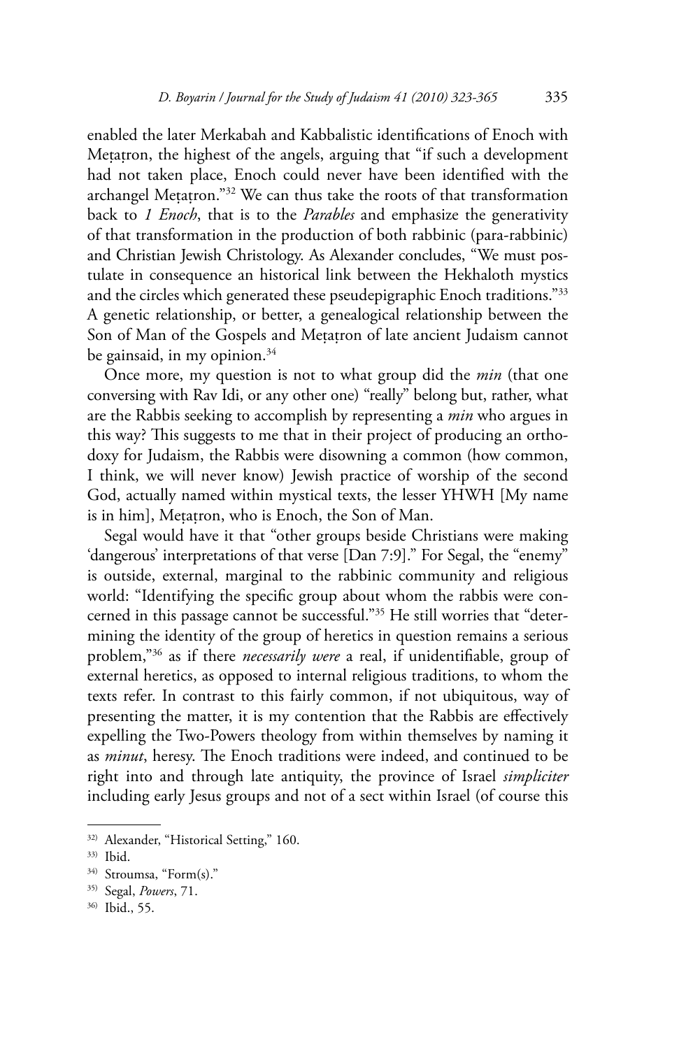enabled the later Merkabah and Kabbalistic identifications of Enoch with Meṭaṭron, the highest of the angels, arguing that "if such a development had not taken place, Enoch could never have been identified with the archangel Meṭaṭron."[32] We can thus take the roots of that transformation back to *1 Enoch*, that is to the *Parables* and emphasize the generativity of that transformation in the production of both rabbinic (para-rabbinic) and Christian Jewish Christology. As Alexander concludes, "We must postulate in consequence an historical link between the Hekhaloth mystics and the circles which generated these pseudepigraphic Enoch traditions."[33] A genetic relationship, or better, a genealogical relationship between the Son of Man of the Gospels and Meṭaṭron of late ancient Judaism cannot be gainsaid, in my opinion.[34]

Once more, my question is not to what group did the *min* (that one conversing with Rav Idi, or any other one) "really" belong but, rather, what are the Rabbis seeking to accomplish by representing a *min* who argues in this way? This suggests to me that in their project of producing an orthodoxy for Judaism, the Rabbis were disowning a common (how common, I think, we will never know) Jewish practice of worship of the second God, actually named within mystical texts, the lesser YHWH [My name is in him], Meṭaṭron, who is Enoch, the Son of Man.

Segal would have it that "other groups beside Christians were making 'dangerous' interpretations of that verse [Dan 7:9]." For Segal, the "enemy" is outside, external, marginal to the rabbinic community and religious world: "Identifying the specific group about whom the rabbis were concerned in this passage cannot be successful."[35] He still worries that "determining the identity of the group of heretics in question remains a serious problem,"[36] as if there *necessarily were* a real, if unidentifiable, group of external heretics, as opposed to internal religious traditions, to whom the texts refer. In contrast to this fairly common, if not ubiquitous, way of presenting the matter, it is my contention that the Rabbis are effectively expelling the Two-Powers theology from within themselves by naming it as *minut*, heresy. The Enoch traditions were indeed, and continued to be right into and through late antiquity, the province of Israel *simpliciter* including early Jesus groups and not of a sect within Israel (of course this

---

32) Alexander, "Historical Setting," 160.

33) Ibid.

34) Stroumsa, "Form(s)."

35) Segal, *Powers*, 71.

36) Ibid., 55.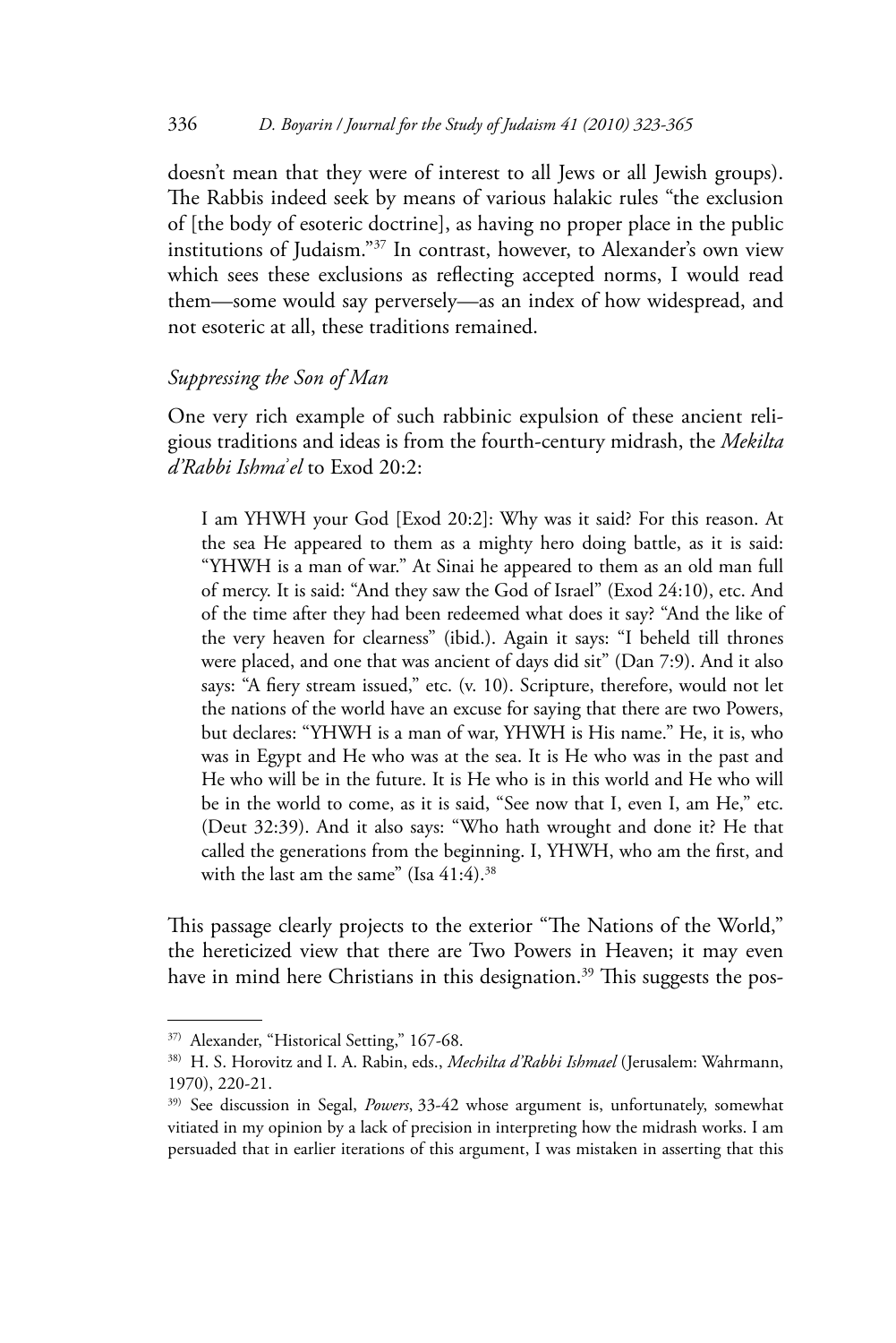doesn't mean that they were of interest to all Jews or all Jewish groups). The Rabbis indeed seek by means of various halakic rules "the exclusion of [the body of esoteric doctrine], as having no proper place in the public institutions of Judaism."[37] In contrast, however, to Alexander's own view which sees these exclusions as reflecting accepted norms, I would read them—some would say perversely—as an index of how widespread, and not esoteric at all, these traditions remained.

### *Suppressing the Son of Man*

One very rich example of such rabbinic expulsion of these ancient religious traditions and ideas is from the fourth-century midrash, the *Mekilta d'Rabbi Ishma*ʿ*el* to Exod 20:2:

> I am YHWH your God [Exod 20:2]: Why was it said? For this reason. At the sea He appeared to them as a mighty hero doing battle, as it is said: "YHWH is a man of war." At Sinai he appeared to them as an old man full of mercy. It is said: "And they saw the God of Israel" (Exod 24:10), etc. And of the time after they had been redeemed what does it say? "And the like of the very heaven for clearness" (ibid.). Again it says: "I beheld till thrones were placed, and one that was ancient of days did sit" (Dan 7:9). And it also says: "A fiery stream issued," etc. (v. 10). Scripture, therefore, would not let the nations of the world have an excuse for saying that there are two Powers, but declares: "YHWH is a man of war, YHWH is His name." He, it is, who was in Egypt and He who was at the sea. It is He who was in the past and He who will be in the future. It is He who is in this world and He who will be in the world to come, as it is said, "See now that I, even I, am He," etc. (Deut 32:39). And it also says: "Who hath wrought and done it? He that called the generations from the beginning. I, YHWH, who am the first, and with the last am the same" (Isa 41:4).[38]

This passage clearly projects to the exterior "The Nations of the World," the hereticized view that there are Two Powers in Heaven; it may even have in mind here Christians in this designation.[39] This suggests the pos-

---

[37] Alexander, "Historical Setting," 167-68.

[38] H. S. Horovitz and I. A. Rabin, eds., *Mechilta d'Rabbi Ishmael* (Jerusalem: Wahrmann, 1970), 220-21.

[39] See discussion in Segal, *Powers*, 33-42 whose argument is, unfortunately, somewhat vitiated in my opinion by a lack of precision in interpreting how the midrash works. I am persuaded that in earlier iterations of this argument, I was mistaken in asserting that this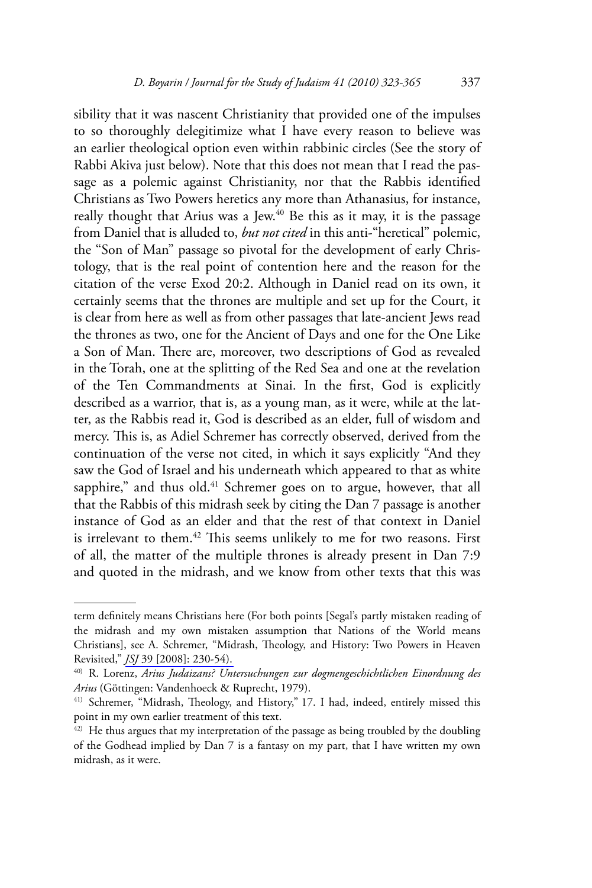sibility that it was nascent Christianity that provided one of the impulses to so thoroughly delegitimize what I have every reason to believe was an earlier theological option even within rabbinic circles (See the story of Rabbi Akiva just below). Note that this does not mean that I read the passage as a polemic against Christianity, nor that the Rabbis identified Christians as Two Powers heretics any more than Athanasius, for instance, really thought that Arius was a Jew.[40] Be this as it may, it is the passage from Daniel that is alluded to, *but not cited* in this anti-"heretical" polemic, the "Son of Man" passage so pivotal for the development of early Christology, that is the real point of contention here and the reason for the citation of the verse Exod 20:2. Although in Daniel read on its own, it certainly seems that the thrones are multiple and set up for the Court, it is clear from here as well as from other passages that late-ancient Jews read the thrones as two, one for the Ancient of Days and one for the One Like a Son of Man. There are, moreover, two descriptions of God as revealed in the Torah, one at the splitting of the Red Sea and one at the revelation of the Ten Commandments at Sinai. In the first, God is explicitly described as a warrior, that is, as a young man, as it were, while at the latter, as the Rabbis read it, God is described as an elder, full of wisdom and mercy. This is, as Adiel Schremer has correctly observed, derived from the continuation of the verse not cited, in which it says explicitly "And they saw the God of Israel and his underneath which appeared to that as white sapphire," and thus old.[41] Schremer goes on to argue, however, that all that the Rabbis of this midrash seek by citing the Dan 7 passage is another instance of God as an elder and that the rest of that context in Daniel is irrelevant to them.[42] This seems unlikely to me for two reasons. First of all, the matter of the multiple thrones is already present in Dan 7:9 and quoted in the midrash, and we know from other texts that this was

---

term definitely means Christians here (For both points [Segal's partly mistaken reading of the midrash and my own mistaken assumption that Nations of the World means Christians], see A. Schremer, "Midrash, Theology, and History: Two Powers in Heaven Revisited," *JSJ* 39 [2008]: 230-54).

[40] R. Lorenz, *Arius Judaizans? Untersuchungen zur dogmengeschichtlichen Einordnung des Arius* (Göttingen: Vandenhoeck & Ruprecht, 1979).

[41] Schremer, "Midrash, Theology, and History," 17. I had, indeed, entirely missed this point in my own earlier treatment of this text.

[42] He thus argues that my interpretation of the passage as being troubled by the doubling of the Godhead implied by Dan 7 is a fantasy on my part, that I have written my own midrash, as it were.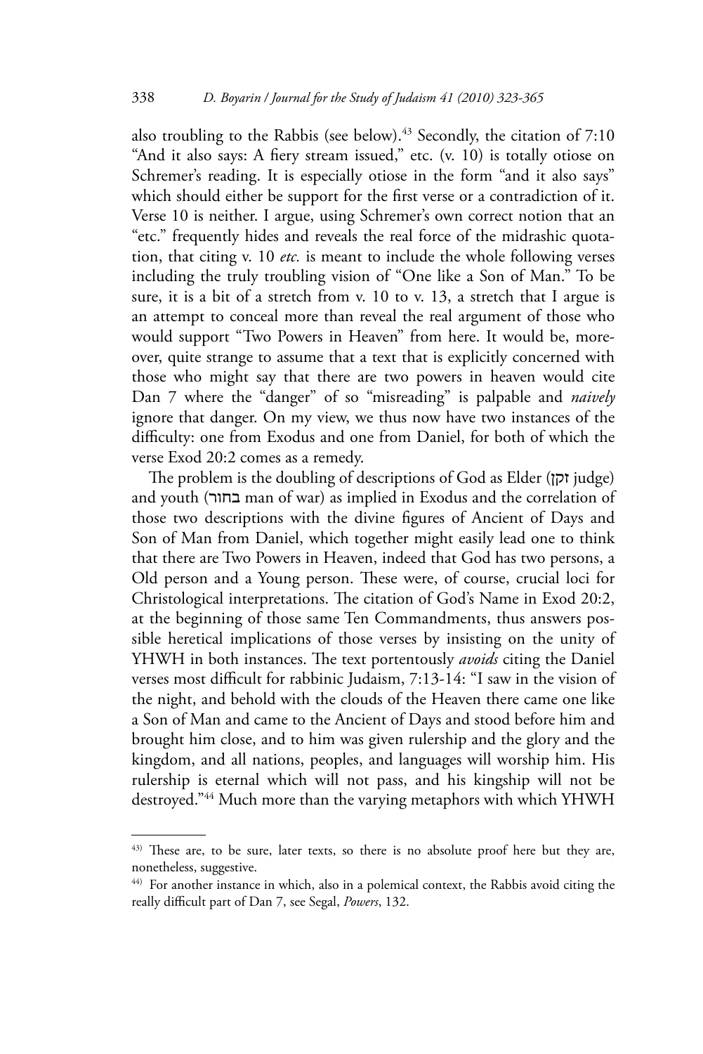also troubling to the Rabbis (see below).[43] Secondly, the citation of 7:10 "And it also says: A fiery stream issued," etc. (v. 10) is totally otiose on Schremer's reading. It is especially otiose in the form "and it also says" which should either be support for the first verse or a contradiction of it. Verse 10 is neither. I argue, using Schremer's own correct notion that an "etc." frequently hides and reveals the real force of the midrashic quotation, that citing v. 10 *etc.* is meant to include the whole following verses including the truly troubling vision of "One like a Son of Man." To be sure, it is a bit of a stretch from v. 10 to v. 13, a stretch that I argue is an attempt to conceal more than reveal the real argument of those who would support "Two Powers in Heaven" from here. It would be, moreover, quite strange to assume that a text that is explicitly concerned with those who might say that there are two powers in heaven would cite Dan 7 where the "danger" of so "misreading" is palpable and *naively* ignore that danger. On my view, we thus now have two instances of the difficulty: one from Exodus and one from Daniel, for both of which the verse Exod 20:2 comes as a remedy.

The problem is the doubling of descriptions of God as Elder (זקן judge) and youth (בחור man of war) as implied in Exodus and the correlation of those two descriptions with the divine figures of Ancient of Days and Son of Man from Daniel, which together might easily lead one to think that there are Two Powers in Heaven, indeed that God has two persons, a Old person and a Young person. These were, of course, crucial loci for Christological interpretations. The citation of God's Name in Exod 20:2, at the beginning of those same Ten Commandments, thus answers possible heretical implications of those verses by insisting on the unity of YHWH in both instances. The text portentously *avoids* citing the Daniel verses most difficult for rabbinic Judaism, 7:13-14: "I saw in the vision of the night, and behold with the clouds of the Heaven there came one like a Son of Man and came to the Ancient of Days and stood before him and brought him close, and to him was given rulership and the glory and the kingdom, and all nations, peoples, and languages will worship him. His rulership is eternal which will not pass, and his kingship will not be destroyed."[44] Much more than the varying metaphors with which YHWH

---

[43] These are, to be sure, later texts, so there is no absolute proof here but they are, nonetheless, suggestive.

[44] For another instance in which, also in a polemical context, the Rabbis avoid citing the really difficult part of Dan 7, see Segal, *Powers*, 132.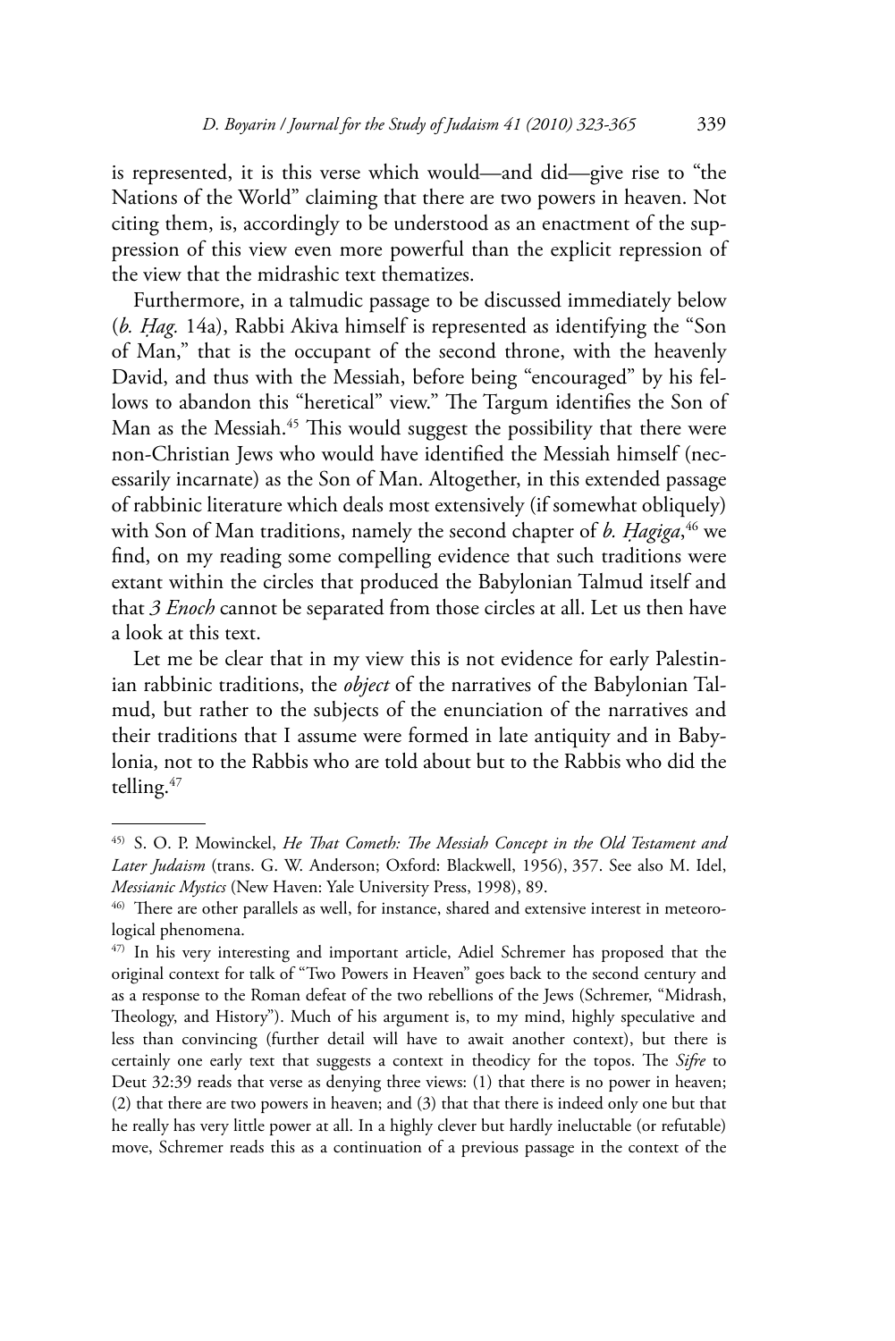is represented, it is this verse which would—and did—give rise to "the Nations of the World" claiming that there are two powers in heaven. Not citing them, is, accordingly to be understood as an enactment of the suppression of this view even more powerful than the explicit repression of the view that the midrashic text thematizes.

Furthermore, in a talmudic passage to be discussed immediately below (*b. Ḥag.* 14a), Rabbi Akiva himself is represented as identifying the "Son of Man," that is the occupant of the second throne, with the heavenly David, and thus with the Messiah, before being "encouraged" by his fellows to abandon this "heretical" view." The Targum identifies the Son of Man as the Messiah.[45] This would suggest the possibility that there were non-Christian Jews who would have identified the Messiah himself (necessarily incarnate) as the Son of Man. Altogether, in this extended passage of rabbinic literature which deals most extensively (if somewhat obliquely) with Son of Man traditions, namely the second chapter of *b. Ḥagiga*,[46] we find, on my reading some compelling evidence that such traditions were extant within the circles that produced the Babylonian Talmud itself and that *3 Enoch* cannot be separated from those circles at all. Let us then have a look at this text.

Let me be clear that in my view this is not evidence for early Palestinian rabbinic traditions, the *object* of the narratives of the Babylonian Talmud, but rather to the subjects of the enunciation of the narratives and their traditions that I assume were formed in late antiquity and in Babylonia, not to the Rabbis who are told about but to the Rabbis who did the telling.[47]

---

[45] S. O. P. Mowinckel, *He That Cometh: The Messiah Concept in the Old Testament and Later Judaism* (trans. G. W. Anderson; Oxford: Blackwell, 1956), 357. See also M. Idel, *Messianic Mystics* (New Haven: Yale University Press, 1998), 89.

[46] There are other parallels as well, for instance, shared and extensive interest in meteorological phenomena.

[47] In his very interesting and important article, Adiel Schremer has proposed that the original context for talk of "Two Powers in Heaven" goes back to the second century and as a response to the Roman defeat of the two rebellions of the Jews (Schremer, "Midrash, Theology, and History"). Much of his argument is, to my mind, highly speculative and less than convincing (further detail will have to await another context), but there is certainly one early text that suggests a context in theodicy for the topos. The *Sifre* to Deut 32:39 reads that verse as denying three views: (1) that there is no power in heaven; (2) that there are two powers in heaven; and (3) that that there is indeed only one but that he really has very little power at all. In a highly clever but hardly ineluctable (or refutable) move, Schremer reads this as a continuation of a previous passage in the context of the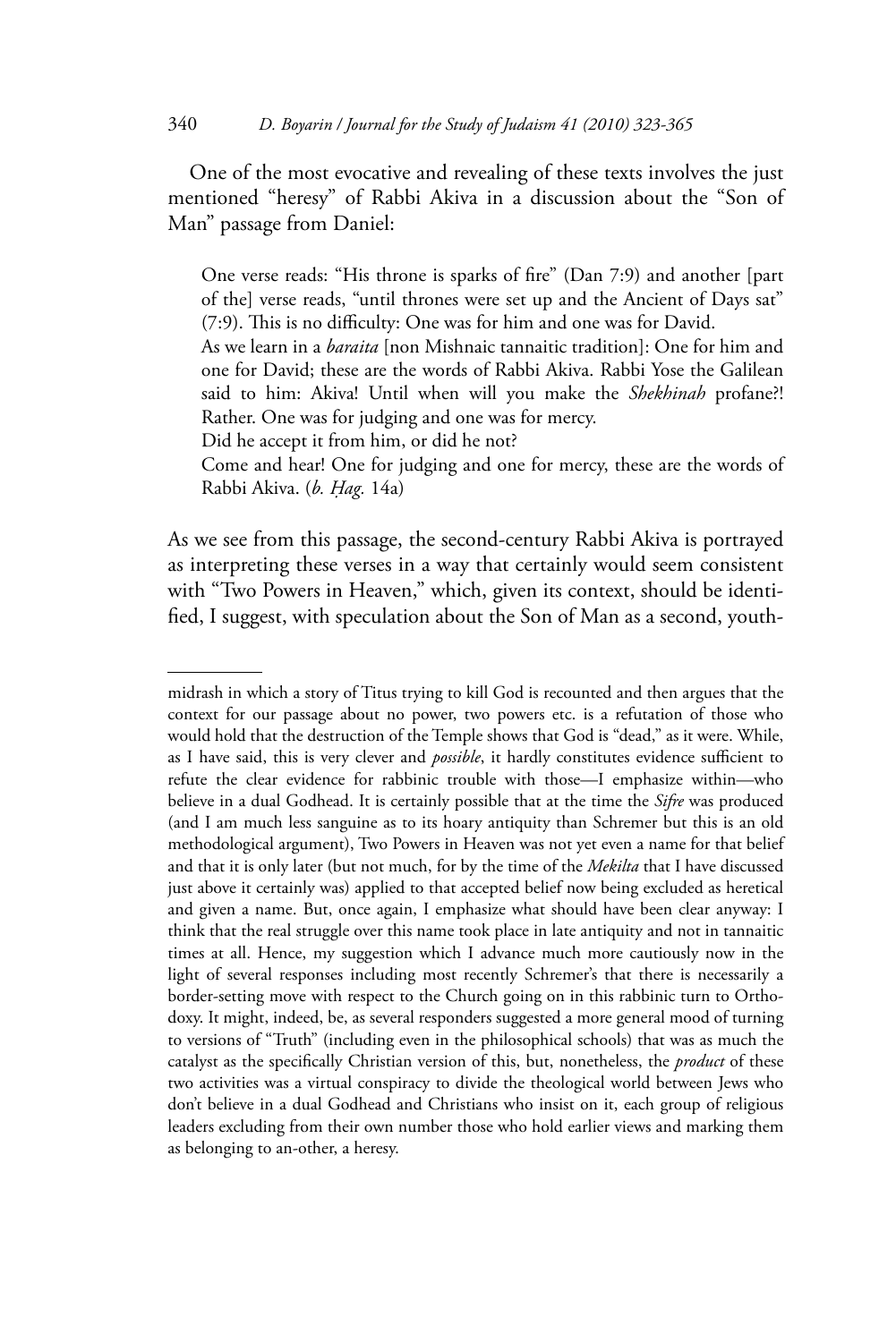One of the most evocative and revealing of these texts involves the just mentioned "heresy" of Rabbi Akiva in a discussion about the "Son of Man" passage from Daniel:

> One verse reads: "His throne is sparks of fire" (Dan 7:9) and another [part of the] verse reads, "until thrones were set up and the Ancient of Days sat" (7:9). This is no difficulty: One was for him and one was for David.
> As we learn in a *baraita* [non Mishnaic tannaitic tradition]: One for him and one for David; these are the words of Rabbi Akiva. Rabbi Yose the Galilean said to him: Akiva! Until when will you make the *Shekhinah* profane?! Rather. One was for judging and one was for mercy.
> Did he accept it from him, or did he not?
> Come and hear! One for judging and one for mercy, these are the words of Rabbi Akiva. (*b. Ḥag.* 14a)

As we see from this passage, the second-century Rabbi Akiva is portrayed as interpreting these verses in a way that certainly would seem consistent with "Two Powers in Heaven," which, given its context, should be identified, I suggest, with speculation about the Son of Man as a second, youth-

---

midrash in which a story of Titus trying to kill God is recounted and then argues that the context for our passage about no power, two powers etc. is a refutation of those who would hold that the destruction of the Temple shows that God is "dead," as it were. While, as I have said, this is very clever and *possible*, it hardly constitutes evidence sufficient to refute the clear evidence for rabbinic trouble with those—I emphasize within—who believe in a dual Godhead. It is certainly possible that at the time the *Sifre* was produced (and I am much less sanguine as to its hoary antiquity than Schremer but this is an old methodological argument), Two Powers in Heaven was not yet even a name for that belief and that it is only later (but not much, for by the time of the *Mekilta* that I have discussed just above it certainly was) applied to that accepted belief now being excluded as heretical and given a name. But, once again, I emphasize what should have been clear anyway: I think that the real struggle over this name took place in late antiquity and not in tannaitic times at all. Hence, my suggestion which I advance much more cautiously now in the light of several responses including most recently Schremer's that there is necessarily a border-setting move with respect to the Church going on in this rabbinic turn to Orthodoxy. It might, indeed, be, as several responders suggested a more general mood of turning to versions of "Truth" (including even in the philosophical schools) that was as much the catalyst as the specifically Christian version of this, but, nonetheless, the *product* of these two activities was a virtual conspiracy to divide the theological world between Jews who don't believe in a dual Godhead and Christians who insist on it, each group of religious leaders excluding from their own number those who hold earlier views and marking them as belonging to an-other, a heresy.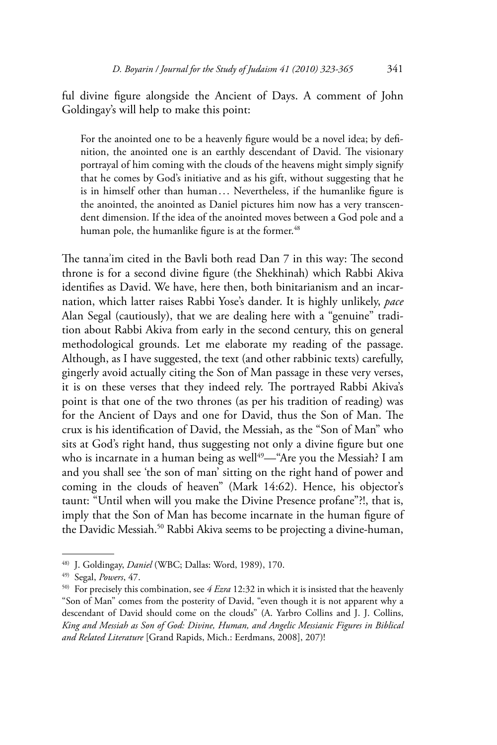ful divine figure alongside the Ancient of Days. A comment of John Goldingay's will help to make this point:

> For the anointed one to be a heavenly figure would be a novel idea; by definition, the anointed one is an earthly descendant of David. The visionary portrayal of him coming with the clouds of the heavens might simply signify that he comes by God's initiative and as his gift, without suggesting that he is in himself other than human… Nevertheless, if the humanlike figure is the anointed, the anointed as Daniel pictures him now has a very transcendent dimension. If the idea of the anointed moves between a God pole and a human pole, the humanlike figure is at the former.[48]

The tanna'im cited in the Bavli both read Dan 7 in this way: The second throne is for a second divine figure (the Shekhinah) which Rabbi Akiva identifies as David. We have, here then, both binitarianism and an incarnation, which latter raises Rabbi Yose's dander. It is highly unlikely, *pace* Alan Segal (cautiously), that we are dealing here with a "genuine" tradition about Rabbi Akiva from early in the second century, this on general methodological grounds. Let me elaborate my reading of the passage. Although, as I have suggested, the text (and other rabbinic texts) carefully, gingerly avoid actually citing the Son of Man passage in these very verses, it is on these verses that they indeed rely. The portrayed Rabbi Akiva's point is that one of the two thrones (as per his tradition of reading) was for the Ancient of Days and one for David, thus the Son of Man. The crux is his identification of David, the Messiah, as the "Son of Man" who sits at God's right hand, thus suggesting not only a divine figure but one who is incarnate in a human being as well[49]—"Are you the Messiah? I am and you shall see 'the son of man' sitting on the right hand of power and coming in the clouds of heaven" (Mark 14:62). Hence, his objector's taunt: "Until when will you make the Divine Presence profane"?!, that is, imply that the Son of Man has become incarnate in the human figure of the Davidic Messiah.[50] Rabbi Akiva seems to be projecting a divine-human,

---

[48] J. Goldingay, *Daniel* (WBC; Dallas: Word, 1989), 170.

[49] Segal, *Powers*, 47.

[50] For precisely this combination, see *4 Ezra* 12:32 in which it is insisted that the heavenly "Son of Man" comes from the posterity of David, "even though it is not apparent why a descendant of David should come on the clouds" (A. Yarbro Collins and J. J. Collins, *King and Messiah as Son of God: Divine, Human, and Angelic Messianic Figures in Biblical and Related Literature* [Grand Rapids, Mich.: Eerdmans, 2008], 207)!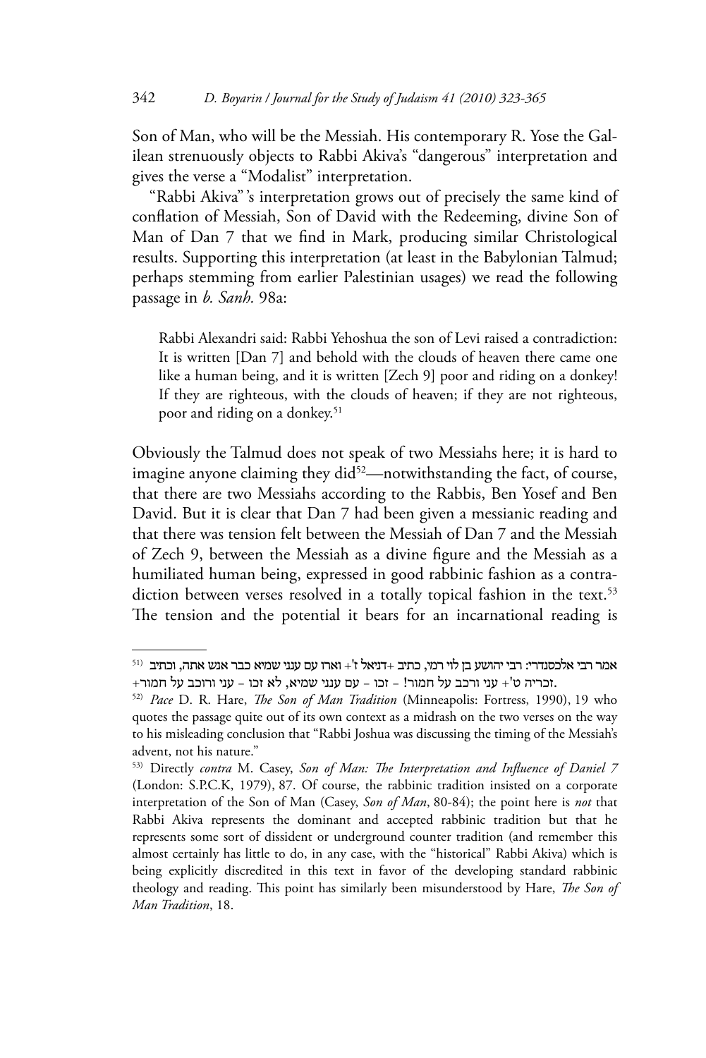Son of Man, who will be the Messiah. His contemporary R. Yose the Galilean strenuously objects to Rabbi Akiva's "dangerous" interpretation and gives the verse a "Modalist" interpretation.

"Rabbi Akiva" 's interpretation grows out of precisely the same kind of conflation of Messiah, Son of David with the Redeeming, divine Son of Man of Dan 7 that we find in Mark, producing similar Christological results. Supporting this interpretation (at least in the Babylonian Talmud; perhaps stemming from earlier Palestinian usages) we read the following passage in *b. Sanh.* 98a:

> Rabbi Alexandri said: Rabbi Yehoshua the son of Levi raised a contradiction: It is written [Dan 7] and behold with the clouds of heaven there came one like a human being, and it is written [Zech 9] poor and riding on a donkey! If they are righteous, with the clouds of heaven; if they are not righteous, poor and riding on a donkey.[51]

Obviously the Talmud does not speak of two Messiahs here; it is hard to imagine anyone claiming they did[52]—notwithstanding the fact, of course, that there are two Messiahs according to the Rabbis, Ben Yosef and Ben David. But it is clear that Dan 7 had been given a messianic reading and that there was tension felt between the Messiah of Dan 7 and the Messiah of Zech 9, between the Messiah as a divine figure and the Messiah as a humiliated human being, expressed in good rabbinic fashion as a contradiction between verses resolved in a totally topical fashion in the text.[53] The tension and the potential it bears for an incarnational reading is

---

[51] אמר רבי אלכסנדרי: רבי יהושע בן לוי רמי, כתיב +דניאל ז'+ וארו עם ענני שמיא כבר אנש אתה, וכתיב +זכריה ט'+ עני ורכב על חמור! – זכו – עם ענני שמיא, לא זכו – עני ורוכב על חמור.

[52] *Pace* D. R. Hare, *The Son of Man Tradition* (Minneapolis: Fortress, 1990), 19 who quotes the passage quite out of its own context as a midrash on the two verses on the way to his misleading conclusion that "Rabbi Joshua was discussing the timing of the Messiah's advent, not his nature."

[53] Directly *contra* M. Casey, *Son of Man: The Interpretation and Influence of Daniel 7* (London: S.P.C.K, 1979), 87. Of course, the rabbinic tradition insisted on a corporate interpretation of the Son of Man (Casey, *Son of Man*, 80-84); the point here is *not* that Rabbi Akiva represents the dominant and accepted rabbinic tradition but that he represents some sort of dissident or underground counter tradition (and remember this almost certainly has little to do, in any case, with the "historical" Rabbi Akiva) which is being explicitly discredited in this text in favor of the developing standard rabbinic theology and reading. This point has similarly been misunderstood by Hare, *The Son of Man Tradition*, 18.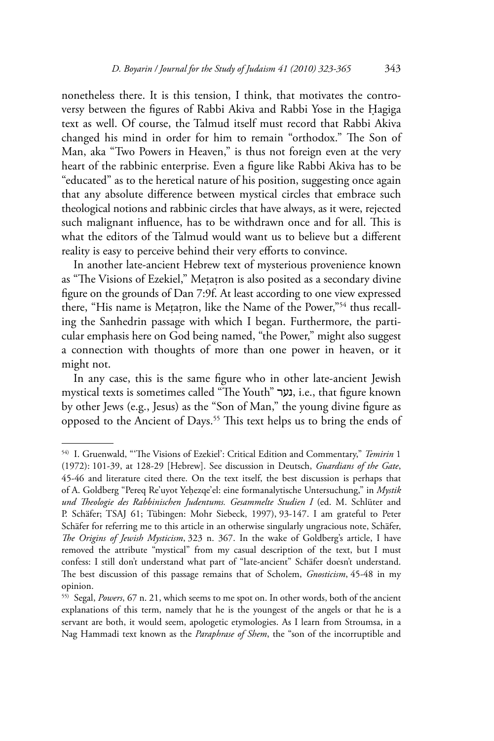nonetheless there. It is this tension, I think, that motivates the controversy between the figures of Rabbi Akiva and Rabbi Yose in the Ḥagiga text as well. Of course, the Talmud itself must record that Rabbi Akiva changed his mind in order for him to remain "orthodox." The Son of Man, aka "Two Powers in Heaven," is thus not foreign even at the very heart of the rabbinic enterprise. Even a figure like Rabbi Akiva has to be "educated" as to the heretical nature of his position, suggesting once again that any absolute difference between mystical circles that embrace such theological notions and rabbinic circles that have always, as it were, rejected such malignant influence, has to be withdrawn once and for all. This is what the editors of the Talmud would want us to believe but a different reality is easy to perceive behind their very efforts to convince.

In another late-ancient Hebrew text of mysterious provenience known as "The Visions of Ezekiel," Meṭaṭron is also posited as a secondary divine figure on the grounds of Dan 7:9f. At least according to one view expressed there, "His name is Meṭaṭron, like the Name of the Power,"[54] thus recalling the Sanhedrin passage with which I began. Furthermore, the particular emphasis here on God being named, "the Power," might also suggest a connection with thoughts of more than one power in heaven, or it might not.

In any case, this is the same figure who in other late-ancient Jewish mystical texts is sometimes called "The Youth" נער, i.e., that figure known by other Jews (e.g., Jesus) as the "Son of Man," the young divine figure as opposed to the Ancient of Days.[55] This text helps us to bring the ends of

---

[54] I. Gruenwald, "'The Visions of Ezekiel': Critical Edition and Commentary," *Temirin* 1 (1972): 101-39, at 128-29 [Hebrew]. See discussion in Deutsch, *Guardians of the Gate*, 45-46 and literature cited there. On the text itself, the best discussion is perhaps that of A. Goldberg "Pereq Re'uyot Yeḥezqe'el: eine formanalytische Untersuchung," in *Mystik und Theologie des Rabbinischen Judentums. Gesammelte Studien I* (ed. M. Schlüter and P. Schäfer; TSAJ 61; Tübingen: Mohr Siebeck, 1997), 93-147. I am grateful to Peter Schäfer for referring me to this article in an otherwise singularly ungracious note, Schäfer, *The Origins of Jewish Mysticism*, 323 n. 367. In the wake of Goldberg's article, I have removed the attribute "mystical" from my casual description of the text, but I must confess: I still don't understand what part of "late-ancient" Schäfer doesn't understand. The best discussion of this passage remains that of Scholem, *Gnosticism*, 45-48 in my opinion.

[55] Segal, *Powers*, 67 n. 21, which seems to me spot on. In other words, both of the ancient explanations of this term, namely that he is the youngest of the angels or that he is a servant are both, it would seem, apologetic etymologies. As I learn from Stroumsa, in a Nag Hammadi text known as the *Paraphrase of Shem*, the "son of the incorruptible and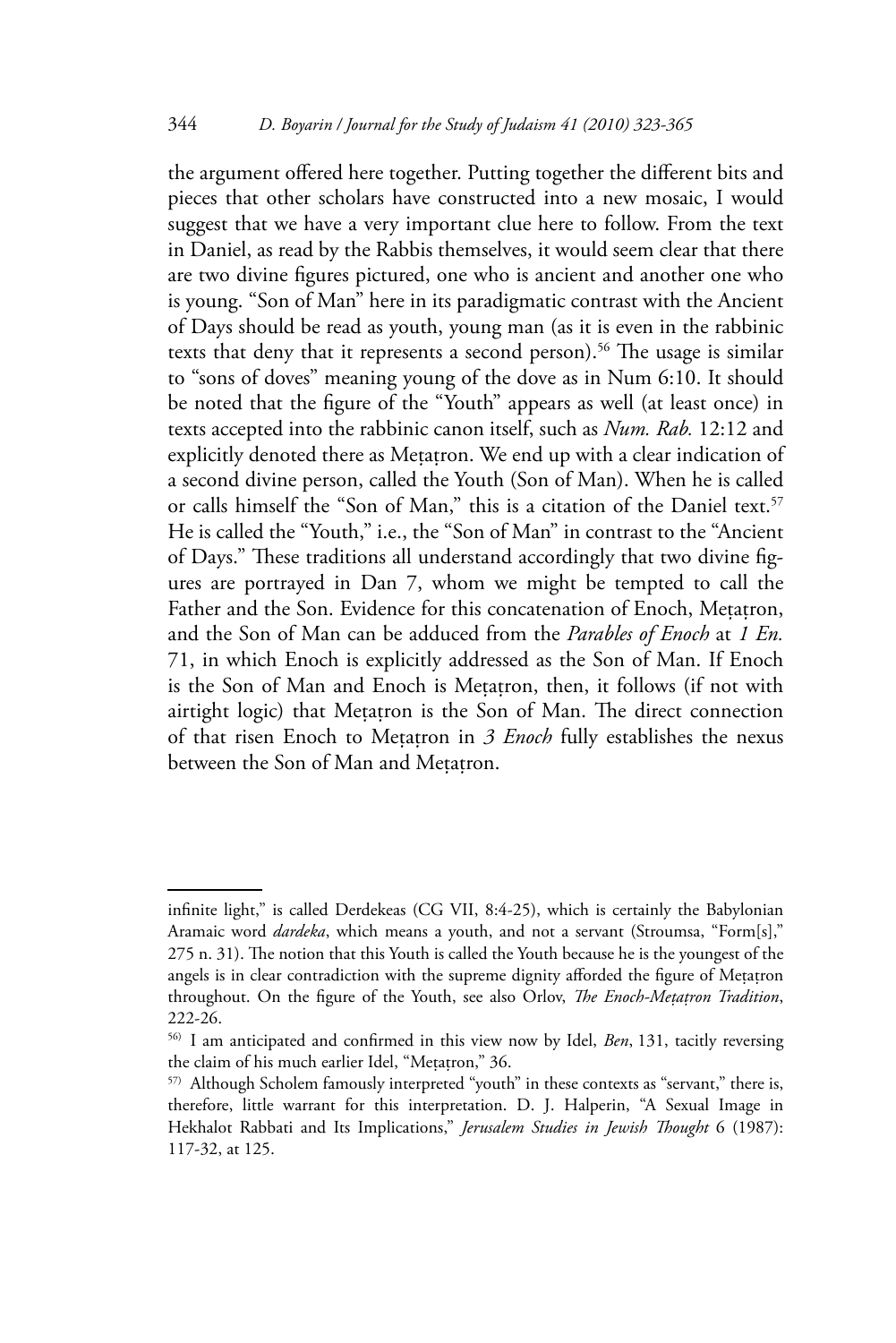the argument offered here together. Putting together the different bits and pieces that other scholars have constructed into a new mosaic, I would suggest that we have a very important clue here to follow. From the text in Daniel, as read by the Rabbis themselves, it would seem clear that there are two divine figures pictured, one who is ancient and another one who is young. "Son of Man" here in its paradigmatic contrast with the Ancient of Days should be read as youth, young man (as it is even in the rabbinic texts that deny that it represents a second person).[56] The usage is similar to "sons of doves" meaning young of the dove as in Num 6:10. It should be noted that the figure of the "Youth" appears as well (at least once) in texts accepted into the rabbinic canon itself, such as *Num. Rab.* 12:12 and explicitly denoted there as Meṭaṭron. We end up with a clear indication of a second divine person, called the Youth (Son of Man). When he is called or calls himself the "Son of Man," this is a citation of the Daniel text.[57] He is called the "Youth," i.e., the "Son of Man" in contrast to the "Ancient of Days." These traditions all understand accordingly that two divine figures are portrayed in Dan 7, whom we might be tempted to call the Father and the Son. Evidence for this concatenation of Enoch, Meṭaṭron, and the Son of Man can be adduced from the *Parables of Enoch* at *1 En.* 71, in which Enoch is explicitly addressed as the Son of Man. If Enoch is the Son of Man and Enoch is Meṭaṭron, then, it follows (if not with airtight logic) that Meṭaṭron is the Son of Man. The direct connection of that risen Enoch to Meṭaṭron in *3 Enoch* fully establishes the nexus between the Son of Man and Meṭaṭron.

---

infinite light," is called Derdekeas (CG VII, 8:4-25), which is certainly the Babylonian Aramaic word *dardeka*, which means a youth, and not a servant (Stroumsa, "Form[s]," 275 n. 31). The notion that this Youth is called the Youth because he is the youngest of the angels is in clear contradiction with the supreme dignity afforded the figure of Meṭaṭron throughout. On the figure of the Youth, see also Orlov, *The Enoch-Meṭaṭron Tradition*, 222-26.

[56] I am anticipated and confirmed in this view now by Idel, *Ben*, 131, tacitly reversing the claim of his much earlier Idel, "Meṭaṭron," 36.

[57] Although Scholem famously interpreted "youth" in these contexts as "servant," there is, therefore, little warrant for this interpretation. D. J. Halperin, "A Sexual Image in Hekhalot Rabbati and Its Implications," *Jerusalem Studies in Jewish Thought* 6 (1987): 117-32, at 125.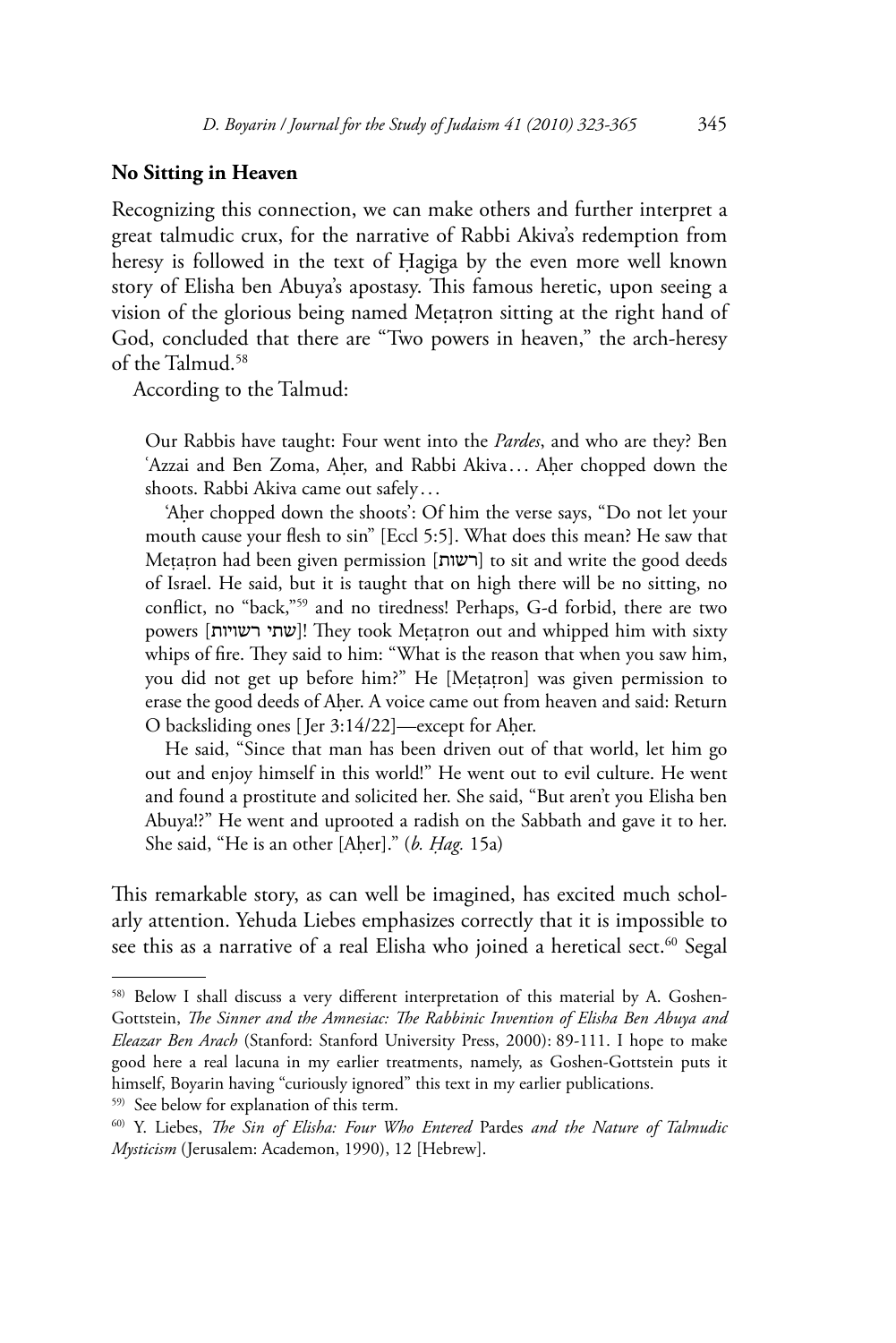### No Sitting in Heaven

Recognizing this connection, we can make others and further interpret a great talmudic crux, for the narrative of Rabbi Akiva's redemption from heresy is followed in the text of Ḥagiga by the even more well known story of Elisha ben Abuya's apostasy. This famous heretic, upon seeing a vision of the glorious being named Meṭaṭron sitting at the right hand of God, concluded that there are "Two powers in heaven," the arch-heresy of the Talmud.[58]

According to the Talmud:

> Our Rabbis have taught: Four went into the *Pardes*, and who are they? Ben ʿAzzai and Ben Zoma, Aḥer, and Rabbi Akiva… Aḥer chopped down the shoots. Rabbi Akiva came out safely…
>
> 'Aḥer chopped down the shoots': Of him the verse says, "Do not let your mouth cause your flesh to sin" [Eccl 5:5]. What does this mean? He saw that Meṭaṭron had been given permission [רשות] to sit and write the good deeds of Israel. He said, but it is taught that on high there will be no sitting, no conflict, no "back,"[59] and no tiredness! Perhaps, G-d forbid, there are two powers [שתי רשויות]! They took Meṭaṭron out and whipped him with sixty whips of fire. They said to him: "What is the reason that when you saw him, you did not get up before him?" He [Meṭaṭron] was given permission to erase the good deeds of Aḥer. A voice came out from heaven and said: Return O backsliding ones [Jer 3:14/22]—except for Aḥer.
>
> He said, "Since that man has been driven out of that world, let him go out and enjoy himself in this world!" He went out to evil culture. He went and found a prostitute and solicited her. She said, "But aren't you Elisha ben Abuya!?" He went and uprooted a radish on the Sabbath and gave it to her. She said, "He is an other [Aḥer]." (*b. Ḥag.* 15a)

This remarkable story, as can well be imagined, has excited much scholarly attention. Yehuda Liebes emphasizes correctly that it is impossible to see this as a narrative of a real Elisha who joined a heretical sect.[60] Segal

---

[58] Below I shall discuss a very different interpretation of this material by A. Goshen-Gottstein, *The Sinner and the Amnesiac: The Rabbinic Invention of Elisha Ben Abuya and Eleazar Ben Arach* (Stanford: Stanford University Press, 2000): 89-111. I hope to make good here a real lacuna in my earlier treatments, namely, as Goshen-Gottstein puts it himself, Boyarin having "curiously ignored" this text in my earlier publications.

[59] See below for explanation of this term.

[60] Y. Liebes, *The Sin of Elisha: Four Who Entered* Pardes *and the Nature of Talmudic Mysticism* (Jerusalem: Academon, 1990), 12 [Hebrew].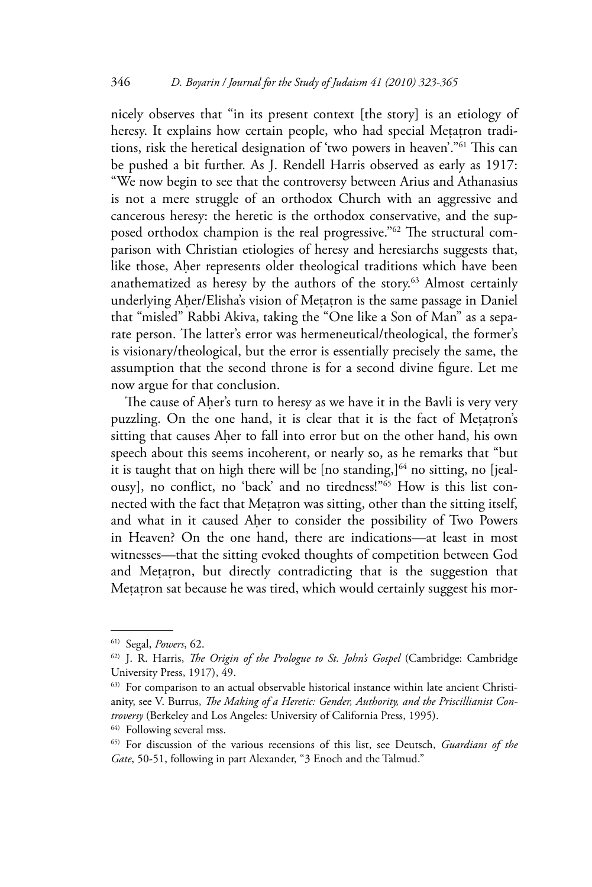nicely observes that "in its present context [the story] is an etiology of heresy. It explains how certain people, who had special Meṭaṭron traditions, risk the heretical designation of 'two powers in heaven'."[61] This can be pushed a bit further. As J. Rendell Harris observed as early as 1917: "We now begin to see that the controversy between Arius and Athanasius is not a mere struggle of an orthodox Church with an aggressive and cancerous heresy: the heretic is the orthodox conservative, and the supposed orthodox champion is the real progressive."[62] The structural comparison with Christian etiologies of heresy and heresiarchs suggests that, like those, Aḥer represents older theological traditions which have been anathematized as heresy by the authors of the story.[63] Almost certainly underlying Aḥer/Elisha's vision of Meṭaṭron is the same passage in Daniel that "misled" Rabbi Akiva, taking the "One like a Son of Man" as a separate person. The latter's error was hermeneutical/theological, the former's is visionary/theological, but the error is essentially precisely the same, the assumption that the second throne is for a second divine figure. Let me now argue for that conclusion.

The cause of Aḥer's turn to heresy as we have it in the Bavli is very very puzzling. On the one hand, it is clear that it is the fact of Meṭaṭron's sitting that causes Aḥer to fall into error but on the other hand, his own speech about this seems incoherent, or nearly so, as he remarks that "but it is taught that on high there will be [no standing,][64] no sitting, no [jealousy], no conflict, no 'back' and no tiredness!"[65] How is this list connected with the fact that Meṭaṭron was sitting, other than the sitting itself, and what in it caused Aḥer to consider the possibility of Two Powers in Heaven? On the one hand, there are indications—at least in most witnesses—that the sitting evoked thoughts of competition between God and Meṭaṭron, but directly contradicting that is the suggestion that Meṭaṭron sat because he was tired, which would certainly suggest his mor-

---

[61] Segal, *Powers*, 62.

[62] J. R. Harris, *The Origin of the Prologue to St. John's Gospel* (Cambridge: Cambridge University Press, 1917), 49.

[63] For comparison to an actual observable historical instance within late ancient Christianity, see V. Burrus, *The Making of a Heretic: Gender, Authority, and the Priscillianist Controversy* (Berkeley and Los Angeles: University of California Press, 1995).

[64] Following several mss.

[65] For discussion of the various recensions of this list, see Deutsch, *Guardians of the Gate*, 50-51, following in part Alexander, "3 Enoch and the Talmud."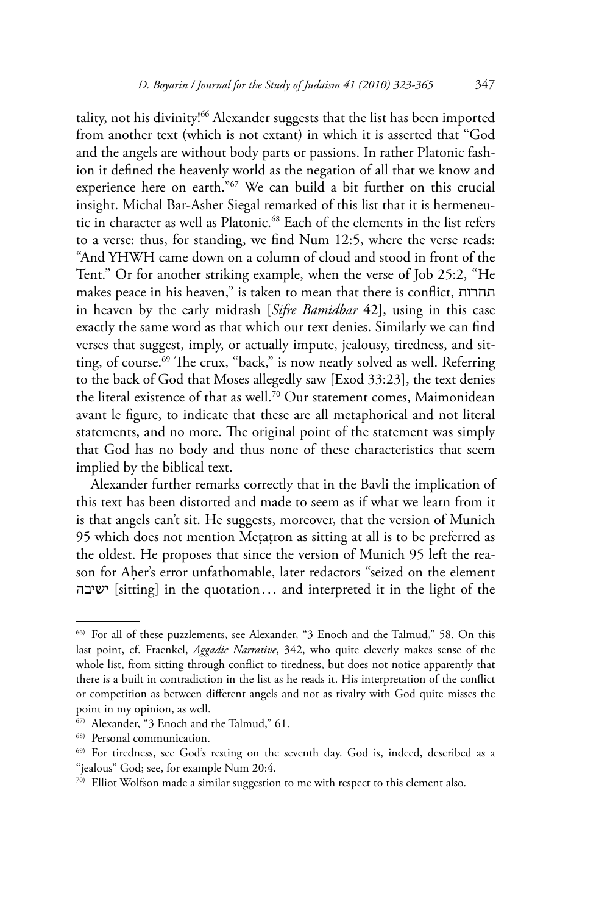tality, not his divinity![66] Alexander suggests that the list has been imported from another text (which is not extant) in which it is asserted that "God and the angels are without body parts or passions. In rather Platonic fashion it defined the heavenly world as the negation of all that we know and experience here on earth."[67] We can build a bit further on this crucial insight. Michal Bar-Asher Siegal remarked of this list that it is hermeneutic in character as well as Platonic.[68] Each of the elements in the list refers to a verse: thus, for standing, we find Num 12:5, where the verse reads: "And YHWH came down on a column of cloud and stood in front of the Tent." Or for another striking example, when the verse of Job 25:2, "He makes peace in his heaven," is taken to mean that there is conflict, תחרות in heaven by the early midrash [*Sifre Bamidbar* 42], using in this case exactly the same word as that which our text denies. Similarly we can find verses that suggest, imply, or actually impute, jealousy, tiredness, and sitting, of course.[69] The crux, "back," is now neatly solved as well. Referring to the back of God that Moses allegedly saw [Exod 33:23], the text denies the literal existence of that as well.[70] Our statement comes, Maimonidean avant le figure, to indicate that these are all metaphorical and not literal statements, and no more. The original point of the statement was simply that God has no body and thus none of these characteristics that seem implied by the biblical text.

Alexander further remarks correctly that in the Bavli the implication of this text has been distorted and made to seem as if what we learn from it is that angels can't sit. He suggests, moreover, that the version of Munich 95 which does not mention Meṭaṭron as sitting at all is to be preferred as the oldest. He proposes that since the version of Munich 95 left the reason for Aḥer's error unfathomable, later redactors "seized on the element ישיבה [sitting] in the quotation… and interpreted it in the light of the

---

[66] For all of these puzzlements, see Alexander, "3 Enoch and the Talmud," 58. On this last point, cf. Fraenkel, *Aggadic Narrative*, 342, who quite cleverly makes sense of the whole list, from sitting through conflict to tiredness, but does not notice apparently that there is a built in contradiction in the list as he reads it. His interpretation of the conflict or competition as between different angels and not as rivalry with God quite misses the point in my opinion, as well.

[67] Alexander, "3 Enoch and the Talmud," 61.

[68] Personal communication.

[69] For tiredness, see God's resting on the seventh day. God is, indeed, described as a "jealous" God; see, for example Num 20:4.

[70] Elliot Wolfson made a similar suggestion to me with respect to this element also.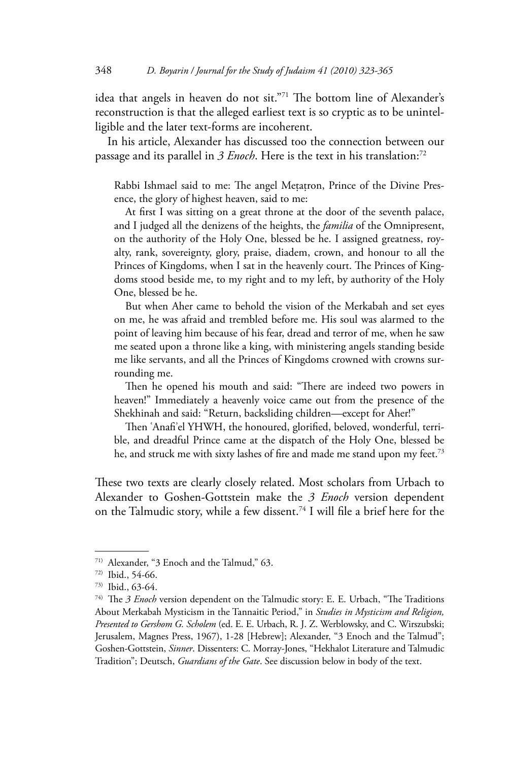idea that angels in heaven do not sit."[71] The bottom line of Alexander's reconstruction is that the alleged earliest text is so cryptic as to be unintelligible and the later text-forms are incoherent.

In his article, Alexander has discussed too the connection between our passage and its parallel in *3 Enoch*. Here is the text in his translation:[72]

> Rabbi Ishmael said to me: The angel Meṭaṭron, Prince of the Divine Presence, the glory of highest heaven, said to me:
>
> At first I was sitting on a great throne at the door of the seventh palace, and I judged all the denizens of the heights, the *familia* of the Omnipresent, on the authority of the Holy One, blessed be he. I assigned greatness, royalty, rank, sovereignty, glory, praise, diadem, crown, and honour to all the Princes of Kingdoms, when I sat in the heavenly court. The Princes of Kingdoms stood beside me, to my right and to my left, by authority of the Holy One, blessed be he.
>
> But when Aher came to behold the vision of the Merkabah and set eyes on me, he was afraid and trembled before me. His soul was alarmed to the point of leaving him because of his fear, dread and terror of me, when he saw me seated upon a throne like a king, with ministering angels standing beside me like servants, and all the Princes of Kingdoms crowned with crowns surrounding me.
>
> Then he opened his mouth and said: "There are indeed two powers in heaven!" Immediately a heavenly voice came out from the presence of the Shekhinah and said: "Return, backsliding children—except for Aher!"
>
> Then ʿAnafiʾel YHWH, the honoured, glorified, beloved, wonderful, terrible, and dreadful Prince came at the dispatch of the Holy One, blessed be he, and struck me with sixty lashes of fire and made me stand upon my feet.[73]

These two texts are clearly closely related. Most scholars from Urbach to Alexander to Goshen-Gottstein make the *3 Enoch* version dependent on the Talmudic story, while a few dissent.[74] I will file a brief here for the

---

[71] Alexander, "3 Enoch and the Talmud," 63.

[72] Ibid., 54-66.

[73] Ibid., 63-64.

[74] The *3 Enoch* version dependent on the Talmudic story: E. E. Urbach, "The Traditions About Merkabah Mysticism in the Tannaitic Period," in *Studies in Mysticism and Religion, Presented to Gershom G. Scholem* (ed. E. E. Urbach, R. J. Z. Werblowsky, and C. Wirszubski; Jerusalem, Magnes Press, 1967), 1-28 [Hebrew]; Alexander, "3 Enoch and the Talmud"; Goshen-Gottstein, *Sinner*. Dissenters: C. Morray-Jones, "Hekhalot Literature and Talmudic Tradition"; Deutsch, *Guardians of the Gate*. See discussion below in body of the text.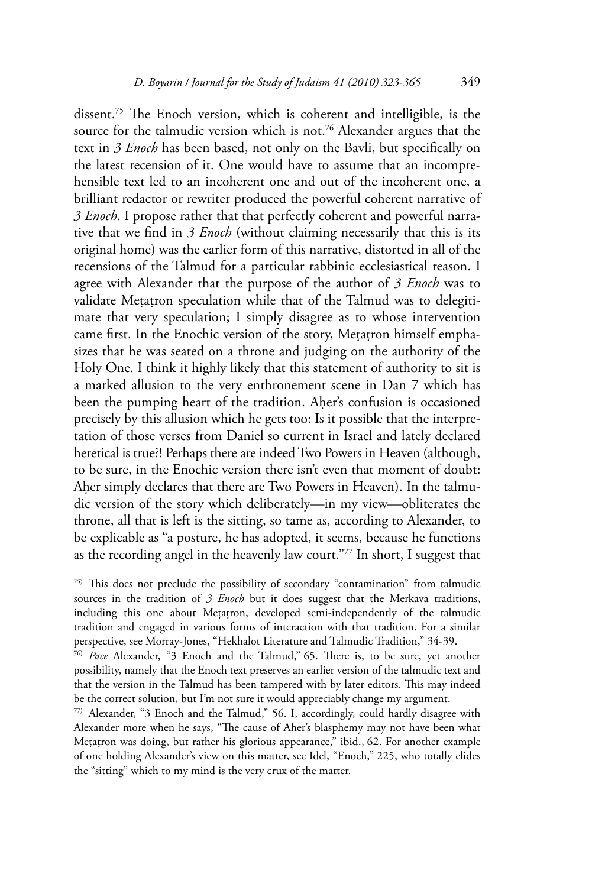dissent.[75] The Enoch version, which is coherent and intelligible, is the source for the talmudic version which is not.[76] Alexander argues that the text in *3 Enoch* has been based, not only on the Bavli, but specifically on the latest recension of it. One would have to assume that an incomprehensible text led to an incoherent one and out of the incoherent one, a brilliant redactor or rewriter produced the powerful coherent narrative of *3 Enoch*. I propose rather that that perfectly coherent and powerful narrative that we find in *3 Enoch* (without claiming necessarily that this is its original home) was the earlier form of this narrative, distorted in all of the recensions of the Talmud for a particular rabbinic ecclesiastical reason. I agree with Alexander that the purpose of the author of *3 Enoch* was to validate Meṭaṭron speculation while that of the Talmud was to delegitimate that very speculation; I simply disagree as to whose intervention came first. In the Enochic version of the story, Meṭaṭron himself emphasizes that he was seated on a throne and judging on the authority of the Holy One. I think it highly likely that this statement of authority to sit is a marked allusion to the very enthronement scene in Dan 7 which has been the pumping heart of the tradition. Aḥer's confusion is occasioned precisely by this allusion which he gets too: Is it possible that the interpretation of those verses from Daniel so current in Israel and lately declared heretical is true?! Perhaps there are indeed Two Powers in Heaven (although, to be sure, in the Enochic version there isn't even that moment of doubt: Aḥer simply declares that there are Two Powers in Heaven). In the talmudic version of the story which deliberately—in my view—obliterates the throne, all that is left is the sitting, so tame as, according to Alexander, to be explicable as "a posture, he has adopted, it seems, because he functions as the recording angel in the heavenly law court."[77] In short, I suggest that

---

[75] This does not preclude the possibility of secondary "contamination" from talmudic sources in the tradition of *3 Enoch* but it does suggest that the Merkava traditions, including this one about Meṭaṭron, developed semi-independently of the talmudic tradition and engaged in various forms of interaction with that tradition. For a similar perspective, see Morray-Jones, "Hekhalot Literature and Talmudic Tradition," 34-39.

[76] *Pace* Alexander, "3 Enoch and the Talmud," 65. There is, to be sure, yet another possibility, namely that the Enoch text preserves an earlier version of the talmudic text and that the version in the Talmud has been tampered with by later editors. This may indeed be the correct solution, but I'm not sure it would appreciably change my argument.

[77] Alexander, "3 Enoch and the Talmud," 56. I, accordingly, could hardly disagree with Alexander more when he says, "The cause of Aher's blasphemy may not have been what Meṭaṭron was doing, but rather his glorious appearance," ibid., 62. For another example of one holding Alexander's view on this matter, see Idel, "Enoch," 225, who totally elides the "sitting" which to my mind is the very crux of the matter.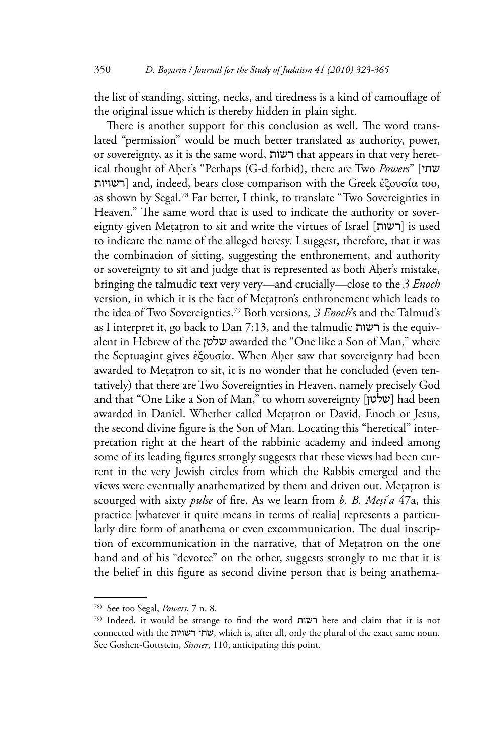the list of standing, sitting, necks, and tiredness is a kind of camouflage of the original issue which is thereby hidden in plain sight.

There is another support for this conclusion as well. The word translated "permission" would be much better translated as authority, power, or sovereignty, as it is the same word, רשות that appears in that very heretical thought of Aḥer's "Perhaps (G-d forbid), there are Two *Powers*" [שתי רשויות] and, indeed, bears close comparison with the Greek ἐξουσία too, as shown by Segal.[78] Far better, I think, to translate "Two Sovereignties in Heaven." The same word that is used to indicate the authority or sovereignty given Meṭaṭron to sit and write the virtues of Israel [רשות] is used to indicate the name of the alleged heresy. I suggest, therefore, that it was the combination of sitting, suggesting the enthronement, and authority or sovereignty to sit and judge that is represented as both Aḥer's mistake, bringing the talmudic text very very—and crucially—close to the *3 Enoch* version, in which it is the fact of Meṭaṭron's enthronement which leads to the idea of Two Sovereignties.[79] Both versions, *3 Enoch*'s and the Talmud's as I interpret it, go back to Dan 7:13, and the talmudic רשות is the equivalent in Hebrew of the שלטן awarded the "One like a Son of Man," where the Septuagint gives ἐξουσία. When Aḥer saw that sovereignty had been awarded to Meṭaṭron to sit, it is no wonder that he concluded (even tentatively) that there are Two Sovereignties in Heaven, namely precisely God and that "One Like a Son of Man," to whom sovereignty [שלטן] had been awarded in Daniel. Whether called Meṭaṭron or David, Enoch or Jesus, the second divine figure is the Son of Man. Locating this "heretical" interpretation right at the heart of the rabbinic academy and indeed among some of its leading figures strongly suggests that these views had been current in the very Jewish circles from which the Rabbis emerged and the views were eventually anathematized by them and driven out. Meṭaṭron is scourged with sixty *pulse* of fire. As we learn from *b. B. Meṣiʿa* 47a, this practice [whatever it quite means in terms of realia] represents a particularly dire form of anathema or even excommunication. The dual inscription of excommunication in the narrative, that of Meṭaṭron on the one hand and of his "devotee" on the other, suggests strongly to me that it is the belief in this figure as second divine person that is being anathema-

---

[78] See too Segal, *Powers*, 7 n. 8.

[79] Indeed, it would be strange to find the word רשות here and claim that it is not connected with the שתי רשויות, which is, after all, only the plural of the exact same noun. See Goshen-Gottstein, *Sinner*, 110, anticipating this point.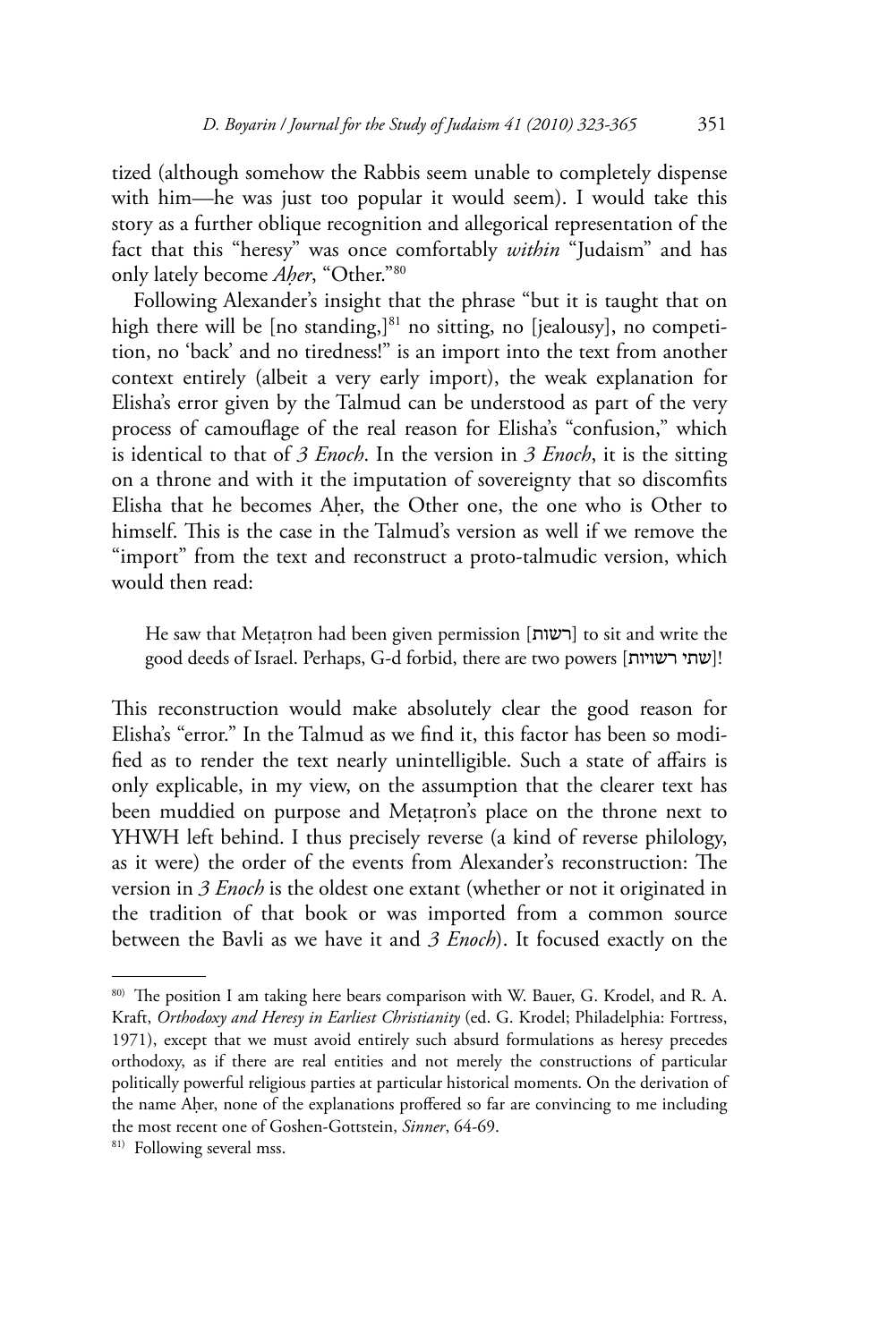tized (although somehow the Rabbis seem unable to completely dispense with him—he was just too popular it would seem). I would take this story as a further oblique recognition and allegorical representation of the fact that this "heresy" was once comfortably *within* "Judaism" and has only lately become *Aḥer*, "Other."[80]

Following Alexander's insight that the phrase "but it is taught that on high there will be [no standing,][81] no sitting, no [jealousy], no competition, no 'back' and no tiredness!" is an import into the text from another context entirely (albeit a very early import), the weak explanation for Elisha's error given by the Talmud can be understood as part of the very process of camouflage of the real reason for Elisha's "confusion," which is identical to that of *3 Enoch*. In the version in *3 Enoch*, it is the sitting on a throne and with it the imputation of sovereignty that so discomfits Elisha that he becomes Aḥer, the Other one, the one who is Other to himself. This is the case in the Talmud's version as well if we remove the "import" from the text and reconstruct a proto-talmudic version, which would then read:

> He saw that Meṭaṭron had been given permission [רשות] to sit and write the good deeds of Israel. Perhaps, G-d forbid, there are two powers [שתי רשויות]!

This reconstruction would make absolutely clear the good reason for Elisha's "error." In the Talmud as we find it, this factor has been so modified as to render the text nearly unintelligible. Such a state of affairs is only explicable, in my view, on the assumption that the clearer text has been muddied on purpose and Meṭaṭron's place on the throne next to YHWH left behind. I thus precisely reverse (a kind of reverse philology, as it were) the order of the events from Alexander's reconstruction: The version in *3 Enoch* is the oldest one extant (whether or not it originated in the tradition of that book or was imported from a common source between the Bavli as we have it and *3 Enoch*). It focused exactly on the

---

[80] The position I am taking here bears comparison with W. Bauer, G. Krodel, and R. A. Kraft, *Orthodoxy and Heresy in Earliest Christianity* (ed. G. Krodel; Philadelphia: Fortress, 1971), except that we must avoid entirely such absurd formulations as heresy precedes orthodoxy, as if there are real entities and not merely the constructions of particular politically powerful religious parties at particular historical moments. On the derivation of the name Aḥer, none of the explanations proffered so far are convincing to me including the most recent one of Goshen-Gottstein, *Sinner*, 64-69.

[81] Following several mss.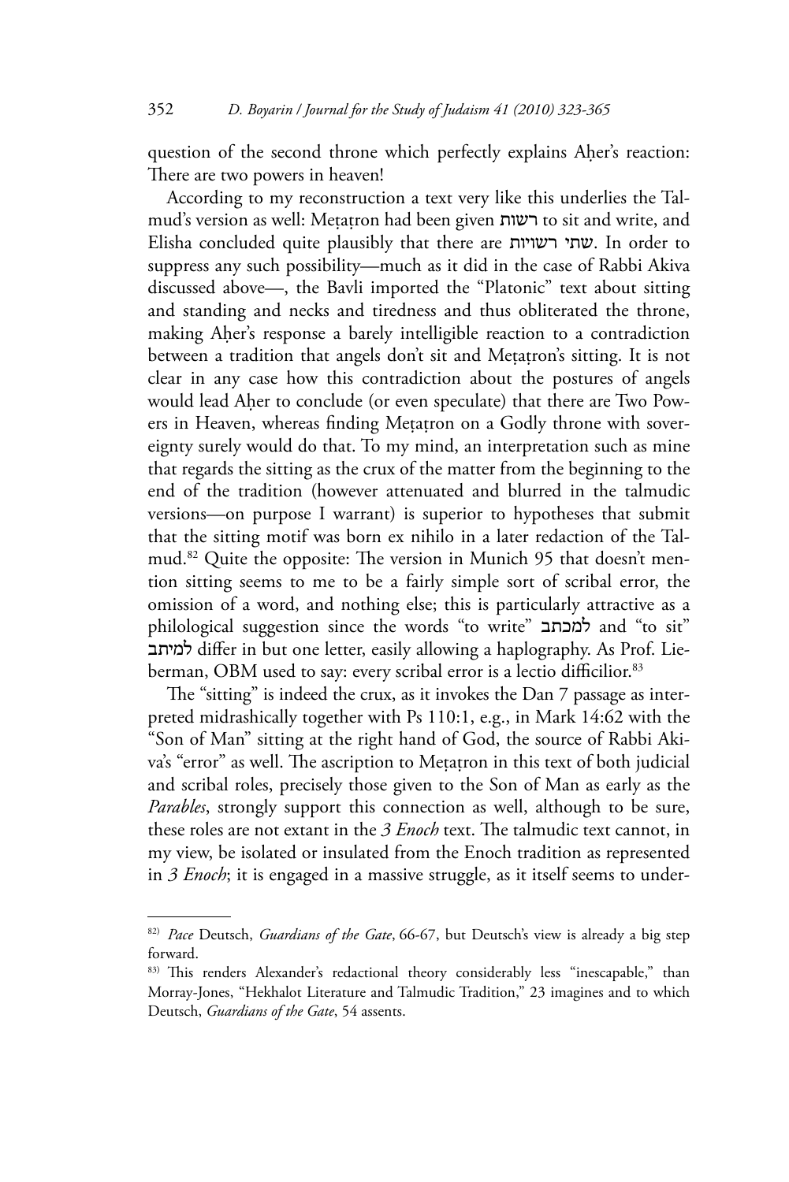question of the second throne which perfectly explains Aḥer's reaction: There are two powers in heaven!

According to my reconstruction a text very like this underlies the Talmud's version as well: Meṭaṭron had been given רשות to sit and write, and Elisha concluded quite plausibly that there are שתי רשויות. In order to suppress any such possibility—much as it did in the case of Rabbi Akiva discussed above—, the Bavli imported the "Platonic" text about sitting and standing and necks and tiredness and thus obliterated the throne, making Aḥer's response a barely intelligible reaction to a contradiction between a tradition that angels don't sit and Meṭaṭron's sitting. It is not clear in any case how this contradiction about the postures of angels would lead Aḥer to conclude (or even speculate) that there are Two Powers in Heaven, whereas finding Meṭaṭron on a Godly throne with sovereignty surely would do that. To my mind, an interpretation such as mine that regards the sitting as the crux of the matter from the beginning to the end of the tradition (however attenuated and blurred in the talmudic versions—on purpose I warrant) is superior to hypotheses that submit that the sitting motif was born ex nihilo in a later redaction of the Talmud.[82] Quite the opposite: The version in Munich 95 that doesn't mention sitting seems to me to be a fairly simple sort of scribal error, the omission of a word, and nothing else; this is particularly attractive as a philological suggestion since the words "to write" למכתב and "to sit" למיתב differ in but one letter, easily allowing a haplography. As Prof. Lieberman, OBM used to say: every scribal error is a lectio difficilior.[83]

The "sitting" is indeed the crux, as it invokes the Dan 7 passage as interpreted midrashically together with Ps 110:1, e.g., in Mark 14:62 with the "Son of Man" sitting at the right hand of God, the source of Rabbi Akiva's "error" as well. The ascription to Meṭaṭron in this text of both judicial and scribal roles, precisely those given to the Son of Man as early as the *Parables*, strongly support this connection as well, although to be sure, these roles are not extant in the *3 Enoch* text. The talmudic text cannot, in my view, be isolated or insulated from the Enoch tradition as represented in *3 Enoch*; it is engaged in a massive struggle, as it itself seems to under-

---

82) *Pace* Deutsch, *Guardians of the Gate*, 66-67, but Deutsch's view is already a big step forward.

83) This renders Alexander's redactional theory considerably less "inescapable," than Morray-Jones, "Hekhalot Literature and Talmudic Tradition," 23 imagines and to which Deutsch, *Guardians of the Gate*, 54 assents.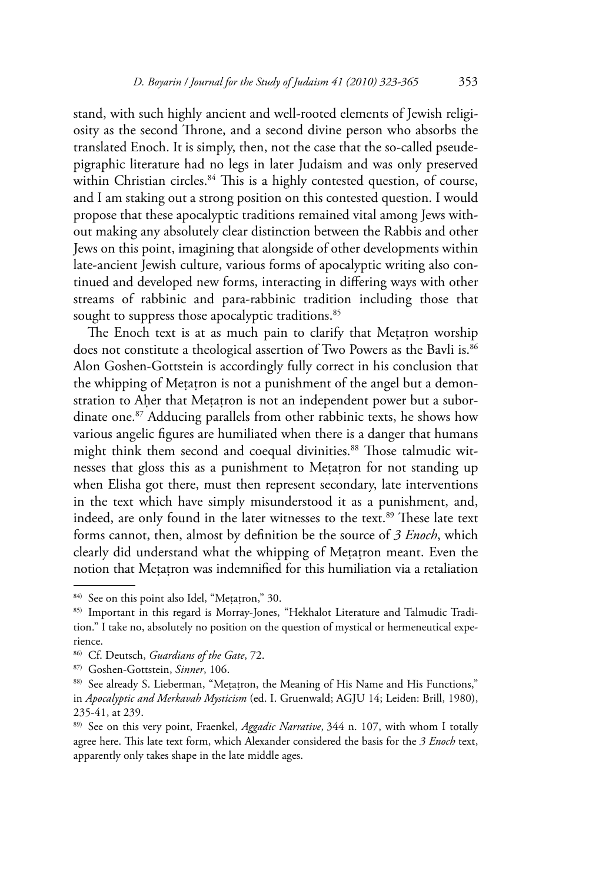stand, with such highly ancient and well-rooted elements of Jewish religiosity as the second Throne, and a second divine person who absorbs the translated Enoch. It is simply, then, not the case that the so-called pseudepigraphic literature had no legs in later Judaism and was only preserved within Christian circles.[84] This is a highly contested question, of course, and I am staking out a strong position on this contested question. I would propose that these apocalyptic traditions remained vital among Jews without making any absolutely clear distinction between the Rabbis and other Jews on this point, imagining that alongside of other developments within late-ancient Jewish culture, various forms of apocalyptic writing also continued and developed new forms, interacting in differing ways with other streams of rabbinic and para-rabbinic tradition including those that sought to suppress those apocalyptic traditions.[85]

The Enoch text is at as much pain to clarify that Meṭaṭron worship does not constitute a theological assertion of Two Powers as the Bavli is.[86] Alon Goshen-Gottstein is accordingly fully correct in his conclusion that the whipping of Meṭaṭron is not a punishment of the angel but a demonstration to Aḥer that Meṭaṭron is not an independent power but a subordinate one.[87] Adducing parallels from other rabbinic texts, he shows how various angelic figures are humiliated when there is a danger that humans might think them second and coequal divinities.[88] Those talmudic witnesses that gloss this as a punishment to Meṭaṭron for not standing up when Elisha got there, must then represent secondary, late interventions in the text which have simply misunderstood it as a punishment, and, indeed, are only found in the later witnesses to the text.[89] These late text forms cannot, then, almost by definition be the source of *3 Enoch*, which clearly did understand what the whipping of Meṭaṭron meant. Even the notion that Meṭaṭron was indemnified for this humiliation via a retaliation

---

84) See on this point also Idel, "Meṭaṭron," 30.

85) Important in this regard is Morray-Jones, "Hekhalot Literature and Talmudic Tradition." I take no, absolutely no position on the question of mystical or hermeneutical experience.

86) Cf. Deutsch, *Guardians of the Gate*, 72.

87) Goshen-Gottstein, *Sinner*, 106.

88) See already S. Lieberman, "Meṭaṭron, the Meaning of His Name and His Functions," in *Apocalyptic and Merkavah Mysticism* (ed. I. Gruenwald; AGJU 14; Leiden: Brill, 1980), 235-41, at 239.

89) See on this very point, Fraenkel, *Aggadic Narrative*, 344 n. 107, with whom I totally agree here. This late text form, which Alexander considered the basis for the *3 Enoch* text, apparently only takes shape in the late middle ages.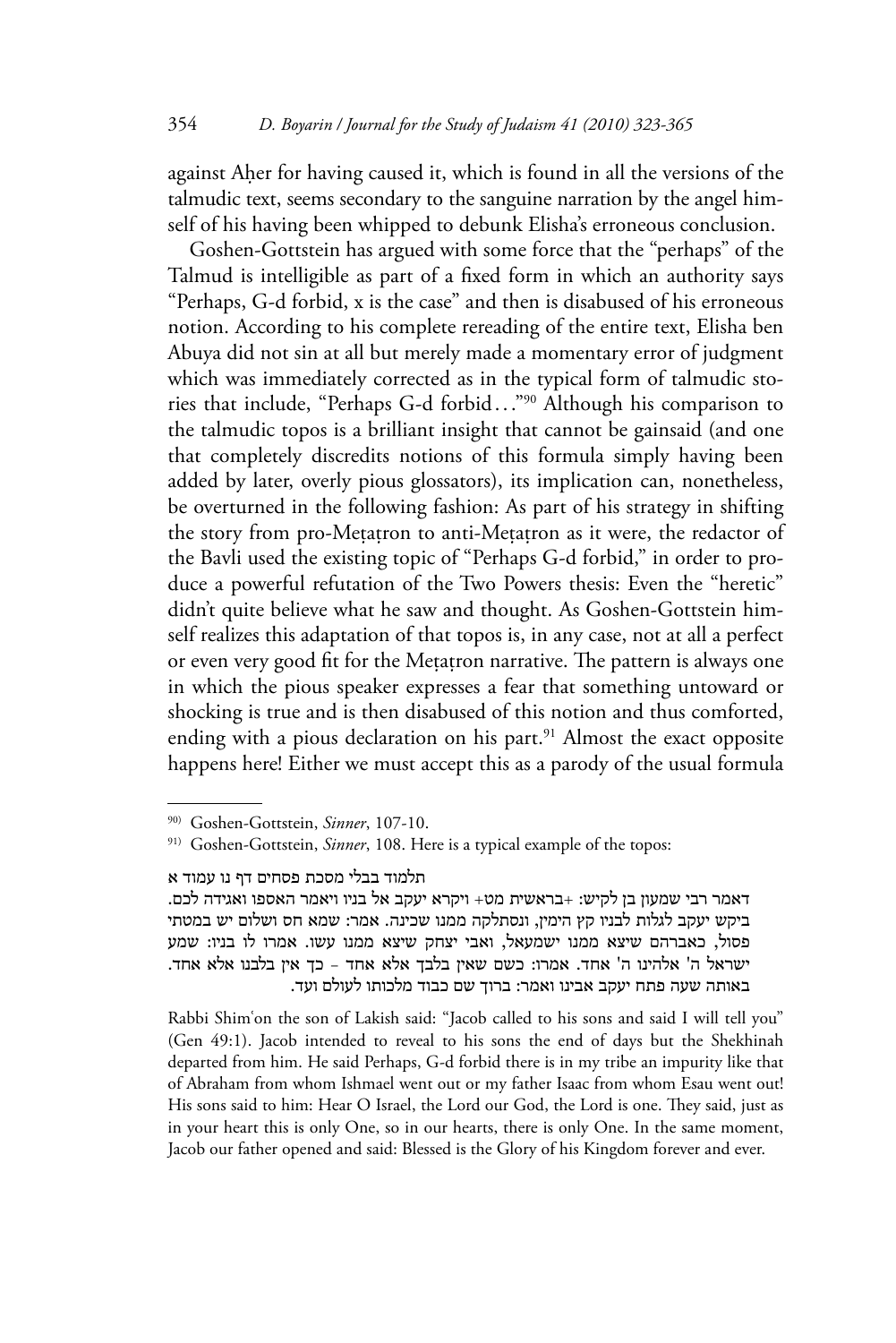against Aḥer for having caused it, which is found in all the versions of the talmudic text, seems secondary to the sanguine narration by the angel himself of his having been whipped to debunk Elisha's erroneous conclusion.

Goshen-Gottstein has argued with some force that the "perhaps" of the Talmud is intelligible as part of a fixed form in which an authority says "Perhaps, G-d forbid, x is the case" and then is disabused of his erroneous notion. According to his complete rereading of the entire text, Elisha ben Abuya did not sin at all but merely made a momentary error of judgment which was immediately corrected as in the typical form of talmudic stories that include, "Perhaps G-d forbid…"[90] Although his comparison to the talmudic topos is a brilliant insight that cannot be gainsaid (and one that completely discredits notions of this formula simply having been added by later, overly pious glossators), its implication can, nonetheless, be overturned in the following fashion: As part of his strategy in shifting the story from pro-Meṭaṭron to anti-Meṭaṭron as it were, the redactor of the Bavli used the existing topic of "Perhaps G-d forbid," in order to produce a powerful refutation of the Two Powers thesis: Even the "heretic" didn't quite believe what he saw and thought. As Goshen-Gottstein himself realizes this adaptation of that topos is, in any case, not at all a perfect or even very good fit for the Meṭaṭron narrative. The pattern is always one in which the pious speaker expresses a fear that something untoward or shocking is true and is then disabused of this notion and thus comforted, ending with a pious declaration on his part.[91] Almost the exact opposite happens here! Either we must accept this as a parody of the usual formula

---

[90] Goshen-Gottstein, *Sinner*, 107-10.

[91] Goshen-Gottstein, *Sinner*, 108. Here is a typical example of the topos:

תלמוד בבלי מסכת פסחים דף נו עמוד א

דאמר רבי שמעון בן לקיש: +בראשית מט+ ויקרא יעקב אל בניו ויאמר האספו ואגידה לכם. ביקש יעקב לגלות לבניו קץ הימין, ונסתלקה ממנו שכינה. אמר: שמא חס ושלום יש במטתי פסול, כאברהם שיצא ממנו ישמעאל, ואבי יצחק שיצא ממנו עשו. אמרו לו בניו: שמע ישראל ה' אלהינו ה' אחד. אמרו: כשם שאין בלבך אלא אחד – כך אין בלבנו אלא אחד. באותה שעה פתח יעקב אבינו ואמר: ברוך שם כבוד מלכותו לעולם ועד.

Rabbi Shim'on the son of Lakish said: "Jacob called to his sons and said I will tell you" (Gen 49:1). Jacob intended to reveal to his sons the end of days but the Shekhinah departed from him. He said Perhaps, G-d forbid there is in my tribe an impurity like that of Abraham from whom Ishmael went out or my father Isaac from whom Esau went out! His sons said to him: Hear O Israel, the Lord our God, the Lord is one. They said, just as in your heart this is only One, so in our hearts, there is only One. In the same moment, Jacob our father opened and said: Blessed is the Glory of his Kingdom forever and ever.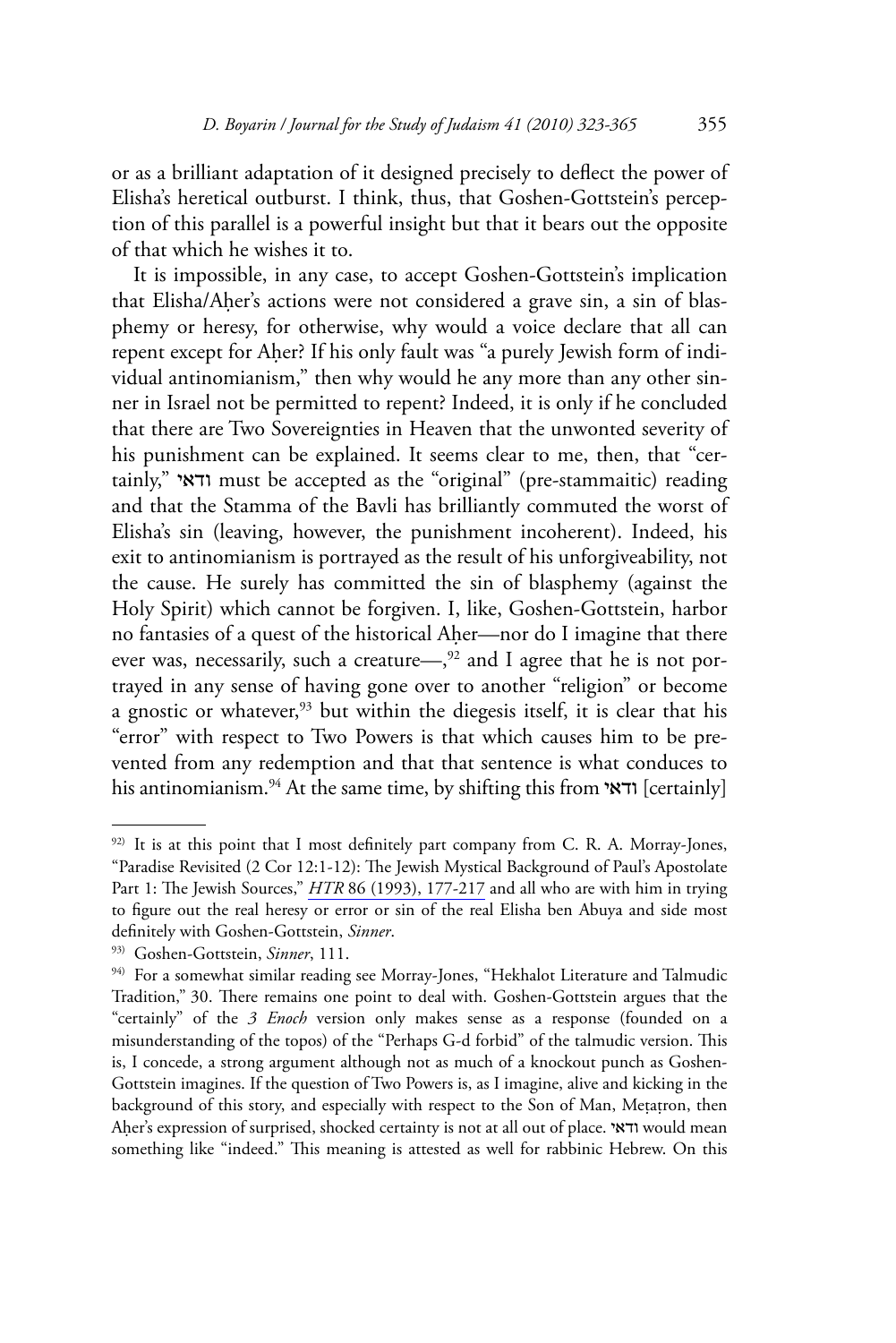or as a brilliant adaptation of it designed precisely to deflect the power of Elisha's heretical outburst. I think, thus, that Goshen-Gottstein's perception of this parallel is a powerful insight but that it bears out the opposite of that which he wishes it to.

It is impossible, in any case, to accept Goshen-Gottstein's implication that Elisha/Aḥer's actions were not considered a grave sin, a sin of blasphemy or heresy, for otherwise, why would a voice declare that all can repent except for Aḥer? If his only fault was "a purely Jewish form of individual antinomianism," then why would he any more than any other sinner in Israel not be permitted to repent? Indeed, it is only if he concluded that there are Two Sovereignties in Heaven that the unwonted severity of his punishment can be explained. It seems clear to me, then, that "certainly," ודאי must be accepted as the "original" (pre-stammaitic) reading and that the Stamma of the Bavli has brilliantly commuted the worst of Elisha's sin (leaving, however, the punishment incoherent). Indeed, his exit to antinomianism is portrayed as the result of his unforgiveability, not the cause. He surely has committed the sin of blasphemy (against the Holy Spirit) which cannot be forgiven. I, like, Goshen-Gottstein, harbor no fantasies of a quest of the historical Aḥer—nor do I imagine that there ever was, necessarily, such a creature—,[92] and I agree that he is not portrayed in any sense of having gone over to another "religion" or become a gnostic or whatever,[93] but within the diegesis itself, it is clear that his "error" with respect to Two Powers is that which causes him to be prevented from any redemption and that that sentence is what conduces to his antinomianism.[94] At the same time, by shifting this from ודאי [certainly]

---

[92] It is at this point that I most definitely part company from C. R. A. Morray-Jones, "Paradise Revisited (2 Cor 12:1-12): The Jewish Mystical Background of Paul's Apostolate Part 1: The Jewish Sources," *HTR* 86 (1993), 177-217 and all who are with him in trying to figure out the real heresy or error or sin of the real Elisha ben Abuya and side most definitely with Goshen-Gottstein, *Sinner*.

[93] Goshen-Gottstein, *Sinner*, 111.

[94] For a somewhat similar reading see Morray-Jones, "Hekhalot Literature and Talmudic Tradition," 30. There remains one point to deal with. Goshen-Gottstein argues that the "certainly" of the *3 Enoch* version only makes sense as a response (founded on a misunderstanding of the topos) of the "Perhaps G-d forbid" of the talmudic version. This is, I concede, a strong argument although not as much of a knockout punch as Goshen-Gottstein imagines. If the question of Two Powers is, as I imagine, alive and kicking in the background of this story, and especially with respect to the Son of Man, Meṭaṭron, then Aḥer's expression of surprised, shocked certainty is not at all out of place. ודאי would mean something like "indeed." This meaning is attested as well for rabbinic Hebrew. On this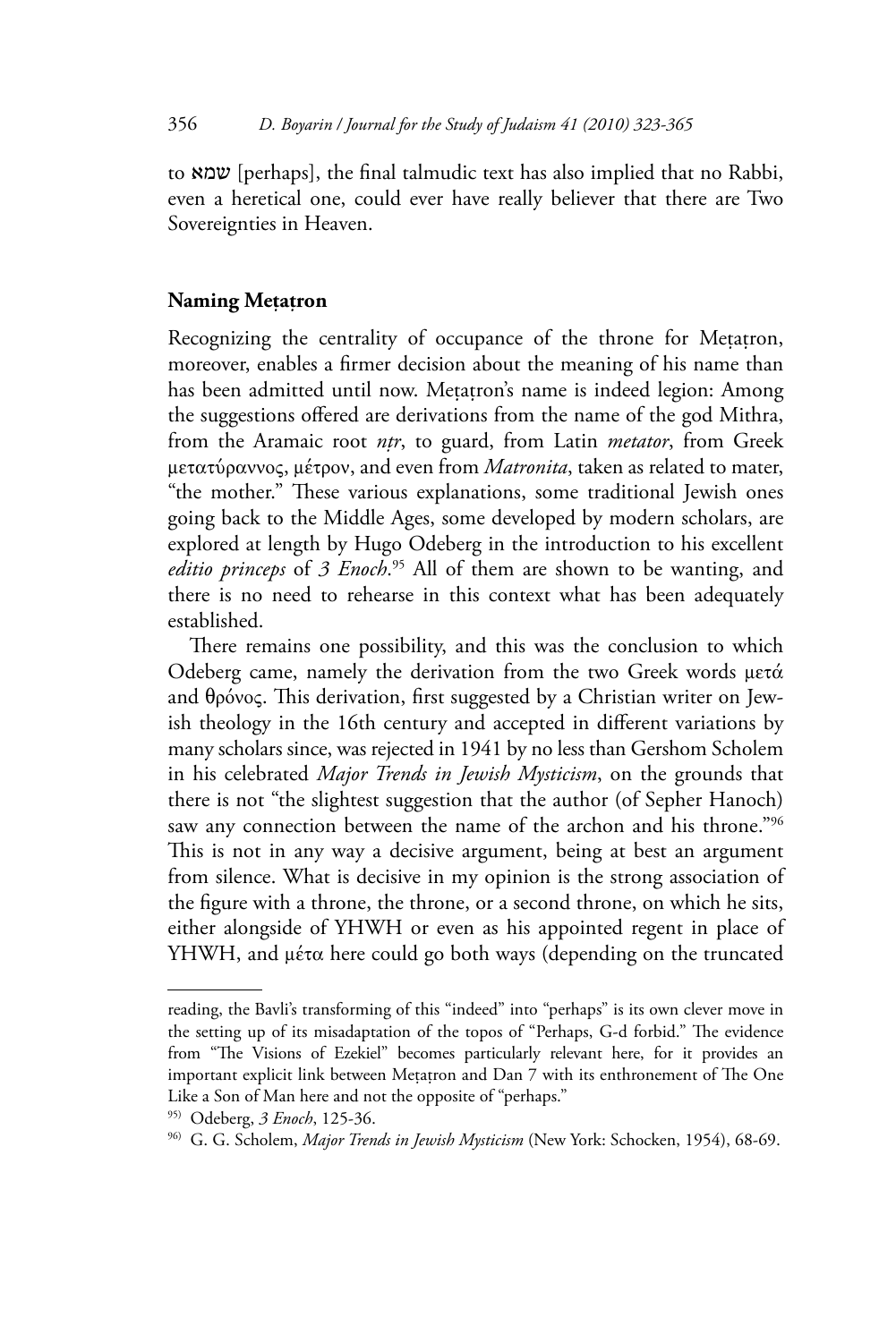to שמא [perhaps], the final talmudic text has also implied that no Rabbi, even a heretical one, could ever have really believer that there are Two Sovereignties in Heaven.

## Naming Meṭaṭron

Recognizing the centrality of occupance of the throne for Meṭaṭron, moreover, enables a firmer decision about the meaning of his name than has been admitted until now. Meṭaṭron's name is indeed legion: Among the suggestions offered are derivations from the name of the god Mithra, from the Aramaic root *nṭr*, to guard, from Latin *metator*, from Greek μετατύραννος, μέτρον, and even from *Matronita*, taken as related to mater, "the mother." These various explanations, some traditional Jewish ones going back to the Middle Ages, some developed by modern scholars, are explored at length by Hugo Odeberg in the introduction to his excellent *editio princeps* of *3 Enoch*.[95] All of them are shown to be wanting, and there is no need to rehearse in this context what has been adequately established.

There remains one possibility, and this was the conclusion to which Odeberg came, namely the derivation from the two Greek words μετά and θρόνος. This derivation, first suggested by a Christian writer on Jewish theology in the 16th century and accepted in different variations by many scholars since, was rejected in 1941 by no less than Gershom Scholem in his celebrated *Major Trends in Jewish Mysticism*, on the grounds that there is not "the slightest suggestion that the author (of Sepher Hanoch) saw any connection between the name of the archon and his throne."[96] This is not in any way a decisive argument, being at best an argument from silence. What is decisive in my opinion is the strong association of the figure with a throne, the throne, or a second throne, on which he sits, either alongside of YHWH or even as his appointed regent in place of YHWH, and μέτα here could go both ways (depending on the truncated

---

reading, the Bavli's transforming of this "indeed" into "perhaps" is its own clever move in the setting up of its misadaptation of the topos of "Perhaps, G-d forbid." The evidence from "The Visions of Ezekiel" becomes particularly relevant here, for it provides an important explicit link between Meṭaṭron and Dan 7 with its enthronement of The One Like a Son of Man here and not the opposite of "perhaps."

[95] Odeberg, *3 Enoch*, 125-36.

[96] G. G. Scholem, *Major Trends in Jewish Mysticism* (New York: Schocken, 1954), 68-69.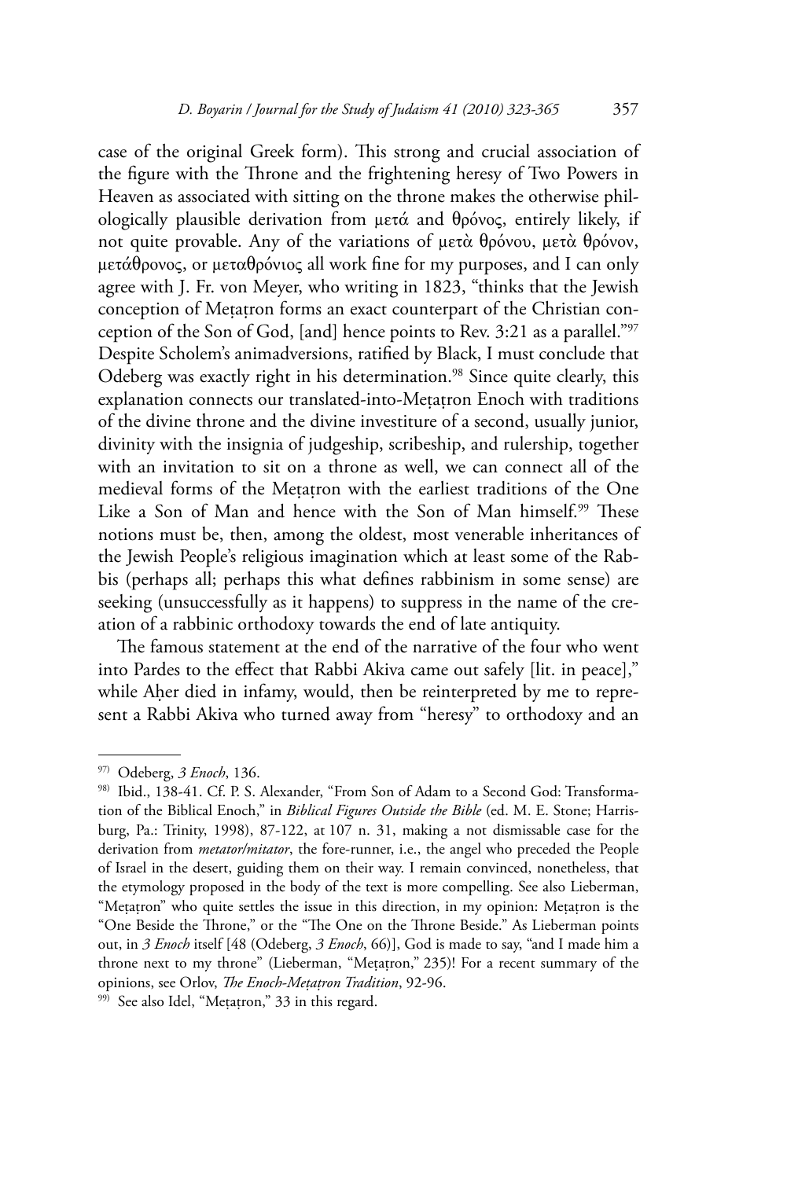case of the original Greek form). This strong and crucial association of the figure with the Throne and the frightening heresy of Two Powers in Heaven as associated with sitting on the throne makes the otherwise philologically plausible derivation from μετά and θρόνος, entirely likely, if not quite provable. Any of the variations of μετὰ θρόνου, μετὰ θρόνον, μετάθρονος, or μεταθρόνιος all work fine for my purposes, and I can only agree with J. Fr. von Meyer, who writing in 1823, "thinks that the Jewish conception of Meṭaṭron forms an exact counterpart of the Christian conception of the Son of God, [and] hence points to Rev. 3:21 as a parallel."[97] Despite Scholem's animadversions, ratified by Black, I must conclude that Odeberg was exactly right in his determination.[98] Since quite clearly, this explanation connects our translated-into-Meṭaṭron Enoch with traditions of the divine throne and the divine investiture of a second, usually junior, divinity with the insignia of judgeship, scribeship, and rulership, together with an invitation to sit on a throne as well, we can connect all of the medieval forms of the Meṭaṭron with the earliest traditions of the One Like a Son of Man and hence with the Son of Man himself.[99] These notions must be, then, among the oldest, most venerable inheritances of the Jewish People's religious imagination which at least some of the Rabbis (perhaps all; perhaps this what defines rabbinism in some sense) are seeking (unsuccessfully as it happens) to suppress in the name of the creation of a rabbinic orthodoxy towards the end of late antiquity.

The famous statement at the end of the narrative of the four who went into Pardes to the effect that Rabbi Akiva came out safely [lit. in peace]," while Aḥer died in infamy, would, then be reinterpreted by me to represent a Rabbi Akiva who turned away from "heresy" to orthodoxy and an

---

[97] Odeberg, *3 Enoch*, 136.

[98] Ibid., 138-41. Cf. P. S. Alexander, "From Son of Adam to a Second God: Transformation of the Biblical Enoch," in *Biblical Figures Outside the Bible* (ed. M. E. Stone; Harrisburg, Pa.: Trinity, 1998), 87-122, at 107 n. 31, making a not dismissable case for the derivation from *metator/mitator*, the fore-runner, i.e., the angel who preceded the People of Israel in the desert, guiding them on their way. I remain convinced, nonetheless, that the etymology proposed in the body of the text is more compelling. See also Lieberman, "Meṭaṭron" who quite settles the issue in this direction, in my opinion: Meṭaṭron is the "One Beside the Throne," or the "The One on the Throne Beside." As Lieberman points out, in *3 Enoch* itself [48 (Odeberg, *3 Enoch*, 66)], God is made to say, "and I made him a throne next to my throne" (Lieberman, "Meṭaṭron," 235)! For a recent summary of the opinions, see Orlov, *The Enoch-Meṭaṭron Tradition*, 92-96.

[99] See also Idel, "Meṭaṭron," 33 in this regard.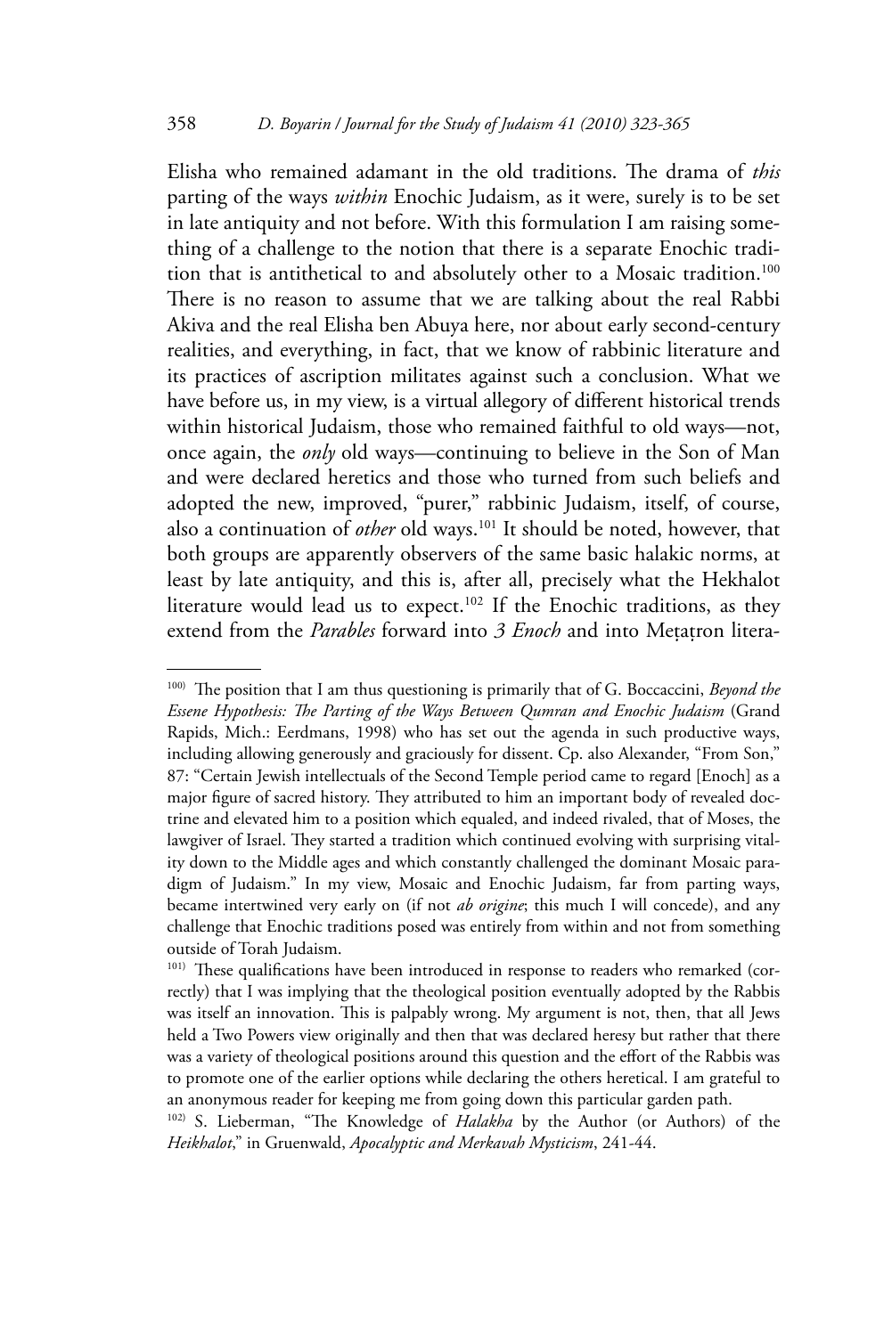Elisha who remained adamant in the old traditions. The drama of *this* parting of the ways *within* Enochic Judaism, as it were, surely is to be set in late antiquity and not before. With this formulation I am raising something of a challenge to the notion that there is a separate Enochic tradition that is antithetical to and absolutely other to a Mosaic tradition.[100] There is no reason to assume that we are talking about the real Rabbi Akiva and the real Elisha ben Abuya here, nor about early second-century realities, and everything, in fact, that we know of rabbinic literature and its practices of ascription militates against such a conclusion. What we have before us, in my view, is a virtual allegory of different historical trends within historical Judaism, those who remained faithful to old ways—not, once again, the *only* old ways—continuing to believe in the Son of Man and were declared heretics and those who turned from such beliefs and adopted the new, improved, "purer," rabbinic Judaism, itself, of course, also a continuation of *other* old ways.[101] It should be noted, however, that both groups are apparently observers of the same basic halakic norms, at least by late antiquity, and this is, after all, precisely what the Hekhalot literature would lead us to expect.[102] If the Enochic traditions, as they extend from the *Parables* forward into *3 Enoch* and into Meṭaṭron litera-

---

[100] The position that I am thus questioning is primarily that of G. Boccaccini, *Beyond the Essene Hypothesis: The Parting of the Ways Between Qumran and Enochic Judaism* (Grand Rapids, Mich.: Eerdmans, 1998) who has set out the agenda in such productive ways, including allowing generously and graciously for dissent. Cp. also Alexander, "From Son," 87: "Certain Jewish intellectuals of the Second Temple period came to regard [Enoch] as a major figure of sacred history. They attributed to him an important body of revealed doctrine and elevated him to a position which equaled, and indeed rivaled, that of Moses, the lawgiver of Israel. They started a tradition which continued evolving with surprising vitality down to the Middle ages and which constantly challenged the dominant Mosaic paradigm of Judaism." In my view, Mosaic and Enochic Judaism, far from parting ways, became intertwined very early on (if not *ab origine*; this much I will concede), and any challenge that Enochic traditions posed was entirely from within and not from something outside of Torah Judaism.

[101] These qualifications have been introduced in response to readers who remarked (correctly) that I was implying that the theological position eventually adopted by the Rabbis was itself an innovation. This is palpably wrong. My argument is not, then, that all Jews held a Two Powers view originally and then that was declared heresy but rather that there was a variety of theological positions around this question and the effort of the Rabbis was to promote one of the earlier options while declaring the others heretical. I am grateful to an anonymous reader for keeping me from going down this particular garden path.

[102] S. Lieberman, "The Knowledge of *Halakha* by the Author (or Authors) of the *Heikhalot*," in Gruenwald, *Apocalyptic and Merkavah Mysticism*, 241-44.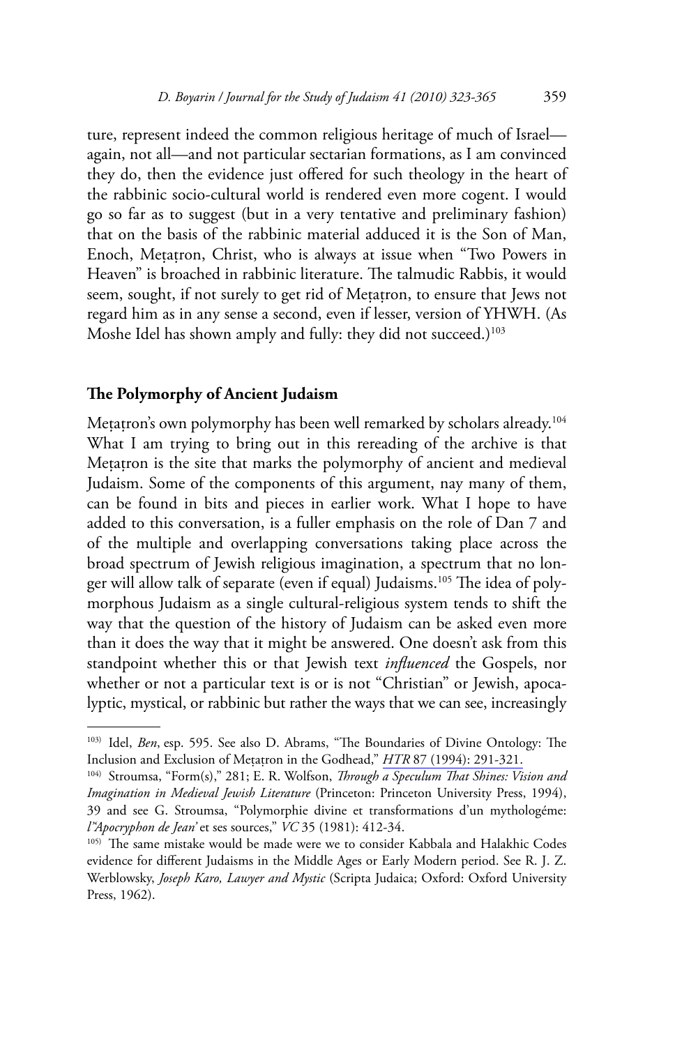ture, represent indeed the common religious heritage of much of Israel—again, not all—and not particular sectarian formations, as I am convinced they do, then the evidence just offered for such theology in the heart of the rabbinic socio-cultural world is rendered even more cogent. I would go so far as to suggest (but in a very tentative and preliminary fashion) that on the basis of the rabbinic material adduced it is the Son of Man, Enoch, Meṭaṭron, Christ, who is always at issue when "Two Powers in Heaven" is broached in rabbinic literature. The talmudic Rabbis, it would seem, sought, if not surely to get rid of Meṭaṭron, to ensure that Jews not regard him as in any sense a second, even if lesser, version of YHWH. (As Moshe Idel has shown amply and fully: they did not succeed.)[103]

## The Polymorphy of Ancient Judaism

Meṭaṭron's own polymorphy has been well remarked by scholars already.[104] What I am trying to bring out in this rereading of the archive is that Meṭaṭron is the site that marks the polymorphy of ancient and medieval Judaism. Some of the components of this argument, nay many of them, can be found in bits and pieces in earlier work. What I hope to have added to this conversation, is a fuller emphasis on the role of Dan 7 and of the multiple and overlapping conversations taking place across the broad spectrum of Jewish religious imagination, a spectrum that no longer will allow talk of separate (even if equal) Judaisms.[105] The idea of polymorphous Judaism as a single cultural-religious system tends to shift the way that the question of the history of Judaism can be asked even more than it does the way that it might be answered. One doesn't ask from this standpoint whether this or that Jewish text *influenced* the Gospels, nor whether or not a particular text is or is not "Christian" or Jewish, apocalyptic, mystical, or rabbinic but rather the ways that we can see, increasingly

---

[103] Idel, *Ben*, esp. 595. See also D. Abrams, "The Boundaries of Divine Ontology: The Inclusion and Exclusion of Meṭaṭron in the Godhead," *HTR* 87 (1994): 291-321.

[104] Stroumsa, "Form(s)," 281; E. R. Wolfson, *Through a Speculum That Shines: Vision and Imagination in Medieval Jewish Literature* (Princeton: Princeton University Press, 1994), 39 and see G. Stroumsa, "Polymorphie divine et transformations d'un mythologéme: *l'"Apocryphon de Jean'* et ses sources," *VC* 35 (1981): 412-34.

[105] The same mistake would be made were we to consider Kabbala and Halakhic Codes evidence for different Judaisms in the Middle Ages or Early Modern period. See R. J. Z. Werblowsky, *Joseph Karo, Lawyer and Mystic* (Scripta Judaica; Oxford: Oxford University Press, 1962).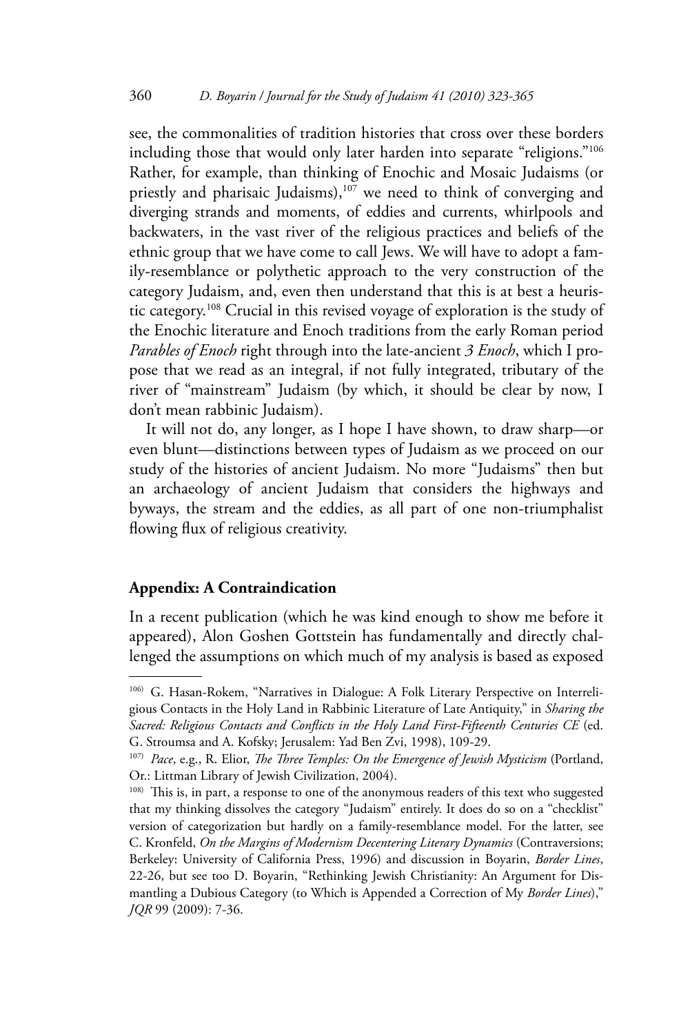see, the commonalities of tradition histories that cross over these borders including those that would only later harden into separate "religions."[106] Rather, for example, than thinking of Enochic and Mosaic Judaisms (or priestly and pharisaic Judaisms),[107] we need to think of converging and diverging strands and moments, of eddies and currents, whirlpools and backwaters, in the vast river of the religious practices and beliefs of the ethnic group that we have come to call Jews. We will have to adopt a family-resemblance or polythetic approach to the very construction of the category Judaism, and, even then understand that this is at best a heuristic category.[108] Crucial in this revised voyage of exploration is the study of the Enochic literature and Enoch traditions from the early Roman period *Parables of Enoch* right through into the late-ancient *3 Enoch*, which I propose that we read as an integral, if not fully integrated, tributary of the river of "mainstream" Judaism (by which, it should be clear by now, I don't mean rabbinic Judaism).

It will not do, any longer, as I hope I have shown, to draw sharp—or even blunt—distinctions between types of Judaism as we proceed on our study of the histories of ancient Judaism. No more "Judaisms" then but an archaeology of ancient Judaism that considers the highways and byways, the stream and the eddies, as all part of one non-triumphalist flowing flux of religious creativity.

## Appendix: A Contraindication

In a recent publication (which he was kind enough to show me before it appeared), Alon Goshen Gottstein has fundamentally and directly challenged the assumptions on which much of my analysis is based as exposed

---

[106] G. Hasan-Rokem, "Narratives in Dialogue: A Folk Literary Perspective on Interreligious Contacts in the Holy Land in Rabbinic Literature of Late Antiquity," in *Sharing the Sacred: Religious Contacts and Conflicts in the Holy Land First-Fifteenth Centuries CE* (ed. G. Stroumsa and A. Kofsky; Jerusalem: Yad Ben Zvi, 1998), 109-29.

[107] *Pace*, e.g., R. Elior, *The Three Temples: On the Emergence of Jewish Mysticism* (Portland, Or.: Littman Library of Jewish Civilization, 2004).

[108] This is, in part, a response to one of the anonymous readers of this text who suggested that my thinking dissolves the category "Judaism" entirely. It does do so on a "checklist" version of categorization but hardly on a family-resemblance model. For the latter, see C. Kronfeld, *On the Margins of Modernism Decentering Literary Dynamics* (Contraversions; Berkeley: University of California Press, 1996) and discussion in Boyarin, *Border Lines*, 22-26, but see too D. Boyarin, "Rethinking Jewish Christianity: An Argument for Dismantling a Dubious Category (to Which is Appended a Correction of My *Border Lines*)," *JQR* 99 (2009): 7-36.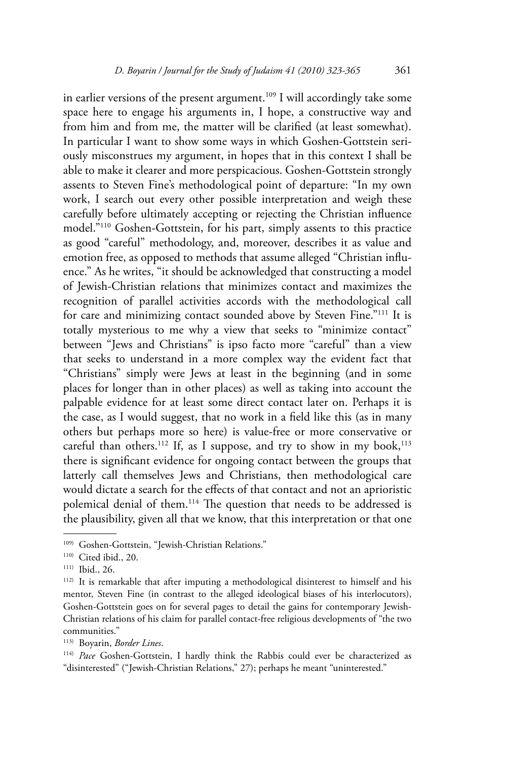in earlier versions of the present argument.[109] I will accordingly take some space here to engage his arguments in, I hope, a constructive way and from him and from me, the matter will be clarified (at least somewhat). In particular I want to show some ways in which Goshen-Gottstein seriously misconstrues my argument, in hopes that in this context I shall be able to make it clearer and more perspicacious. Goshen-Gottstein strongly assents to Steven Fine's methodological point of departure: "In my own work, I search out every other possible interpretation and weigh these carefully before ultimately accepting or rejecting the Christian influence model."[110] Goshen-Gottstein, for his part, simply assents to this practice as good "careful" methodology, and, moreover, describes it as value and emotion free, as opposed to methods that assume alleged "Christian influence." As he writes, "it should be acknowledged that constructing a model of Jewish-Christian relations that minimizes contact and maximizes the recognition of parallel activities accords with the methodological call for care and minimizing contact sounded above by Steven Fine."[111] It is totally mysterious to me why a view that seeks to "minimize contact" between "Jews and Christians" is ipso facto more "careful" than a view that seeks to understand in a more complex way the evident fact that "Christians" simply were Jews at least in the beginning (and in some places for longer than in other places) as well as taking into account the palpable evidence for at least some direct contact later on. Perhaps it is the case, as I would suggest, that no work in a field like this (as in many others but perhaps more so here) is value-free or more conservative or careful than others.[112] If, as I suppose, and try to show in my book,[113] there is significant evidence for ongoing contact between the groups that latterly call themselves Jews and Christians, then methodological care would dictate a search for the effects of that contact and not an aprioristic polemical denial of them.[114] The question that needs to be addressed is the plausibility, given all that we know, that this interpretation or that one

---

109) Goshen-Gottstein, "Jewish-Christian Relations."

110) Cited ibid., 20.

111) Ibid., 26.

112) It is remarkable that after imputing a methodological disinterest to himself and his mentor, Steven Fine (in contrast to the alleged ideological biases of his interlocutors), Goshen-Gottstein goes on for several pages to detail the gains for contemporary Jewish-Christian relations of his claim for parallel contact-free religious developments of "the two communities."

113) Boyarin, *Border Lines*.

114) *Pace* Goshen-Gottstein, I hardly think the Rabbis could ever be characterized as "disinterested" ("Jewish-Christian Relations," 27); perhaps he meant "uninterested."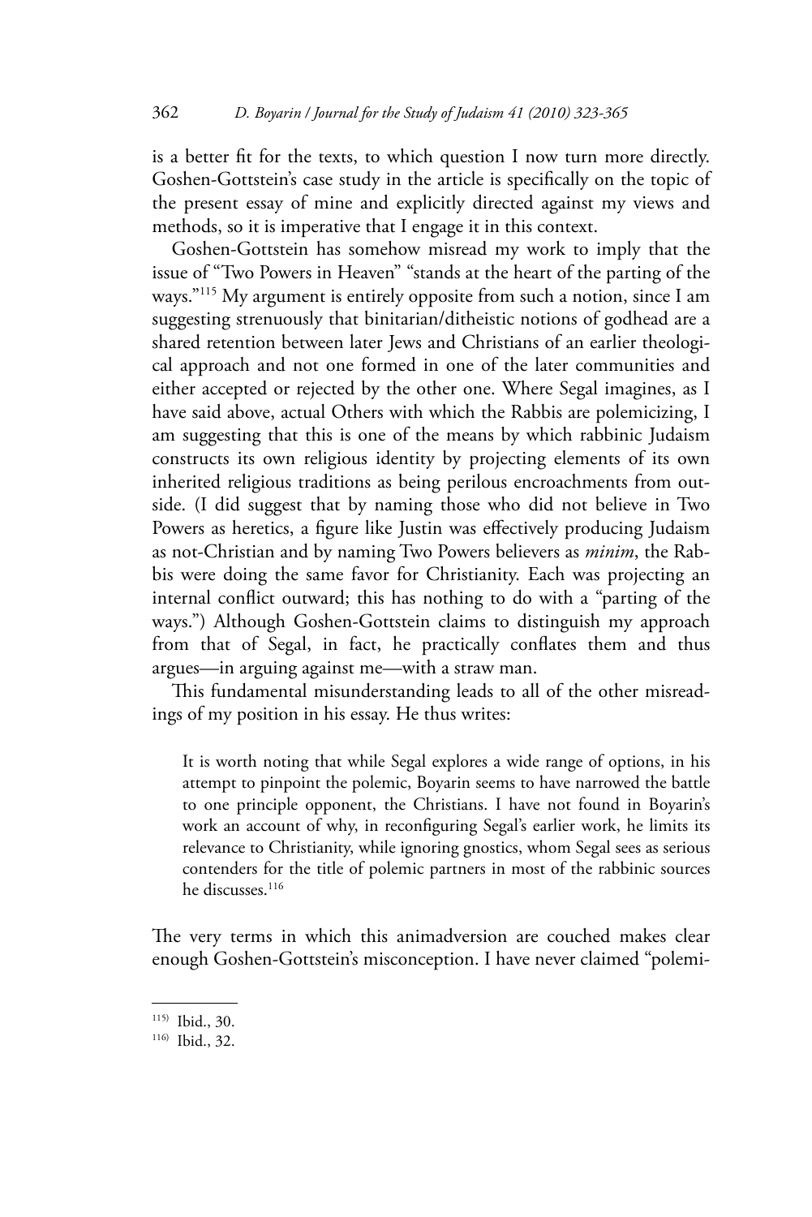is a better fit for the texts, to which question I now turn more directly. Goshen-Gottstein's case study in the article is specifically on the topic of the present essay of mine and explicitly directed against my views and methods, so it is imperative that I engage it in this context.

Goshen-Gottstein has somehow misread my work to imply that the issue of "Two Powers in Heaven" "stands at the heart of the parting of the ways."[115] My argument is entirely opposite from such a notion, since I am suggesting strenuously that binitarian/ditheistic notions of godhead are a shared retention between later Jews and Christians of an earlier theological approach and not one formed in one of the later communities and either accepted or rejected by the other one. Where Segal imagines, as I have said above, actual Others with which the Rabbis are polemicizing, I am suggesting that this is one of the means by which rabbinic Judaism constructs its own religious identity by projecting elements of its own inherited religious traditions as being perilous encroachments from outside. (I did suggest that by naming those who did not believe in Two Powers as heretics, a figure like Justin was effectively producing Judaism as not-Christian and by naming Two Powers believers as *minim*, the Rabbis were doing the same favor for Christianity. Each was projecting an internal conflict outward; this has nothing to do with a "parting of the ways.") Although Goshen-Gottstein claims to distinguish my approach from that of Segal, in fact, he practically conflates them and thus argues—in arguing against me—with a straw man.

This fundamental misunderstanding leads to all of the other misreadings of my position in his essay. He thus writes:

> It is worth noting that while Segal explores a wide range of options, in his attempt to pinpoint the polemic, Boyarin seems to have narrowed the battle to one principle opponent, the Christians. I have not found in Boyarin's work an account of why, in reconfiguring Segal's earlier work, he limits its relevance to Christianity, while ignoring gnostics, whom Segal sees as serious contenders for the title of polemic partners in most of the rabbinic sources he discusses.[116]

The very terms in which this animadversion are couched makes clear enough Goshen-Gottstein's misconception. I have never claimed "polemi-

---

[115] Ibid., 30.

[116] Ibid., 32.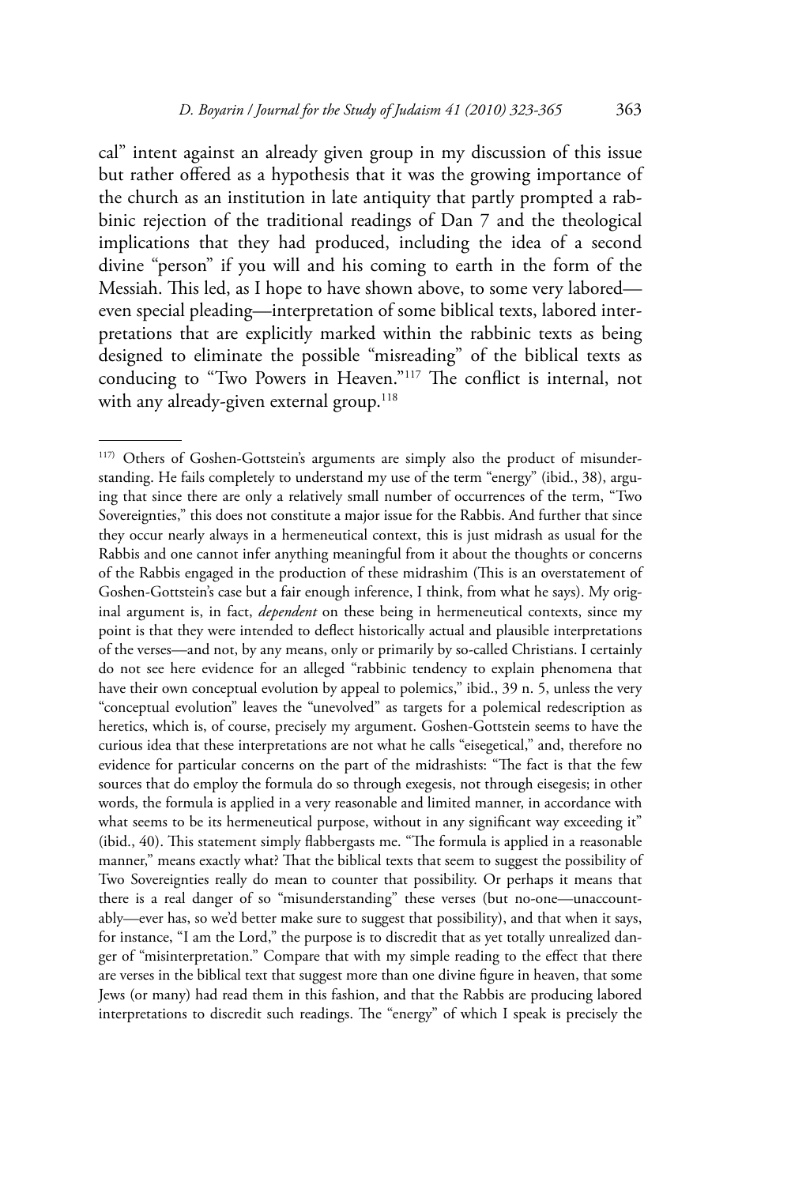cal" intent against an already given group in my discussion of this issue but rather offered as a hypothesis that it was the growing importance of the church as an institution in late antiquity that partly prompted a rabbinic rejection of the traditional readings of Dan 7 and the theological implications that they had produced, including the idea of a second divine "person" if you will and his coming to earth in the form of the Messiah. This led, as I hope to have shown above, to some very labored—even special pleading—interpretation of some biblical texts, labored interpretations that are explicitly marked within the rabbinic texts as being designed to eliminate the possible "misreading" of the biblical texts as conducing to "Two Powers in Heaven."[117] The conflict is internal, not with any already-given external group.[118]

---

[117] Others of Goshen-Gottstein's arguments are simply also the product of misunderstanding. He fails completely to understand my use of the term "energy" (ibid., 38), arguing that since there are only a relatively small number of occurrences of the term, "Two Sovereignties," this does not constitute a major issue for the Rabbis. And further that since they occur nearly always in a hermeneutical context, this is just midrash as usual for the Rabbis and one cannot infer anything meaningful from it about the thoughts or concerns of the Rabbis engaged in the production of these midrashim (This is an overstatement of Goshen-Gottstein's case but a fair enough inference, I think, from what he says). My original argument is, in fact, *dependent* on these being in hermeneutical contexts, since my point is that they were intended to deflect historically actual and plausible interpretations of the verses—and not, by any means, only or primarily by so-called Christians. I certainly do not see here evidence for an alleged "rabbinic tendency to explain phenomena that have their own conceptual evolution by appeal to polemics," ibid., 39 n. 5, unless the very "conceptual evolution" leaves the "unevolved" as targets for a polemical redescription as heretics, which is, of course, precisely my argument. Goshen-Gottstein seems to have the curious idea that these interpretations are not what he calls "eisegetical," and, therefore no evidence for particular concerns on the part of the midrashists: "The fact is that the few sources that do employ the formula do so through exegesis, not through eisegesis; in other words, the formula is applied in a very reasonable and limited manner, in accordance with what seems to be its hermeneutical purpose, without in any significant way exceeding it" (ibid., 40). This statement simply flabbergasts me. "The formula is applied in a reasonable manner," means exactly what? That the biblical texts that seem to suggest the possibility of Two Sovereignties really do mean to counter that possibility. Or perhaps it means that there is a real danger of so "misunderstanding" these verses (but no-one—unaccountably—ever has, so we'd better make sure to suggest that possibility), and that when it says, for instance, "I am the Lord," the purpose is to discredit that as yet totally unrealized danger of "misinterpretation." Compare that with my simple reading to the effect that there are verses in the biblical text that suggest more than one divine figure in heaven, that some Jews (or many) had read them in this fashion, and that the Rabbis are producing labored interpretations to discredit such readings. The "energy" of which I speak is precisely the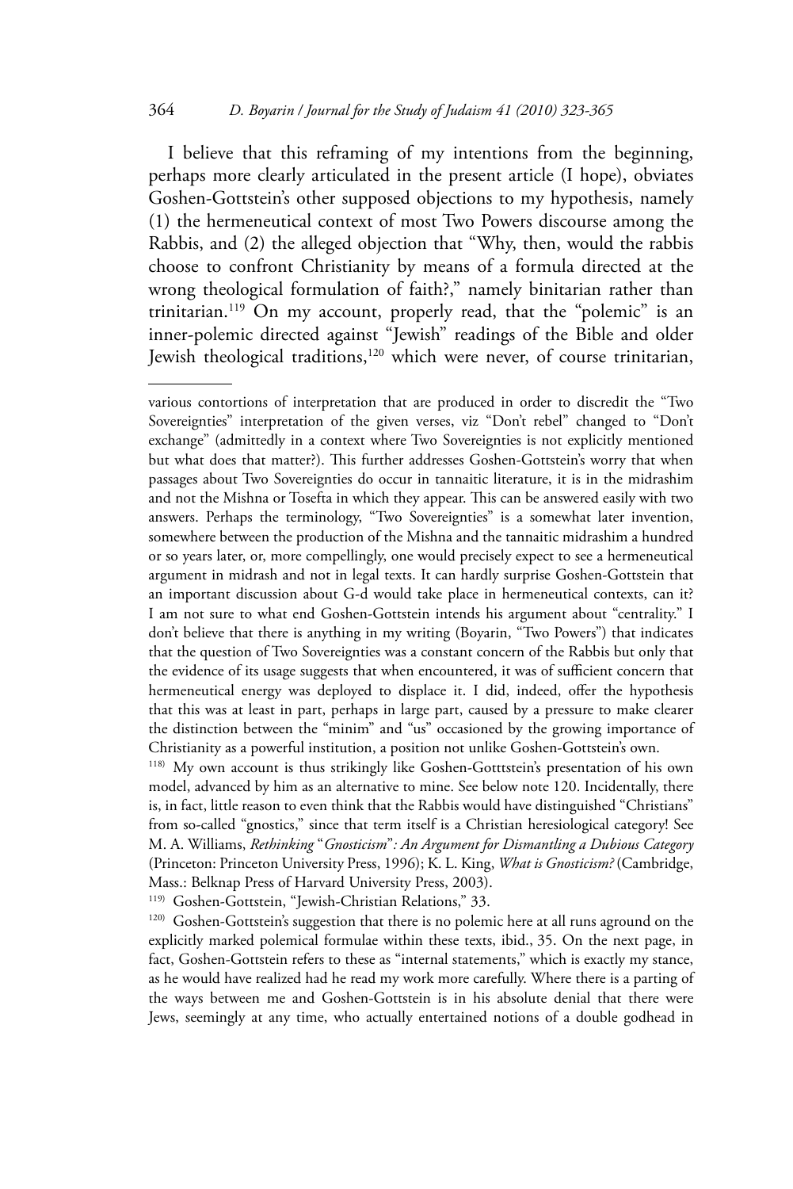I believe that this reframing of my intentions from the beginning, perhaps more clearly articulated in the present article (I hope), obviates Goshen-Gottstein's other supposed objections to my hypothesis, namely (1) the hermeneutical context of most Two Powers discourse among the Rabbis, and (2) the alleged objection that "Why, then, would the rabbis choose to confront Christianity by means of a formula directed at the wrong theological formulation of faith?," namely binitarian rather than trinitarian.[119] On my account, properly read, that the "polemic" is an inner-polemic directed against "Jewish" readings of the Bible and older Jewish theological traditions,[120] which were never, of course trinitarian,

various contortions of interpretation that are produced in order to discredit the "Two Sovereignties" interpretation of the given verses, viz "Don't rebel" changed to "Don't exchange" (admittedly in a context where Two Sovereignties is not explicitly mentioned but what does that matter?). This further addresses Goshen-Gottstein's worry that when passages about Two Sovereignties do occur in tannaitic literature, it is in the midrashim and not the Mishna or Tosefta in which they appear. This can be answered easily with two answers. Perhaps the terminology, "Two Sovereignties" is a somewhat later invention, somewhere between the production of the Mishna and the tannaitic midrashim a hundred or so years later, or, more compellingly, one would precisely expect to see a hermeneutical argument in midrash and not in legal texts. It can hardly surprise Goshen-Gottstein that an important discussion about G-d would take place in hermeneutical contexts, can it? I am not sure to what end Goshen-Gottstein intends his argument about "centrality." I don't believe that there is anything in my writing (Boyarin, "Two Powers") that indicates that the question of Two Sovereignties was a constant concern of the Rabbis but only that the evidence of its usage suggests that when encountered, it was of sufficient concern that hermeneutical energy was deployed to displace it. I did, indeed, offer the hypothesis that this was at least in part, perhaps in large part, caused by a pressure to make clearer the distinction between the "minim" and "us" occasioned by the growing importance of Christianity as a powerful institution, a position not unlike Goshen-Gottstein's own.

[118] My own account is thus strikingly like Goshen-Gotttstein's presentation of his own model, advanced by him as an alternative to mine. See below note 120. Incidentally, there is, in fact, little reason to even think that the Rabbis would have distinguished "Christians" from so-called "gnostics," since that term itself is a Christian heresiological category! See M. A. Williams, *Rethinking "Gnosticism": An Argument for Dismantling a Dubious Category* (Princeton: Princeton University Press, 1996); K. L. King, *What is Gnosticism?* (Cambridge, Mass.: Belknap Press of Harvard University Press, 2003).

[119] Goshen-Gottstein, "Jewish-Christian Relations," 33.

[120] Goshen-Gottstein's suggestion that there is no polemic here at all runs aground on the explicitly marked polemical formulae within these texts, ibid., 35. On the next page, in fact, Goshen-Gottstein refers to these as "internal statements," which is exactly my stance, as he would have realized had he read my work more carefully. Where there is a parting of the ways between me and Goshen-Gottstein is in his absolute denial that there were Jews, seemingly at any time, who actually entertained notions of a double godhead in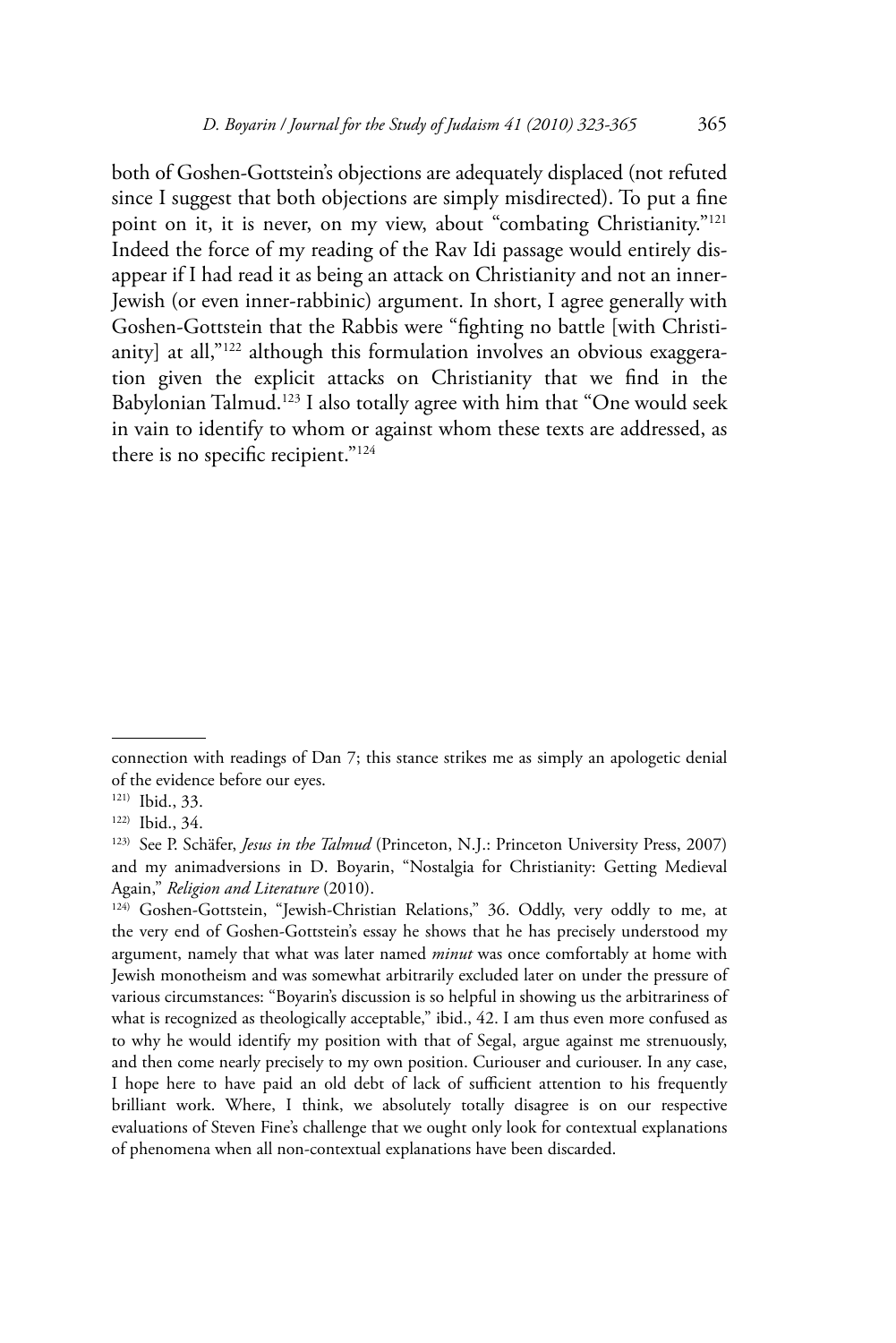both of Goshen-Gottstein's objections are adequately displaced (not refuted since I suggest that both objections are simply misdirected). To put a fine point on it, it is never, on my view, about "combating Christianity."[121] Indeed the force of my reading of the Rav Idi passage would entirely disappear if I had read it as being an attack on Christianity and not an inner-Jewish (or even inner-rabbinic) argument. In short, I agree generally with Goshen-Gottstein that the Rabbis were "fighting no battle [with Christianity] at all,"[122] although this formulation involves an obvious exaggeration given the explicit attacks on Christianity that we find in the Babylonian Talmud.[123] I also totally agree with him that "One would seek in vain to identify to whom or against whom these texts are addressed, as there is no specific recipient."[124]

---

connection with readings of Dan 7; this stance strikes me as simply an apologetic denial of the evidence before our eyes.

[121] Ibid., 33.

[122] Ibid., 34.

[123] See P. Schäfer, *Jesus in the Talmud* (Princeton, N.J.: Princeton University Press, 2007) and my animadversions in D. Boyarin, "Nostalgia for Christianity: Getting Medieval Again," *Religion and Literature* (2010).

[124] Goshen-Gottstein, "Jewish-Christian Relations," 36. Oddly, very oddly to me, at the very end of Goshen-Gottstein's essay he shows that he has precisely understood my argument, namely that what was later named *minut* was once comfortably at home with Jewish monotheism and was somewhat arbitrarily excluded later on under the pressure of various circumstances: "Boyarin's discussion is so helpful in showing us the arbitrariness of what is recognized as theologically acceptable," ibid., 42. I am thus even more confused as to why he would identify my position with that of Segal, argue against me strenuously, and then come nearly precisely to my own position. Curiouser and curiouser. In any case, I hope here to have paid an old debt of lack of sufficient attention to his frequently brilliant work. Where, I think, we absolutely totally disagree is on our respective evaluations of Steven Fine's challenge that we ought only look for contextual explanations of phenomena when all non-contextual explanations have been discarded.